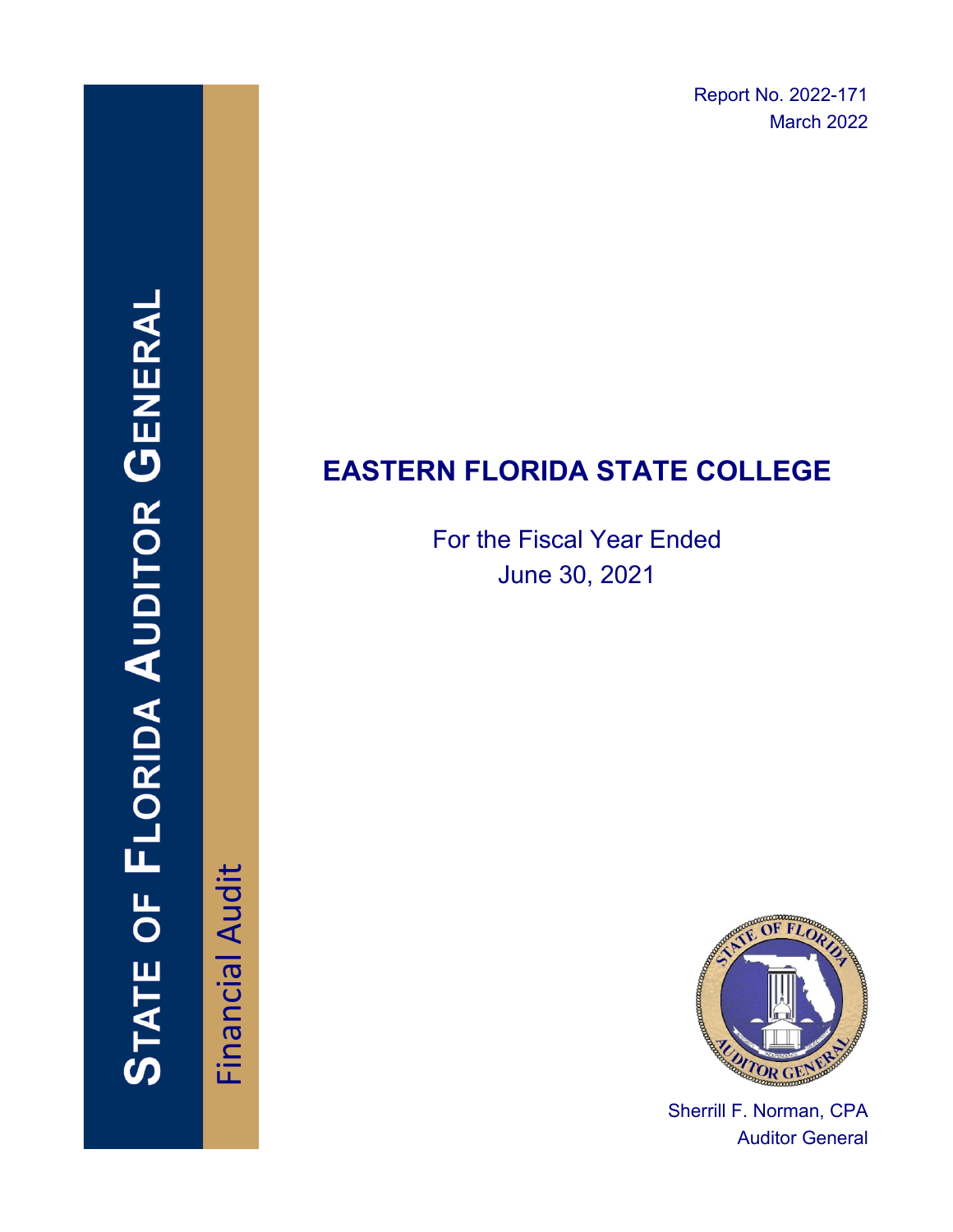Report No. 2022-171
March 2022

STATE OF FLORIDA AUDITOR GENERAL

Financial Audit

# EASTERN FLORIDA STATE COLLEGE

For the Fiscal Year Ended
June 30, 2021

Sherrill F. Norman, CPA
Auditor General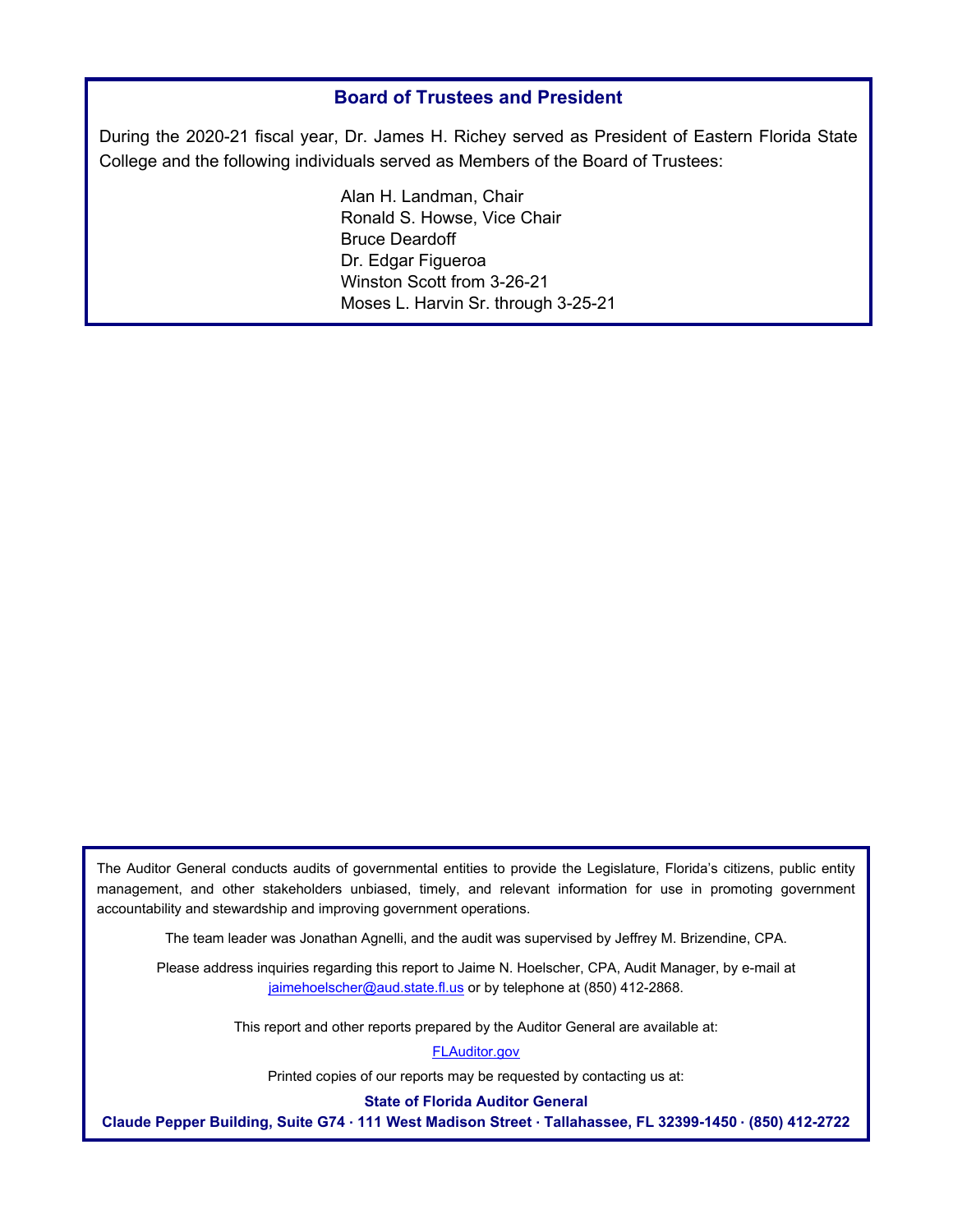## Board of Trustees and President

During the 2020-21 fiscal year, Dr. James H. Richey served as President of Eastern Florida State College and the following individuals served as Members of the Board of Trustees:

Alan H. Landman, Chair
Ronald S. Howse, Vice Chair
Bruce Deardoff
Dr. Edgar Figueroa
Winston Scott from 3-26-21
Moses L. Harvin Sr. through 3-25-21

The Auditor General conducts audits of governmental entities to provide the Legislature, Florida's citizens, public entity management, and other stakeholders unbiased, timely, and relevant information for use in promoting government accountability and stewardship and improving government operations.

The team leader was Jonathan Agnelli, and the audit was supervised by Jeffrey M. Brizendine, CPA.

Please address inquiries regarding this report to Jaime N. Hoelscher, CPA, Audit Manager, by e-mail at jaimehoelscher@aud.state.fl.us or by telephone at (850) 412-2868.

This report and other reports prepared by the Auditor General are available at:

FLAuditor.gov

Printed copies of our reports may be requested by contacting us at:

**State of Florida Auditor General**

**Claude Pepper Building, Suite G74 · 111 West Madison Street · Tallahassee, FL 32399-1450 · (850) 412-2722**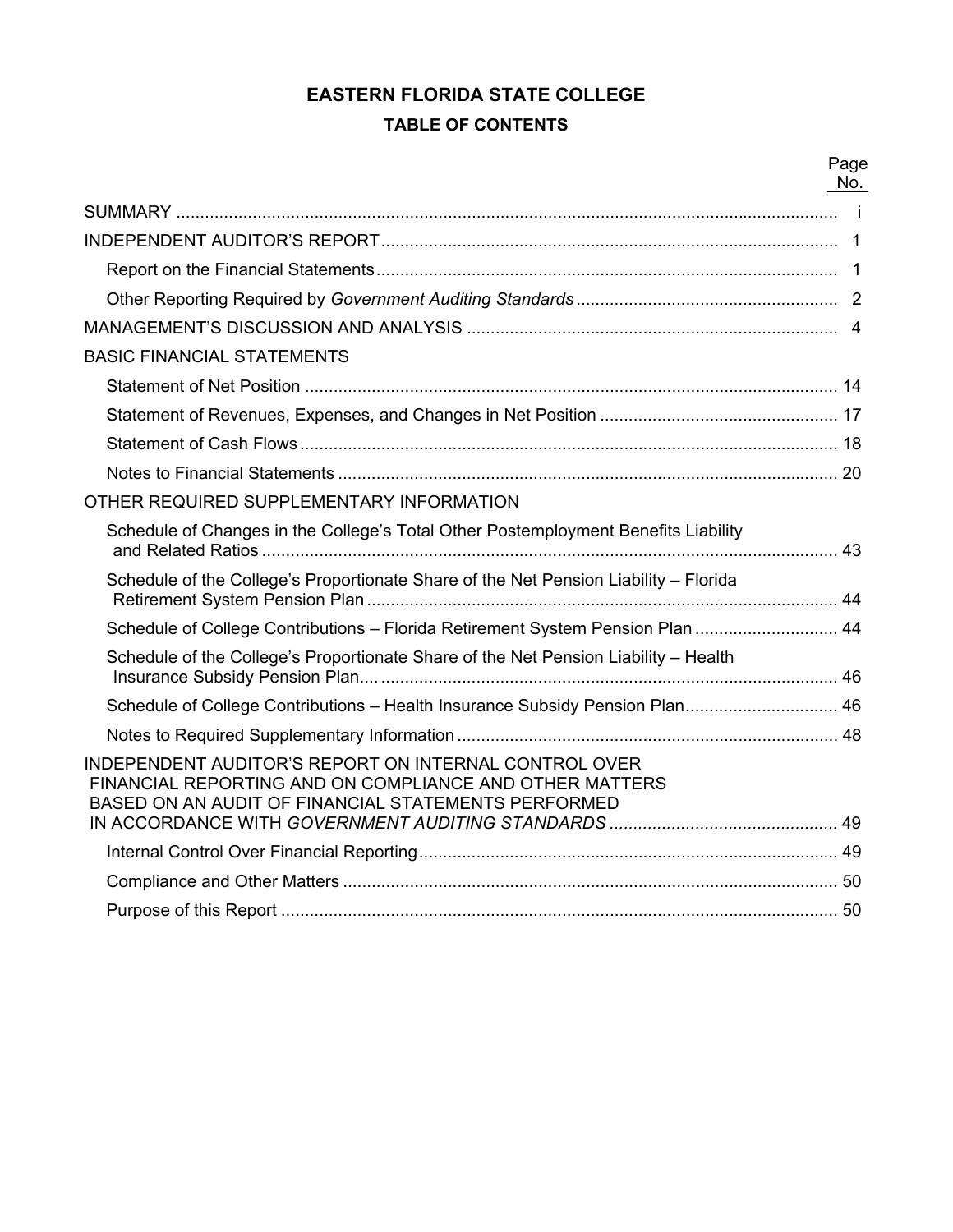# EASTERN FLORIDA STATE COLLEGE

## TABLE OF CONTENTS

| | Page No. |
|---|---|
| SUMMARY | i |
| INDEPENDENT AUDITOR'S REPORT | 1 |
| Report on the Financial Statements | 1 |
| Other Reporting Required by *Government Auditing Standards* | 2 |
| MANAGEMENT'S DISCUSSION AND ANALYSIS | 4 |
| BASIC FINANCIAL STATEMENTS | |
| Statement of Net Position | 14 |
| Statement of Revenues, Expenses, and Changes in Net Position | 17 |
| Statement of Cash Flows | 18 |
| Notes to Financial Statements | 20 |
| OTHER REQUIRED SUPPLEMENTARY INFORMATION | |
| Schedule of Changes in the College's Total Other Postemployment Benefits Liability and Related Ratios | 43 |
| Schedule of the College's Proportionate Share of the Net Pension Liability – Florida Retirement System Pension Plan | 44 |
| Schedule of College Contributions – Florida Retirement System Pension Plan | 44 |
| Schedule of the College's Proportionate Share of the Net Pension Liability – Health Insurance Subsidy Pension Plan | 46 |
| Schedule of College Contributions – Health Insurance Subsidy Pension Plan | 46 |
| Notes to Required Supplementary Information | 48 |
| INDEPENDENT AUDITOR'S REPORT ON INTERNAL CONTROL OVER FINANCIAL REPORTING AND ON COMPLIANCE AND OTHER MATTERS BASED ON AN AUDIT OF FINANCIAL STATEMENTS PERFORMED IN ACCORDANCE WITH *GOVERNMENT AUDITING STANDARDS* | 49 |
| Internal Control Over Financial Reporting | 49 |
| Compliance and Other Matters | 50 |
| Purpose of this Report | 50 |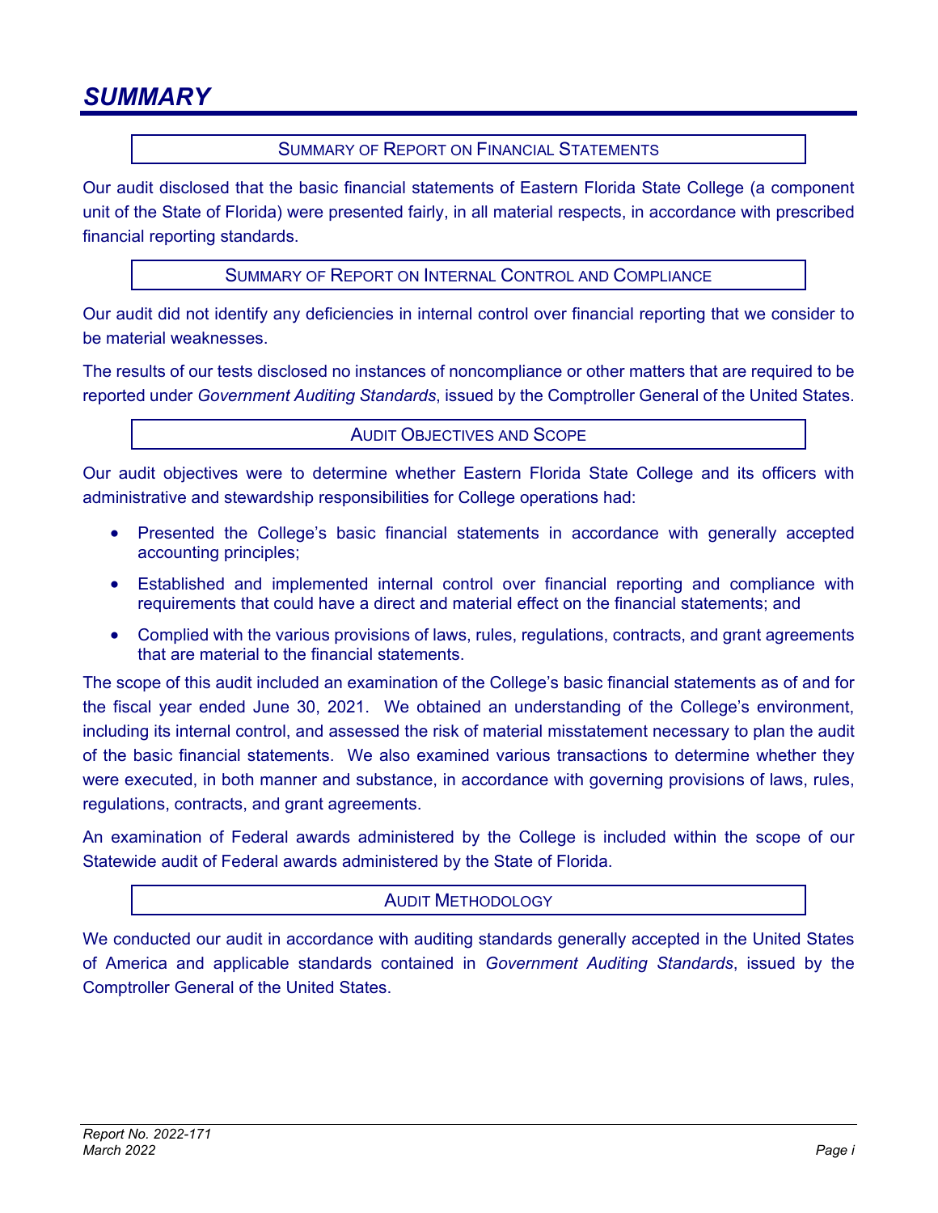# SUMMARY

## SUMMARY OF REPORT ON FINANCIAL STATEMENTS

Our audit disclosed that the basic financial statements of Eastern Florida State College (a component unit of the State of Florida) were presented fairly, in all material respects, in accordance with prescribed financial reporting standards.

## SUMMARY OF REPORT ON INTERNAL CONTROL AND COMPLIANCE

Our audit did not identify any deficiencies in internal control over financial reporting that we consider to be material weaknesses.

The results of our tests disclosed no instances of noncompliance or other matters that are required to be reported under *Government Auditing Standards*, issued by the Comptroller General of the United States.

## AUDIT OBJECTIVES AND SCOPE

Our audit objectives were to determine whether Eastern Florida State College and its officers with administrative and stewardship responsibilities for College operations had:

- Presented the College's basic financial statements in accordance with generally accepted accounting principles;
- Established and implemented internal control over financial reporting and compliance with requirements that could have a direct and material effect on the financial statements; and
- Complied with the various provisions of laws, rules, regulations, contracts, and grant agreements that are material to the financial statements.

The scope of this audit included an examination of the College's basic financial statements as of and for the fiscal year ended June 30, 2021. We obtained an understanding of the College's environment, including its internal control, and assessed the risk of material misstatement necessary to plan the audit of the basic financial statements. We also examined various transactions to determine whether they were executed, in both manner and substance, in accordance with governing provisions of laws, rules, regulations, contracts, and grant agreements.

An examination of Federal awards administered by the College is included within the scope of our Statewide audit of Federal awards administered by the State of Florida.

## AUDIT METHODOLOGY

We conducted our audit in accordance with auditing standards generally accepted in the United States of America and applicable standards contained in *Government Auditing Standards*, issued by the Comptroller General of the United States.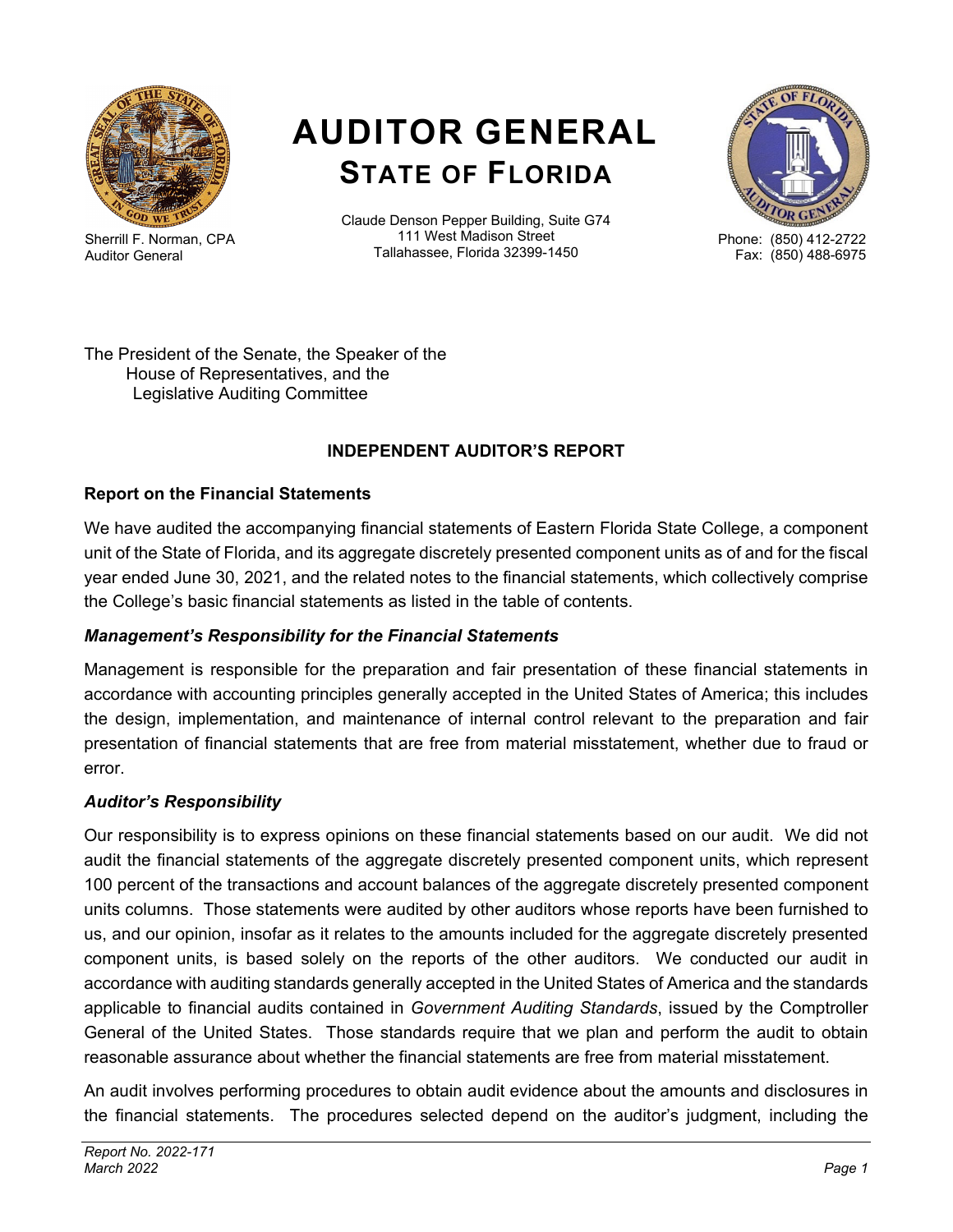# AUDITOR GENERAL
## STATE OF FLORIDA

Sherrill F. Norman, CPA
Auditor General

Claude Denson Pepper Building, Suite G74
111 West Madison Street
Tallahassee, Florida 32399-1450

Phone: (850) 412-2722
Fax: (850) 488-6975

The President of the Senate, the Speaker of the
House of Representatives, and the
Legislative Auditing Committee

**INDEPENDENT AUDITOR'S REPORT**

**Report on the Financial Statements**

We have audited the accompanying financial statements of Eastern Florida State College, a component unit of the State of Florida, and its aggregate discretely presented component units as of and for the fiscal year ended June 30, 2021, and the related notes to the financial statements, which collectively comprise the College's basic financial statements as listed in the table of contents.

***Management's Responsibility for the Financial Statements***

Management is responsible for the preparation and fair presentation of these financial statements in accordance with accounting principles generally accepted in the United States of America; this includes the design, implementation, and maintenance of internal control relevant to the preparation and fair presentation of financial statements that are free from material misstatement, whether due to fraud or error.

***Auditor's Responsibility***

Our responsibility is to express opinions on these financial statements based on our audit. We did not audit the financial statements of the aggregate discretely presented component units, which represent 100 percent of the transactions and account balances of the aggregate discretely presented component units columns. Those statements were audited by other auditors whose reports have been furnished to us, and our opinion, insofar as it relates to the amounts included for the aggregate discretely presented component units, is based solely on the reports of the other auditors. We conducted our audit in accordance with auditing standards generally accepted in the United States of America and the standards applicable to financial audits contained in *Government Auditing Standards*, issued by the Comptroller General of the United States. Those standards require that we plan and perform the audit to obtain reasonable assurance about whether the financial statements are free from material misstatement.

An audit involves performing procedures to obtain audit evidence about the amounts and disclosures in the financial statements. The procedures selected depend on the auditor's judgment, including the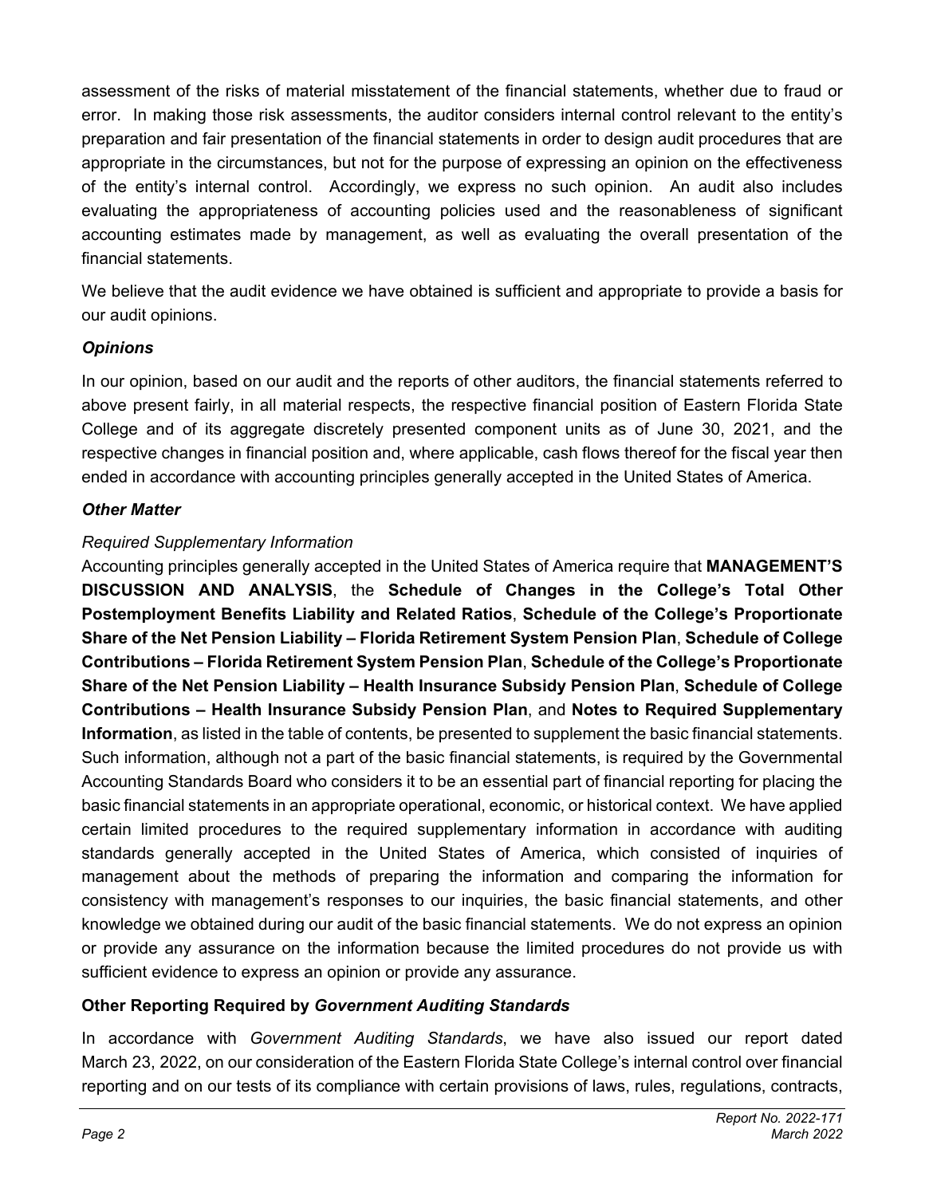assessment of the risks of material misstatement of the financial statements, whether due to fraud or error. In making those risk assessments, the auditor considers internal control relevant to the entity's preparation and fair presentation of the financial statements in order to design audit procedures that are appropriate in the circumstances, but not for the purpose of expressing an opinion on the effectiveness of the entity's internal control. Accordingly, we express no such opinion. An audit also includes evaluating the appropriateness of accounting policies used and the reasonableness of significant accounting estimates made by management, as well as evaluating the overall presentation of the financial statements.

We believe that the audit evidence we have obtained is sufficient and appropriate to provide a basis for our audit opinions.

***Opinions***

In our opinion, based on our audit and the reports of other auditors, the financial statements referred to above present fairly, in all material respects, the respective financial position of Eastern Florida State College and of its aggregate discretely presented component units as of June 30, 2021, and the respective changes in financial position and, where applicable, cash flows thereof for the fiscal year then ended in accordance with accounting principles generally accepted in the United States of America.

***Other Matter***

*Required Supplementary Information*

Accounting principles generally accepted in the United States of America require that **MANAGEMENT'S DISCUSSION AND ANALYSIS**, the **Schedule of Changes in the College's Total Other Postemployment Benefits Liability and Related Ratios**, **Schedule of the College's Proportionate Share of the Net Pension Liability – Florida Retirement System Pension Plan**, **Schedule of College Contributions – Florida Retirement System Pension Plan**, **Schedule of the College's Proportionate Share of the Net Pension Liability – Health Insurance Subsidy Pension Plan**, **Schedule of College Contributions – Health Insurance Subsidy Pension Plan**, and **Notes to Required Supplementary Information**, as listed in the table of contents, be presented to supplement the basic financial statements. Such information, although not a part of the basic financial statements, is required by the Governmental Accounting Standards Board who considers it to be an essential part of financial reporting for placing the basic financial statements in an appropriate operational, economic, or historical context. We have applied certain limited procedures to the required supplementary information in accordance with auditing standards generally accepted in the United States of America, which consisted of inquiries of management about the methods of preparing the information and comparing the information for consistency with management's responses to our inquiries, the basic financial statements, and other knowledge we obtained during our audit of the basic financial statements. We do not express an opinion or provide any assurance on the information because the limited procedures do not provide us with sufficient evidence to express an opinion or provide any assurance.

**Other Reporting Required by *Government Auditing Standards***

In accordance with *Government Auditing Standards*, we have also issued our report dated March 23, 2022, on our consideration of the Eastern Florida State College's internal control over financial reporting and on our tests of its compliance with certain provisions of laws, rules, regulations, contracts,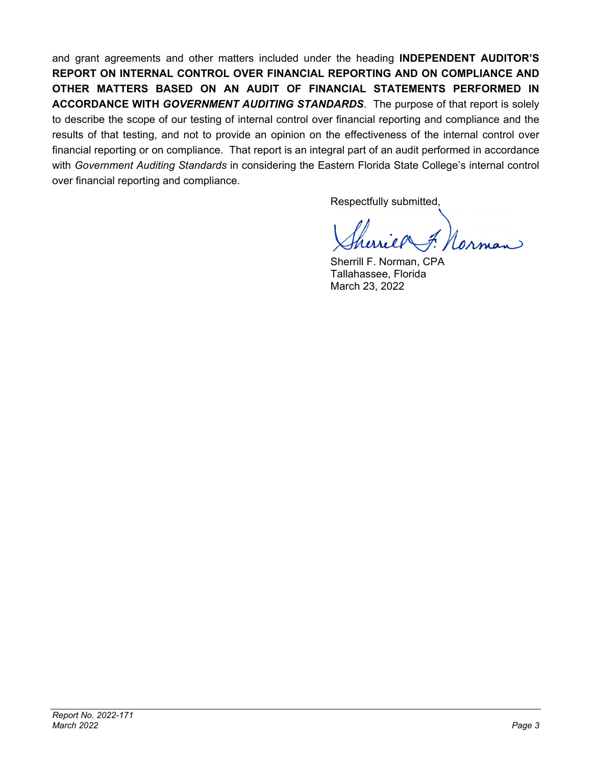and grant agreements and other matters included under the heading **INDEPENDENT AUDITOR'S REPORT ON INTERNAL CONTROL OVER FINANCIAL REPORTING AND ON COMPLIANCE AND OTHER MATTERS BASED ON AN AUDIT OF FINANCIAL STATEMENTS PERFORMED IN ACCORDANCE WITH *GOVERNMENT AUDITING STANDARDS***. The purpose of that report is solely to describe the scope of our testing of internal control over financial reporting and compliance and the results of that testing, and not to provide an opinion on the effectiveness of the internal control over financial reporting or on compliance. That report is an integral part of an audit performed in accordance with *Government Auditing Standards* in considering the Eastern Florida State College's internal control over financial reporting and compliance.

Respectfully submitted,

Sherrill F. Norman, CPA
Tallahassee, Florida
March 23, 2022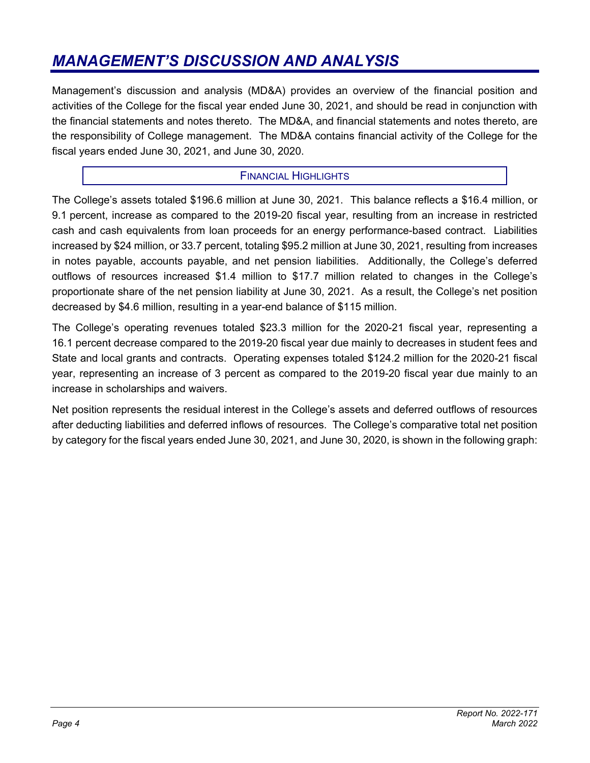# *MANAGEMENT'S DISCUSSION AND ANALYSIS*

Management's discussion and analysis (MD&A) provides an overview of the financial position and activities of the College for the fiscal year ended June 30, 2021, and should be read in conjunction with the financial statements and notes thereto. The MD&A, and financial statements and notes thereto, are the responsibility of College management. The MD&A contains financial activity of the College for the fiscal years ended June 30, 2021, and June 30, 2020.

## FINANCIAL HIGHLIGHTS

The College's assets totaled $196.6 million at June 30, 2021. This balance reflects a $16.4 million, or 9.1 percent, increase as compared to the 2019-20 fiscal year, resulting from an increase in restricted cash and cash equivalents from loan proceeds for an energy performance-based contract. Liabilities increased by $24 million, or 33.7 percent, totaling $95.2 million at June 30, 2021, resulting from increases in notes payable, accounts payable, and net pension liabilities. Additionally, the College's deferred outflows of resources increased $1.4 million to $17.7 million related to changes in the College's proportionate share of the net pension liability at June 30, 2021. As a result, the College's net position decreased by $4.6 million, resulting in a year-end balance of $115 million.

The College's operating revenues totaled $23.3 million for the 2020-21 fiscal year, representing a 16.1 percent decrease compared to the 2019-20 fiscal year due mainly to decreases in student fees and State and local grants and contracts. Operating expenses totaled $124.2 million for the 2020-21 fiscal year, representing an increase of 3 percent as compared to the 2019-20 fiscal year due mainly to an increase in scholarships and waivers.

Net position represents the residual interest in the College's assets and deferred outflows of resources after deducting liabilities and deferred inflows of resources. The College's comparative total net position by category for the fiscal years ended June 30, 2021, and June 30, 2020, is shown in the following graph: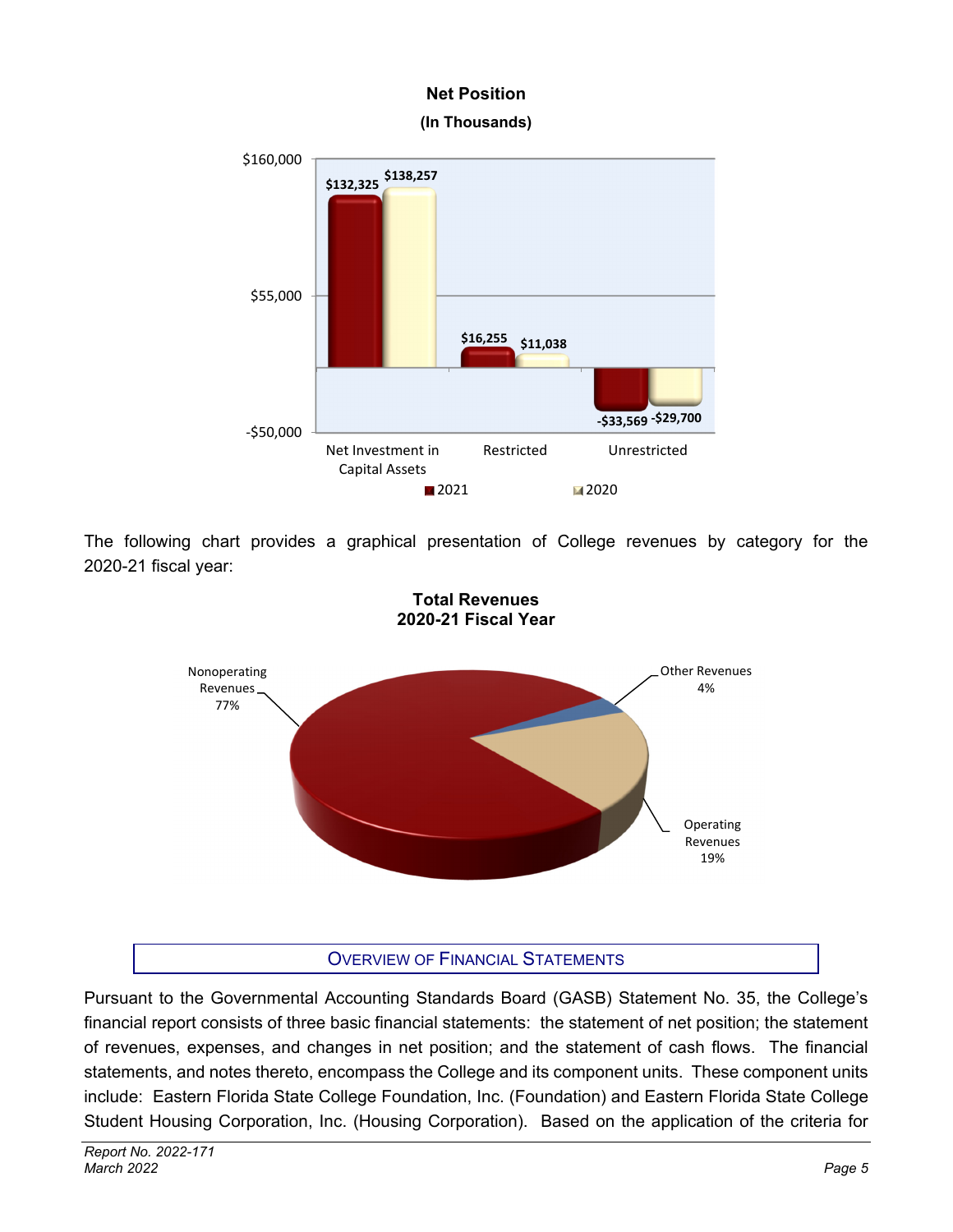**Net Position**
**(In Thousands)**

| | 2021 | 2020 |
|---|---|---|
| Net Investment in Capital Assets | $132,325 | $138,257 |
| Restricted | $16,255 | $11,038 |
| Unrestricted | -$33,569 | -$29,700 |

The following chart provides a graphical presentation of College revenues by category for the 2020-21 fiscal year:

**Total Revenues**
**2020-21 Fiscal Year**

| Category | Percentage |
|---|---|
| Nonoperating Revenues | 77% |
| Operating Revenues | 19% |
| Other Revenues | 4% |

## OVERVIEW OF FINANCIAL STATEMENTS

Pursuant to the Governmental Accounting Standards Board (GASB) Statement No. 35, the College's financial report consists of three basic financial statements: the statement of net position; the statement of revenues, expenses, and changes in net position; and the statement of cash flows. The financial statements, and notes thereto, encompass the College and its component units. These component units include: Eastern Florida State College Foundation, Inc. (Foundation) and Eastern Florida State College Student Housing Corporation, Inc. (Housing Corporation). Based on the application of the criteria for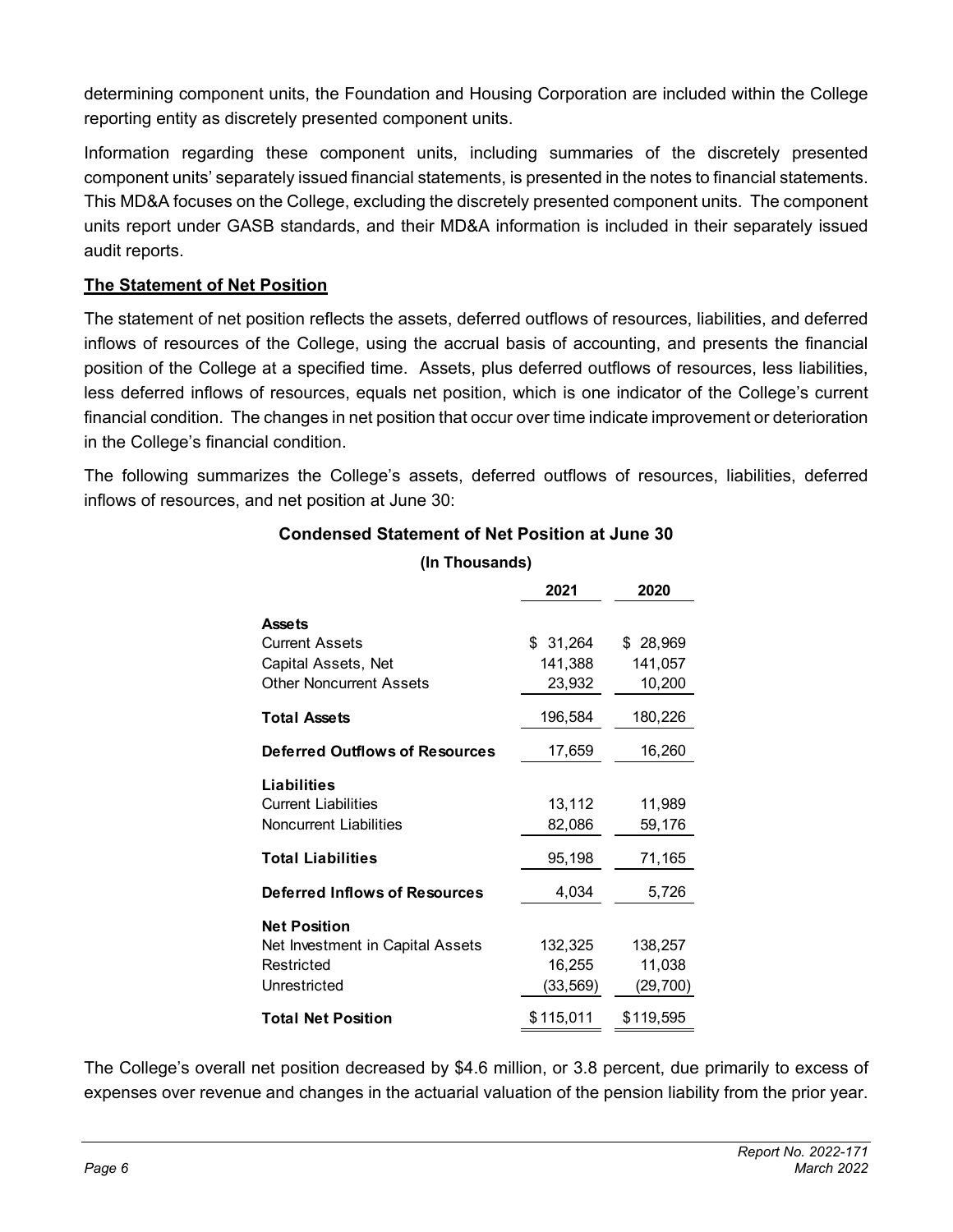determining component units, the Foundation and Housing Corporation are included within the College reporting entity as discretely presented component units.

Information regarding these component units, including summaries of the discretely presented component units' separately issued financial statements, is presented in the notes to financial statements. This MD&A focuses on the College, excluding the discretely presented component units. The component units report under GASB standards, and their MD&A information is included in their separately issued audit reports.

**The Statement of Net Position**

The statement of net position reflects the assets, deferred outflows of resources, liabilities, and deferred inflows of resources of the College, using the accrual basis of accounting, and presents the financial position of the College at a specified time. Assets, plus deferred outflows of resources, less liabilities, less deferred inflows of resources, equals net position, which is one indicator of the College's current financial condition. The changes in net position that occur over time indicate improvement or deterioration in the College's financial condition.

The following summarizes the College's assets, deferred outflows of resources, liabilities, deferred inflows of resources, and net position at June 30:

**Condensed Statement of Net Position at June 30**

**(In Thousands)**

| | 2021 | 2020 |
|---|---|---|
| **Assets** | | |
| Current Assets | $ 31,264 | $ 28,969 |
| Capital Assets, Net | 141,388 | 141,057 |
| Other Noncurrent Assets | 23,932 | 10,200 |
| **Total Assets** | 196,584 | 180,226 |
| **Deferred Outflows of Resources** | 17,659 | 16,260 |
| **Liabilities** | | |
| Current Liabilities | 13,112 | 11,989 |
| Noncurrent Liabilities | 82,086 | 59,176 |
| **Total Liabilities** | 95,198 | 71,165 |
| **Deferred Inflows of Resources** | 4,034 | 5,726 |
| **Net Position** | | |
| Net Investment in Capital Assets | 132,325 | 138,257 |
| Restricted | 16,255 | 11,038 |
| Unrestricted | (33,569) | (29,700) |
| **Total Net Position** | $ 115,011 | $ 119,595 |

The College's overall net position decreased by $4.6 million, or 3.8 percent, due primarily to excess of expenses over revenue and changes in the actuarial valuation of the pension liability from the prior year.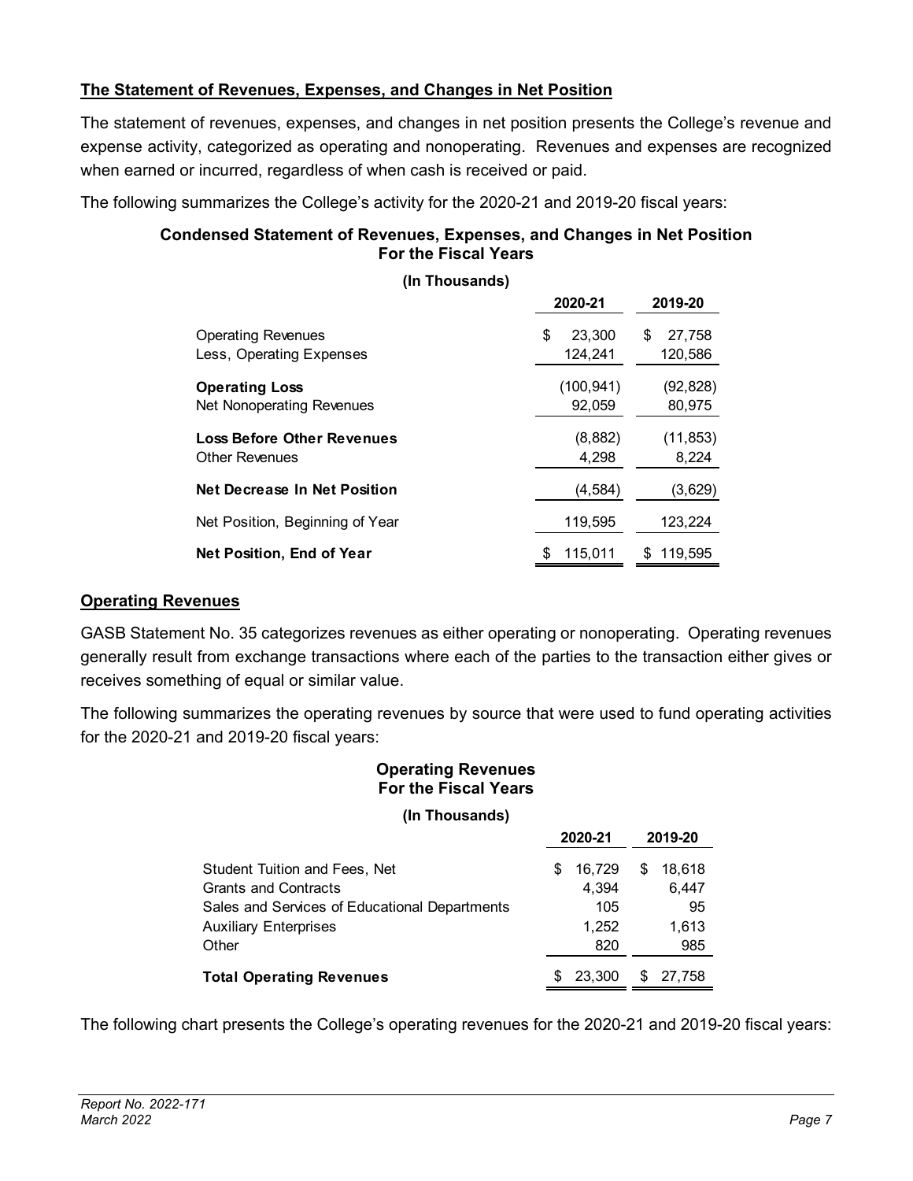## The Statement of Revenues, Expenses, and Changes in Net Position

The statement of revenues, expenses, and changes in net position presents the College's revenue and expense activity, categorized as operating and nonoperating. Revenues and expenses are recognized when earned or incurred, regardless of when cash is received or paid.

The following summarizes the College's activity for the 2020-21 and 2019-20 fiscal years:

**Condensed Statement of Revenues, Expenses, and Changes in Net Position For the Fiscal Years**

**(In Thousands)**

| | 2020-21 | 2019-20 |
|---|---|---|
| Operating Revenues | $ 23,300 | $ 27,758 |
| Less, Operating Expenses | 124,241 | 120,586 |
| **Operating Loss** | (100,941) | (92,828) |
| Net Nonoperating Revenues | 92,059 | 80,975 |
| **Loss Before Other Revenues** | (8,882) | (11,853) |
| Other Revenues | 4,298 | 8,224 |
| **Net Decrease In Net Position** | (4,584) | (3,629) |
| Net Position, Beginning of Year | 119,595 | 123,224 |
| **Net Position, End of Year** | $ 115,011 | $ 119,595 |

## Operating Revenues

GASB Statement No. 35 categorizes revenues as either operating or nonoperating. Operating revenues generally result from exchange transactions where each of the parties to the transaction either gives or receives something of equal or similar value.

The following summarizes the operating revenues by source that were used to fund operating activities for the 2020-21 and 2019-20 fiscal years:

**Operating Revenues For the Fiscal Years**

**(In Thousands)**

| | 2020-21 | 2019-20 |
|---|---|---|
| Student Tuition and Fees, Net | $ 16,729 | $ 18,618 |
| Grants and Contracts | 4,394 | 6,447 |
| Sales and Services of Educational Departments | 105 | 95 |
| Auxiliary Enterprises | 1,252 | 1,613 |
| Other | 820 | 985 |
| **Total Operating Revenues** | $ 23,300 | $ 27,758 |

The following chart presents the College's operating revenues for the 2020-21 and 2019-20 fiscal years: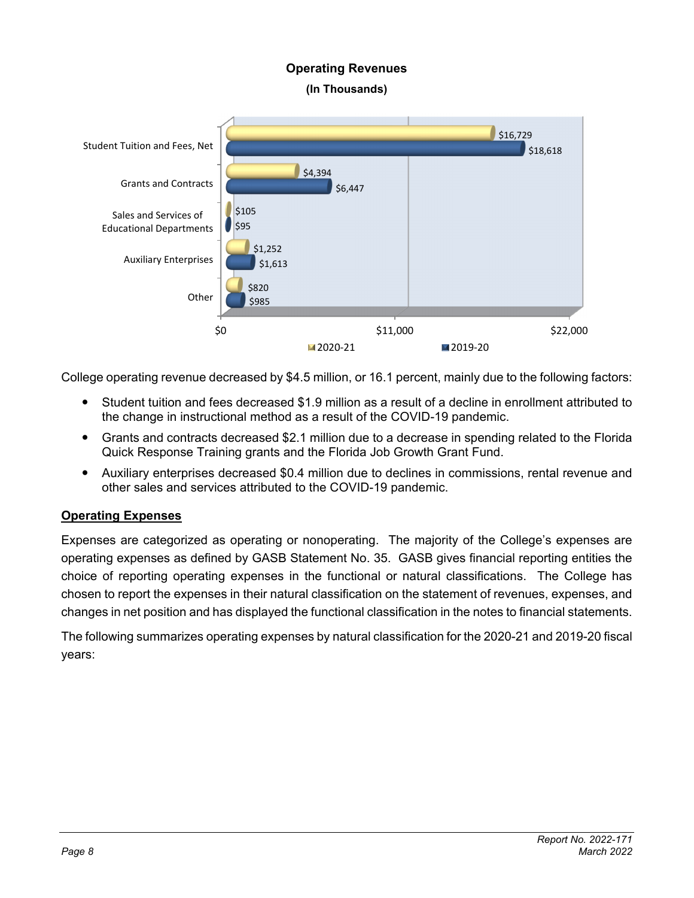**Operating Revenues**
**(In Thousands)**

| | 2020-21 | 2019-20 |
|---|---|---|
| Student Tuition and Fees, Net | $16,729 | $18,618 |
| Grants and Contracts | $4,394 | $6,447 |
| Sales and Services of Educational Departments | $105 | $95 |
| Auxiliary Enterprises | $1,252 | $1,613 |
| Other | $820 | $985 |

College operating revenue decreased by $4.5 million, or 16.1 percent, mainly due to the following factors:

- Student tuition and fees decreased $1.9 million as a result of a decline in enrollment attributed to the change in instructional method as a result of the COVID-19 pandemic.
- Grants and contracts decreased $2.1 million due to a decrease in spending related to the Florida Quick Response Training grants and the Florida Job Growth Grant Fund.
- Auxiliary enterprises decreased $0.4 million due to declines in commissions, rental revenue and other sales and services attributed to the COVID-19 pandemic.

**Operating Expenses**

Expenses are categorized as operating or nonoperating. The majority of the College's expenses are operating expenses as defined by GASB Statement No. 35. GASB gives financial reporting entities the choice of reporting operating expenses in the functional or natural classifications. The College has chosen to report the expenses in their natural classification on the statement of revenues, expenses, and changes in net position and has displayed the functional classification in the notes to financial statements.

The following summarizes operating expenses by natural classification for the 2020-21 and 2019-20 fiscal years: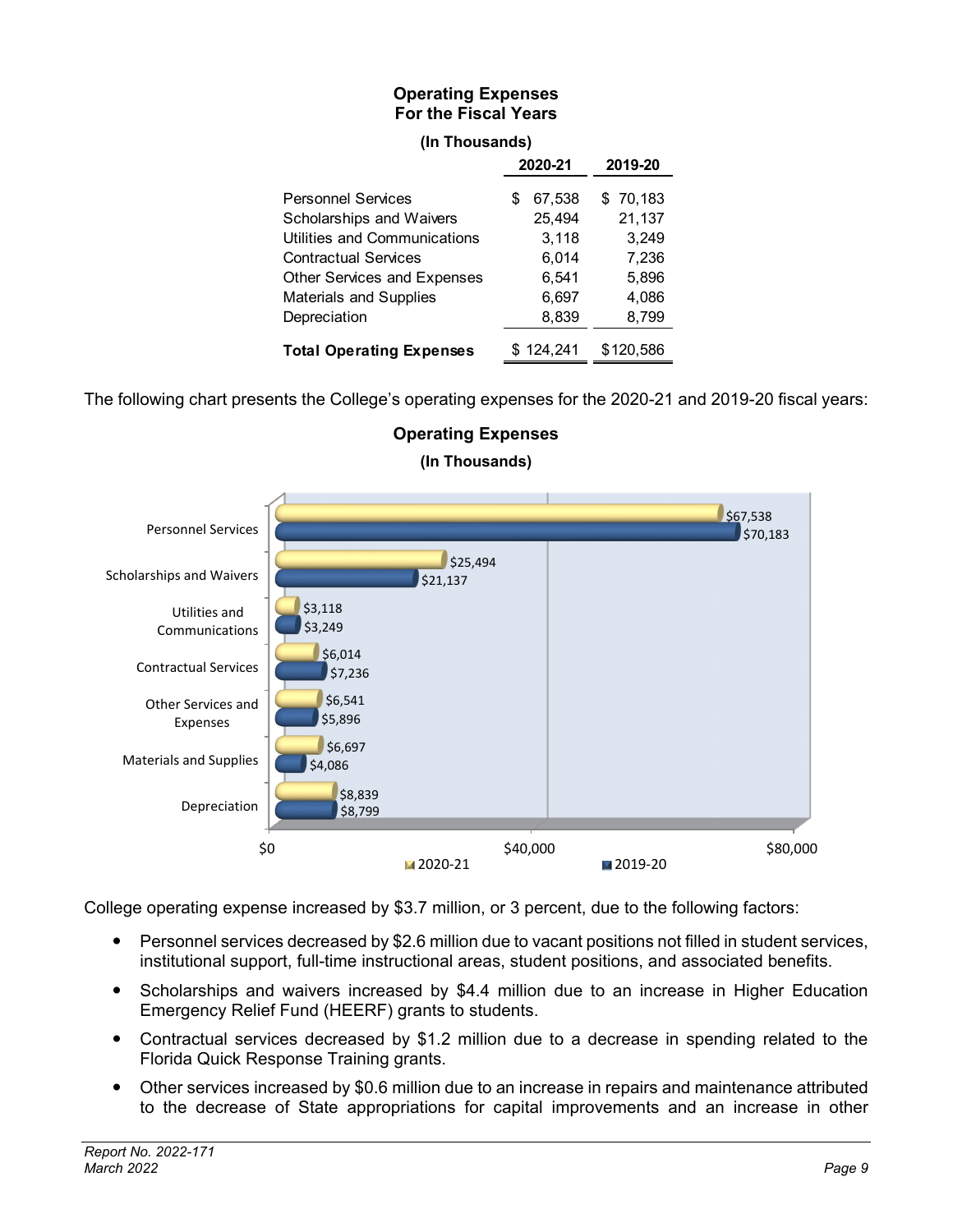**Operating Expenses**
**For the Fiscal Years**

**(In Thousands)**

| | 2020-21 | 2019-20 |
|---|---|---|
| Personnel Services | $ 67,538 | $ 70,183 |
| Scholarships and Waivers | 25,494 | 21,137 |
| Utilities and Communications | 3,118 | 3,249 |
| Contractual Services | 6,014 | 7,236 |
| Other Services and Expenses | 6,541 | 5,896 |
| Materials and Supplies | 6,697 | 4,086 |
| Depreciation | 8,839 | 8,799 |
| **Total Operating Expenses** | $ 124,241 | $120,586 |

The following chart presents the College's operating expenses for the 2020-21 and 2019-20 fiscal years:

**Operating Expenses**

**(In Thousands)**

| | 2020-21 | 2019-20 |
|---|---|---|
| Personnel Services | $67,538 | $70,183 |
| Scholarships and Waivers | $25,494 | $21,137 |
| Utilities and Communications | $3,118 | $3,249 |
| Contractual Services | $6,014 | $7,236 |
| Other Services and Expenses | $6,541 | $5,896 |
| Materials and Supplies | $6,697 | $4,086 |
| Depreciation | $8,839 | $8,799 |

College operating expense increased by $3.7 million, or 3 percent, due to the following factors:

- Personnel services decreased by $2.6 million due to vacant positions not filled in student services, institutional support, full-time instructional areas, student positions, and associated benefits.
- Scholarships and waivers increased by $4.4 million due to an increase in Higher Education Emergency Relief Fund (HEERF) grants to students.
- Contractual services decreased by $1.2 million due to a decrease in spending related to the Florida Quick Response Training grants.
- Other services increased by $0.6 million due to an increase in repairs and maintenance attributed to the decrease of State appropriations for capital improvements and an increase in other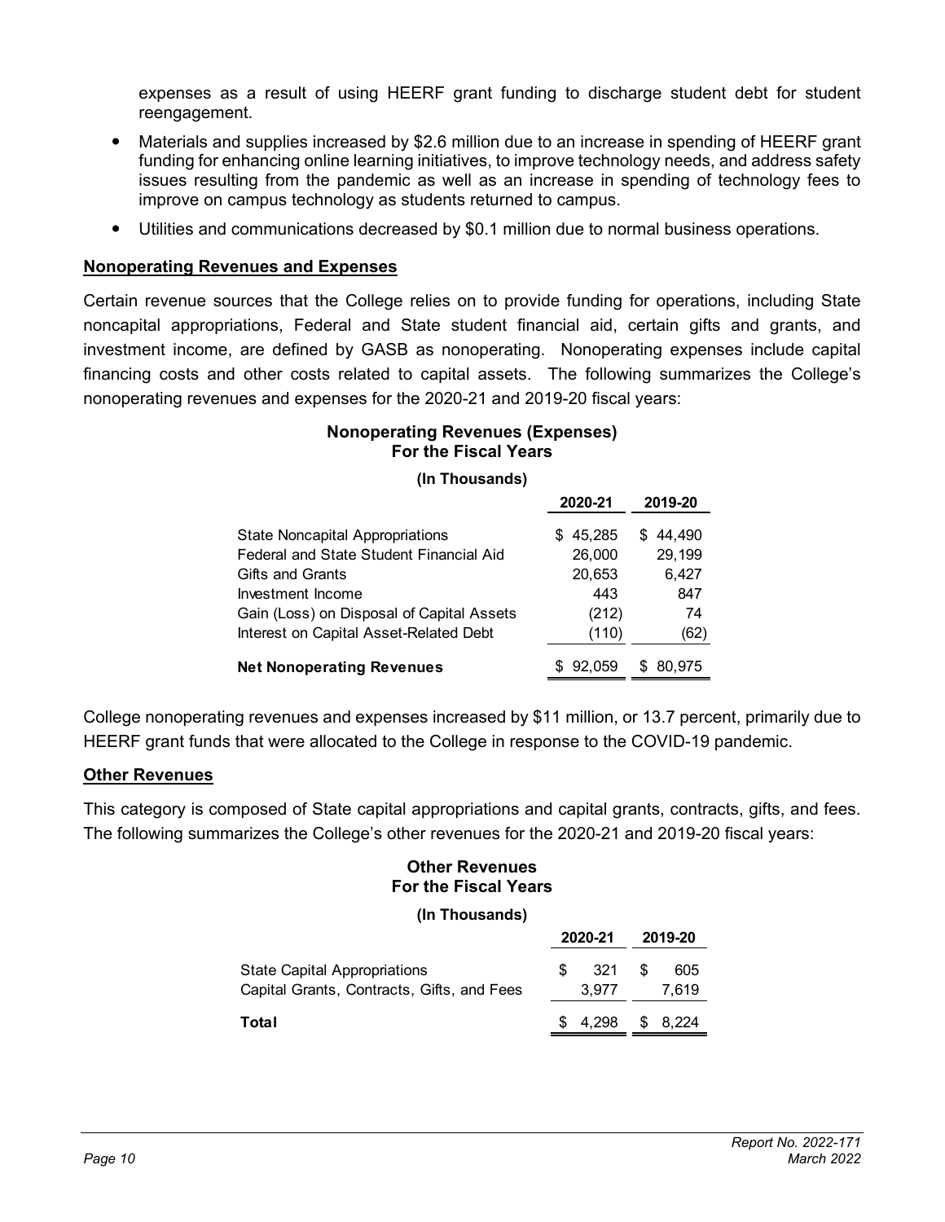expenses as a result of using HEERF grant funding to discharge student debt for student reengagement.

- Materials and supplies increased by \$2.6 million due to an increase in spending of HEERF grant funding for enhancing online learning initiatives, to improve technology needs, and address safety issues resulting from the pandemic as well as an increase in spending of technology fees to improve on campus technology as students returned to campus.
- Utilities and communications decreased by \$0.1 million due to normal business operations.

**Nonoperating Revenues and Expenses**

Certain revenue sources that the College relies on to provide funding for operations, including State noncapital appropriations, Federal and State student financial aid, certain gifts and grants, and investment income, are defined by GASB as nonoperating. Nonoperating expenses include capital financing costs and other costs related to capital assets. The following summarizes the College's nonoperating revenues and expenses for the 2020-21 and 2019-20 fiscal years:

**Nonoperating Revenues (Expenses)**
**For the Fiscal Years**
**(In Thousands)**

| | 2020-21 | 2019-20 |
|---|---|---|
| State Noncapital Appropriations | \$ 45,285 | \$ 44,490 |
| Federal and State Student Financial Aid | 26,000 | 29,199 |
| Gifts and Grants | 20,653 | 6,427 |
| Investment Income | 443 | 847 |
| Gain (Loss) on Disposal of Capital Assets | (212) | 74 |
| Interest on Capital Asset-Related Debt | (110) | (62) |
| **Net Nonoperating Revenues** | \$ 92,059 | \$ 80,975 |

College nonoperating revenues and expenses increased by \$11 million, or 13.7 percent, primarily due to HEERF grant funds that were allocated to the College in response to the COVID-19 pandemic.

**Other Revenues**

This category is composed of State capital appropriations and capital grants, contracts, gifts, and fees. The following summarizes the College's other revenues for the 2020-21 and 2019-20 fiscal years:

**Other Revenues**
**For the Fiscal Years**
**(In Thousands)**

| | 2020-21 | 2019-20 |
|---|---|---|
| State Capital Appropriations | \$ 321 | \$ 605 |
| Capital Grants, Contracts, Gifts, and Fees | 3,977 | 7,619 |
| **Total** | \$ 4,298 | \$ 8,224 |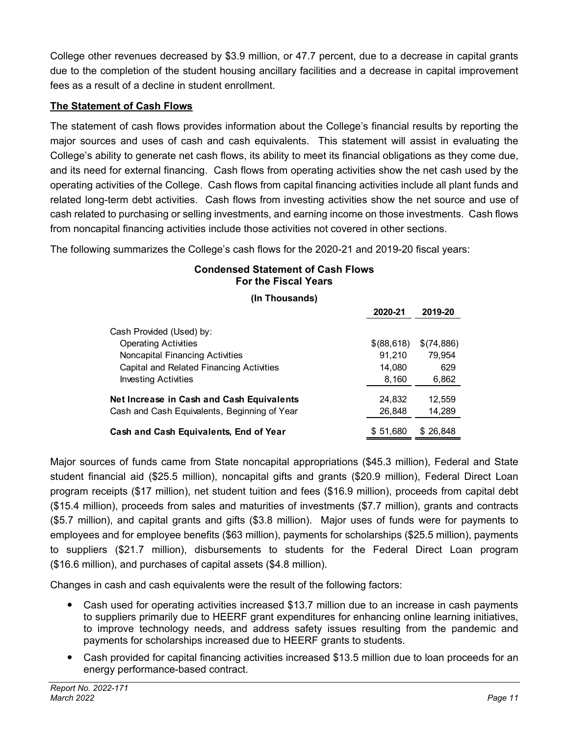College other revenues decreased by $3.9 million, or 47.7 percent, due to a decrease in capital grants due to the completion of the student housing ancillary facilities and a decrease in capital improvement fees as a result of a decline in student enrollment.

**The Statement of Cash Flows**

The statement of cash flows provides information about the College's financial results by reporting the major sources and uses of cash and cash equivalents. This statement will assist in evaluating the College's ability to generate net cash flows, its ability to meet its financial obligations as they come due, and its need for external financing. Cash flows from operating activities show the net cash used by the operating activities of the College. Cash flows from capital financing activities include all plant funds and related long-term debt activities. Cash flows from investing activities show the net source and use of cash related to purchasing or selling investments, and earning income on those investments. Cash flows from noncapital financing activities include those activities not covered in other sections.

The following summarizes the College's cash flows for the 2020-21 and 2019-20 fiscal years:

**Condensed Statement of Cash Flows**
**For the Fiscal Years**
**(In Thousands)**

| | 2020-21 | 2019-20 |
|---|---|---|
| Cash Provided (Used) by: | | |
| Operating Activities | $(88,618) | $(74,886) |
| Noncapital Financing Activities | 91,210 | 79,954 |
| Capital and Related Financing Activities | 14,080 | 629 |
| Investing Activities | 8,160 | 6,862 |
| **Net Increase in Cash and Cash Equivalents** | 24,832 | 12,559 |
| Cash and Cash Equivalents, Beginning of Year | 26,848 | 14,289 |
| **Cash and Cash Equivalents, End of Year** | $ 51,680 | $ 26,848 |

Major sources of funds came from State noncapital appropriations ($45.3 million), Federal and State student financial aid ($25.5 million), noncapital gifts and grants ($20.9 million), Federal Direct Loan program receipts ($17 million), net student tuition and fees ($16.9 million), proceeds from capital debt ($15.4 million), proceeds from sales and maturities of investments ($7.7 million), grants and contracts ($5.7 million), and capital grants and gifts ($3.8 million). Major uses of funds were for payments to employees and for employee benefits ($63 million), payments for scholarships ($25.5 million), payments to suppliers ($21.7 million), disbursements to students for the Federal Direct Loan program ($16.6 million), and purchases of capital assets ($4.8 million).

Changes in cash and cash equivalents were the result of the following factors:

- Cash used for operating activities increased $13.7 million due to an increase in cash payments to suppliers primarily due to HEERF grant expenditures for enhancing online learning initiatives, to improve technology needs, and address safety issues resulting from the pandemic and payments for scholarships increased due to HEERF grants to students.
- Cash provided for capital financing activities increased $13.5 million due to loan proceeds for an energy performance-based contract.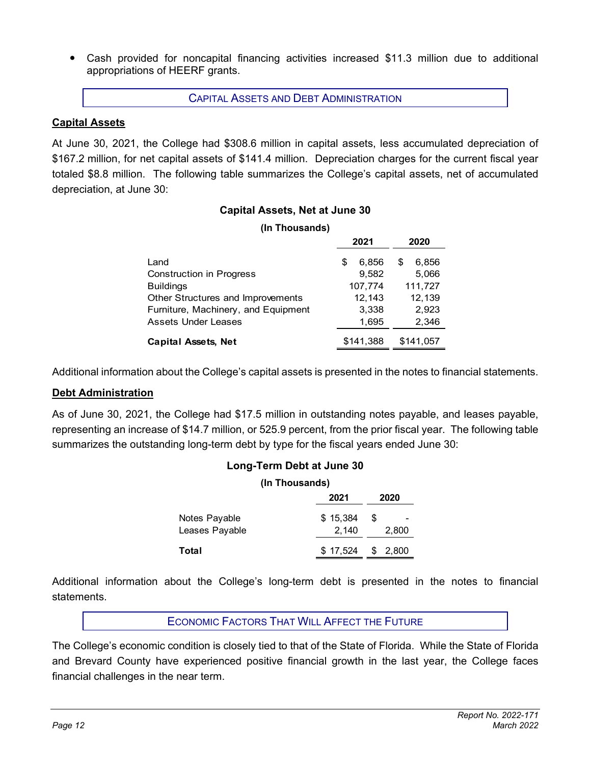- Cash provided for noncapital financing activities increased $11.3 million due to additional appropriations of HEERF grants.

## Capital Assets and Debt Administration

### Capital Assets

At June 30, 2021, the College had $308.6 million in capital assets, less accumulated depreciation of $167.2 million, for net capital assets of $141.4 million. Depreciation charges for the current fiscal year totaled $8.8 million. The following table summarizes the College's capital assets, net of accumulated depreciation, at June 30:

**Capital Assets, Net at June 30**

**(In Thousands)**

| | 2021 | 2020 |
|---|---|---|
| Land | $ 6,856 | $ 6,856 |
| Construction in Progress | 9,582 | 5,066 |
| Buildings | 107,774 | 111,727 |
| Other Structures and Improvements | 12,143 | 12,139 |
| Furniture, Machinery, and Equipment | 3,338 | 2,923 |
| Assets Under Leases | 1,695 | 2,346 |
| **Capital Assets, Net** | $141,388 | $141,057 |

Additional information about the College's capital assets is presented in the notes to financial statements.

### Debt Administration

As of June 30, 2021, the College had $17.5 million in outstanding notes payable, and leases payable, representing an increase of $14.7 million, or 525.9 percent, from the prior fiscal year. The following table summarizes the outstanding long-term debt by type for the fiscal years ended June 30:

**Long-Term Debt at June 30**

**(In Thousands)**

| | 2021 | 2020 |
|---|---|---|
| Notes Payable | $ 15,384 | $ - |
| Leases Payable | 2,140 | 2,800 |
| **Total** | $ 17,524 | $ 2,800 |

Additional information about the College's long-term debt is presented in the notes to financial statements.

## Economic Factors That Will Affect the Future

The College's economic condition is closely tied to that of the State of Florida. While the State of Florida and Brevard County have experienced positive financial growth in the last year, the College faces financial challenges in the near term.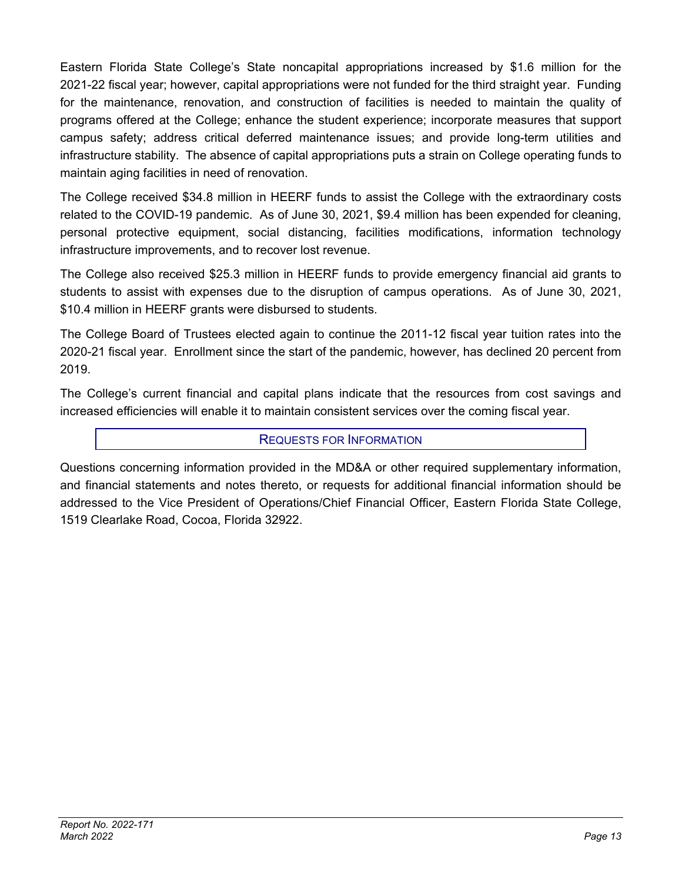Eastern Florida State College's State noncapital appropriations increased by \$1.6 million for the 2021-22 fiscal year; however, capital appropriations were not funded for the third straight year. Funding for the maintenance, renovation, and construction of facilities is needed to maintain the quality of programs offered at the College; enhance the student experience; incorporate measures that support campus safety; address critical deferred maintenance issues; and provide long-term utilities and infrastructure stability. The absence of capital appropriations puts a strain on College operating funds to maintain aging facilities in need of renovation.

The College received \$34.8 million in HEERF funds to assist the College with the extraordinary costs related to the COVID-19 pandemic. As of June 30, 2021, \$9.4 million has been expended for cleaning, personal protective equipment, social distancing, facilities modifications, information technology infrastructure improvements, and to recover lost revenue.

The College also received \$25.3 million in HEERF funds to provide emergency financial aid grants to students to assist with expenses due to the disruption of campus operations. As of June 30, 2021, \$10.4 million in HEERF grants were disbursed to students.

The College Board of Trustees elected again to continue the 2011-12 fiscal year tuition rates into the 2020-21 fiscal year. Enrollment since the start of the pandemic, however, has declined 20 percent from 2019.

The College's current financial and capital plans indicate that the resources from cost savings and increased efficiencies will enable it to maintain consistent services over the coming fiscal year.

## Requests for Information

Questions concerning information provided in the MD&A or other required supplementary information, and financial statements and notes thereto, or requests for additional financial information should be addressed to the Vice President of Operations/Chief Financial Officer, Eastern Florida State College, 1519 Clearlake Road, Cocoa, Florida 32922.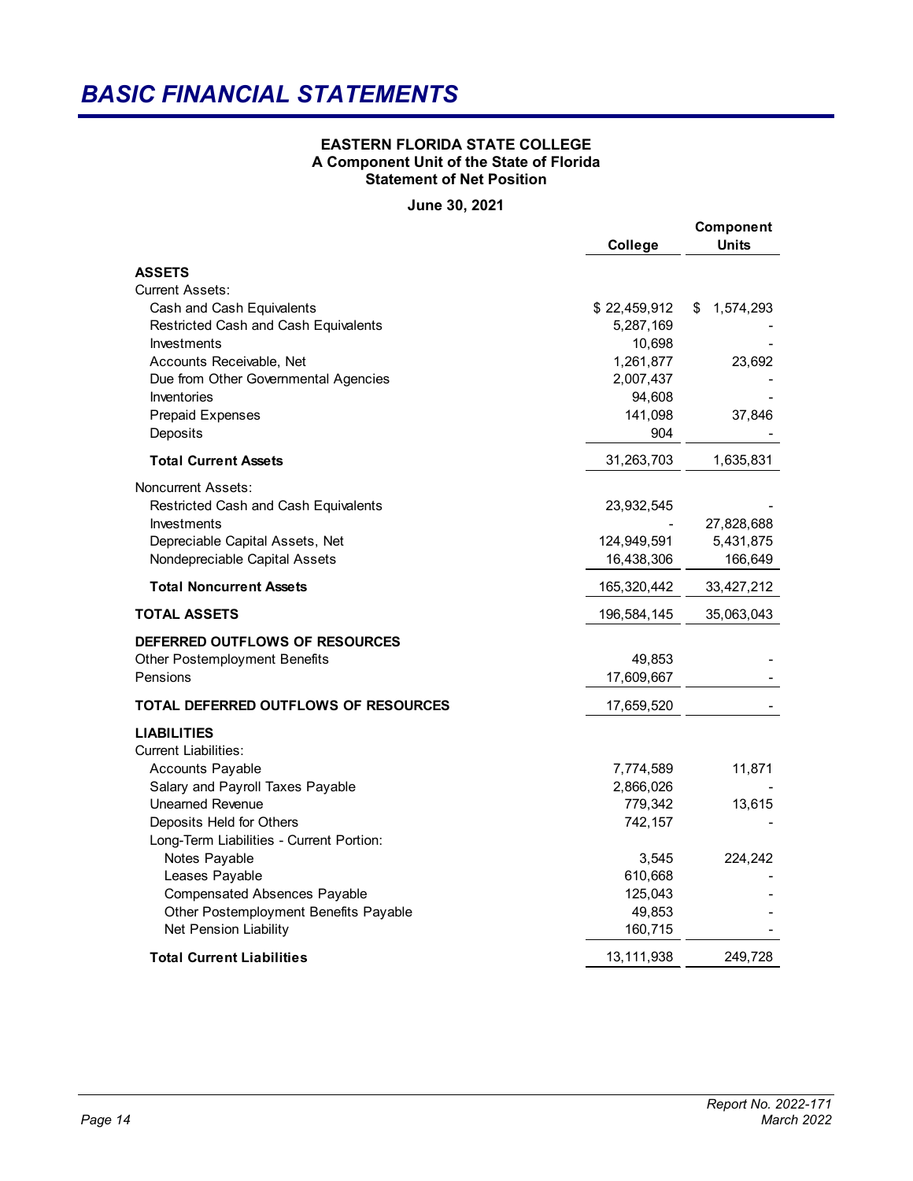# BASIC FINANCIAL STATEMENTS

**EASTERN FLORIDA STATE COLLEGE**
**A Component Unit of the State of Florida**
**Statement of Net Position**

**June 30, 2021**

| | College | Component Units |
|---|---|---|
| **ASSETS** | | |
| Current Assets: | | |
| Cash and Cash Equivalents | $ 22,459,912 | $ 1,574,293 |
| Restricted Cash and Cash Equivalents | 5,287,169 | - |
| Investments | 10,698 | - |
| Accounts Receivable, Net | 1,261,877 | 23,692 |
| Due from Other Governmental Agencies | 2,007,437 | - |
| Inventories | 94,608 | - |
| Prepaid Expenses | 141,098 | 37,846 |
| Deposits | 904 | - |
| **Total Current Assets** | 31,263,703 | 1,635,831 |
| Noncurrent Assets: | | |
| Restricted Cash and Cash Equivalents | 23,932,545 | - |
| Investments | - | 27,828,688 |
| Depreciable Capital Assets, Net | 124,949,591 | 5,431,875 |
| Nondepreciable Capital Assets | 16,438,306 | 166,649 |
| **Total Noncurrent Assets** | 165,320,442 | 33,427,212 |
| **TOTAL ASSETS** | 196,584,145 | 35,063,043 |
| **DEFERRED OUTFLOWS OF RESOURCES** | | |
| Other Postemployment Benefits | 49,853 | - |
| Pensions | 17,609,667 | - |
| **TOTAL DEFERRED OUTFLOWS OF RESOURCES** | 17,659,520 | - |
| **LIABILITIES** | | |
| Current Liabilities: | | |
| Accounts Payable | 7,774,589 | 11,871 |
| Salary and Payroll Taxes Payable | 2,866,026 | - |
| Unearned Revenue | 779,342 | 13,615 |
| Deposits Held for Others | 742,157 | - |
| Long-Term Liabilities - Current Portion: | | |
| Notes Payable | 3,545 | 224,242 |
| Leases Payable | 610,668 | - |
| Compensated Absences Payable | 125,043 | - |
| Other Postemployment Benefits Payable | 49,853 | - |
| Net Pension Liability | 160,715 | - |
| **Total Current Liabilities** | 13,111,938 | 249,728 |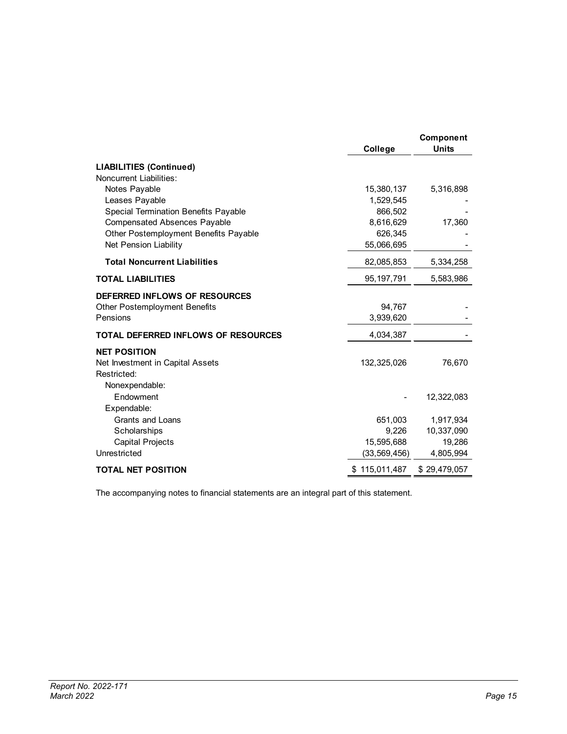| | College | Component Units |
|---|---|---|
| **LIABILITIES (Continued)** | | |
| Noncurrent Liabilities: | | |
| Notes Payable | 15,380,137 | 5,316,898 |
| Leases Payable | 1,529,545 | - |
| Special Termination Benefits Payable | 866,502 | - |
| Compensated Absences Payable | 8,616,629 | 17,360 |
| Other Postemployment Benefits Payable | 626,345 | - |
| Net Pension Liability | 55,066,695 | - |
| **Total Noncurrent Liabilities** | 82,085,853 | 5,334,258 |
| **TOTAL LIABILITIES** | 95,197,791 | 5,583,986 |
| **DEFERRED INFLOWS OF RESOURCES** | | |
| Other Postemployment Benefits | 94,767 | - |
| Pensions | 3,939,620 | - |
| **TOTAL DEFERRED INFLOWS OF RESOURCES** | 4,034,387 | - |
| **NET POSITION** | | |
| Net Investment in Capital Assets | 132,325,026 | 76,670 |
| Restricted: | | |
| Nonexpendable: | | |
| Endowment | - | 12,322,083 |
| Expendable: | | |
| Grants and Loans | 651,003 | 1,917,934 |
| Scholarships | 9,226 | 10,337,090 |
| Capital Projects | 15,595,688 | 19,286 |
| Unrestricted | (33,569,456) | 4,805,994 |
| **TOTAL NET POSITION** | $ 115,011,487 | $ 29,479,057 |

The accompanying notes to financial statements are an integral part of this statement.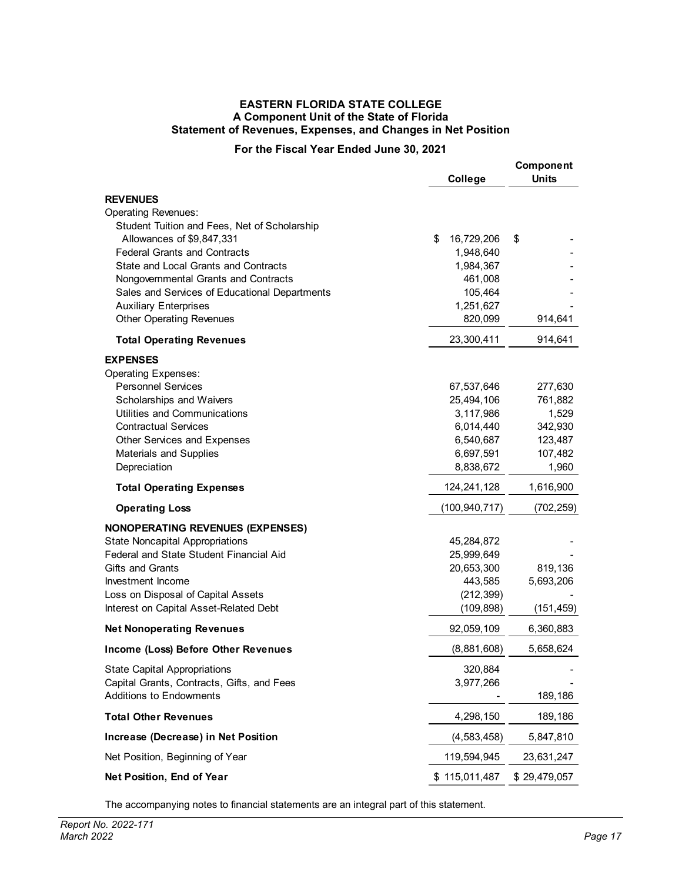**EASTERN FLORIDA STATE COLLEGE**
**A Component Unit of the State of Florida**
**Statement of Revenues, Expenses, and Changes in Net Position**

**For the Fiscal Year Ended June 30, 2021**

| | College | Component Units |
|---|---|---|
| **REVENUES** | | |
| Operating Revenues: | | |
| Student Tuition and Fees, Net of Scholarship Allowances of $9,847,331 | $ 16,729,206 | $ - |
| Federal Grants and Contracts | 1,948,640 | - |
| State and Local Grants and Contracts | 1,984,367 | - |
| Nongovernmental Grants and Contracts | 461,008 | - |
| Sales and Services of Educational Departments | 105,464 | - |
| Auxiliary Enterprises | 1,251,627 | - |
| Other Operating Revenues | 820,099 | 914,641 |
| **Total Operating Revenues** | 23,300,411 | 914,641 |
| **EXPENSES** | | |
| Operating Expenses: | | |
| Personnel Services | 67,537,646 | 277,630 |
| Scholarships and Waivers | 25,494,106 | 761,882 |
| Utilities and Communications | 3,117,986 | 1,529 |
| Contractual Services | 6,014,440 | 342,930 |
| Other Services and Expenses | 6,540,687 | 123,487 |
| Materials and Supplies | 6,697,591 | 107,482 |
| Depreciation | 8,838,672 | 1,960 |
| **Total Operating Expenses** | 124,241,128 | 1,616,900 |
| **Operating Loss** | (100,940,717) | (702,259) |
| **NONOPERATING REVENUES (EXPENSES)** | | |
| State Noncapital Appropriations | 45,284,872 | - |
| Federal and State Student Financial Aid | 25,999,649 | - |
| Gifts and Grants | 20,653,300 | 819,136 |
| Investment Income | 443,585 | 5,693,206 |
| Loss on Disposal of Capital Assets | (212,399) | - |
| Interest on Capital Asset-Related Debt | (109,898) | (151,459) |
| **Net Nonoperating Revenues** | 92,059,109 | 6,360,883 |
| **Income (Loss) Before Other Revenues** | (8,881,608) | 5,658,624 |
| State Capital Appropriations | 320,884 | - |
| Capital Grants, Contracts, Gifts, and Fees | 3,977,266 | - |
| Additions to Endowments | - | 189,186 |
| **Total Other Revenues** | 4,298,150 | 189,186 |
| **Increase (Decrease) in Net Position** | (4,583,458) | 5,847,810 |
| Net Position, Beginning of Year | 119,594,945 | 23,631,247 |
| **Net Position, End of Year** | $ 115,011,487 | $ 29,479,057 |

The accompanying notes to financial statements are an integral part of this statement.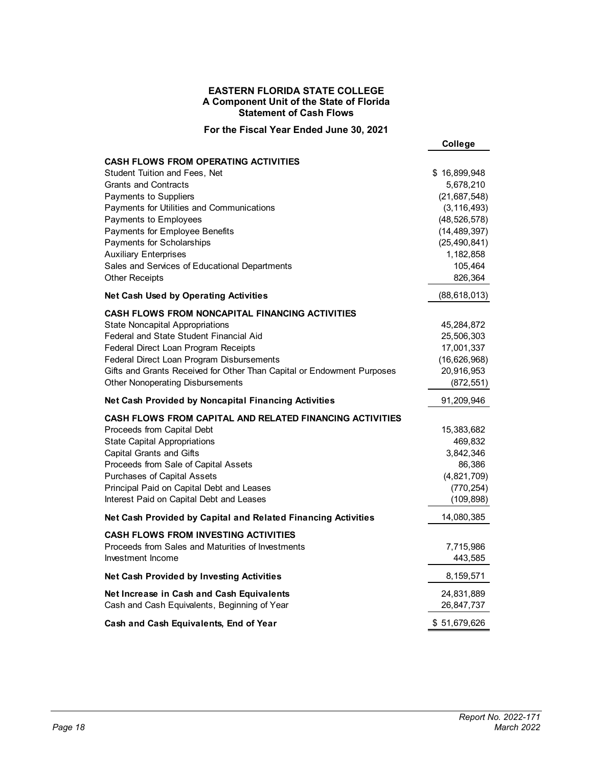# EASTERN FLORIDA STATE COLLEGE

## A Component Unit of the State of Florida

## Statement of Cash Flows

### For the Fiscal Year Ended June 30, 2021

| | College |
|---|---|
| **CASH FLOWS FROM OPERATING ACTIVITIES** | |
| Student Tuition and Fees, Net | $ 16,899,948 |
| Grants and Contracts | 5,678,210 |
| Payments to Suppliers | (21,687,548) |
| Payments for Utilities and Communications | (3,116,493) |
| Payments to Employees | (48,526,578) |
| Payments for Employee Benefits | (14,489,397) |
| Payments for Scholarships | (25,490,841) |
| Auxiliary Enterprises | 1,182,858 |
| Sales and Services of Educational Departments | 105,464 |
| Other Receipts | 826,364 |
| **Net Cash Used by Operating Activities** | (88,618,013) |
| **CASH FLOWS FROM NONCAPITAL FINANCING ACTIVITIES** | |
| State Noncapital Appropriations | 45,284,872 |
| Federal and State Student Financial Aid | 25,506,303 |
| Federal Direct Loan Program Receipts | 17,001,337 |
| Federal Direct Loan Program Disbursements | (16,626,968) |
| Gifts and Grants Received for Other Than Capital or Endowment Purposes | 20,916,953 |
| Other Nonoperating Disbursements | (872,551) |
| **Net Cash Provided by Noncapital Financing Activities** | 91,209,946 |
| **CASH FLOWS FROM CAPITAL AND RELATED FINANCING ACTIVITIES** | |
| Proceeds from Capital Debt | 15,383,682 |
| State Capital Appropriations | 469,832 |
| Capital Grants and Gifts | 3,842,346 |
| Proceeds from Sale of Capital Assets | 86,386 |
| Purchases of Capital Assets | (4,821,709) |
| Principal Paid on Capital Debt and Leases | (770,254) |
| Interest Paid on Capital Debt and Leases | (109,898) |
| **Net Cash Provided by Capital and Related Financing Activities** | 14,080,385 |
| **CASH FLOWS FROM INVESTING ACTIVITIES** | |
| Proceeds from Sales and Maturities of Investments | 7,715,986 |
| Investment Income | 443,585 |
| **Net Cash Provided by Investing Activities** | 8,159,571 |
| **Net Increase in Cash and Cash Equivalents** | 24,831,889 |
| Cash and Cash Equivalents, Beginning of Year | 26,847,737 |
| **Cash and Cash Equivalents, End of Year** | $ 51,679,626 |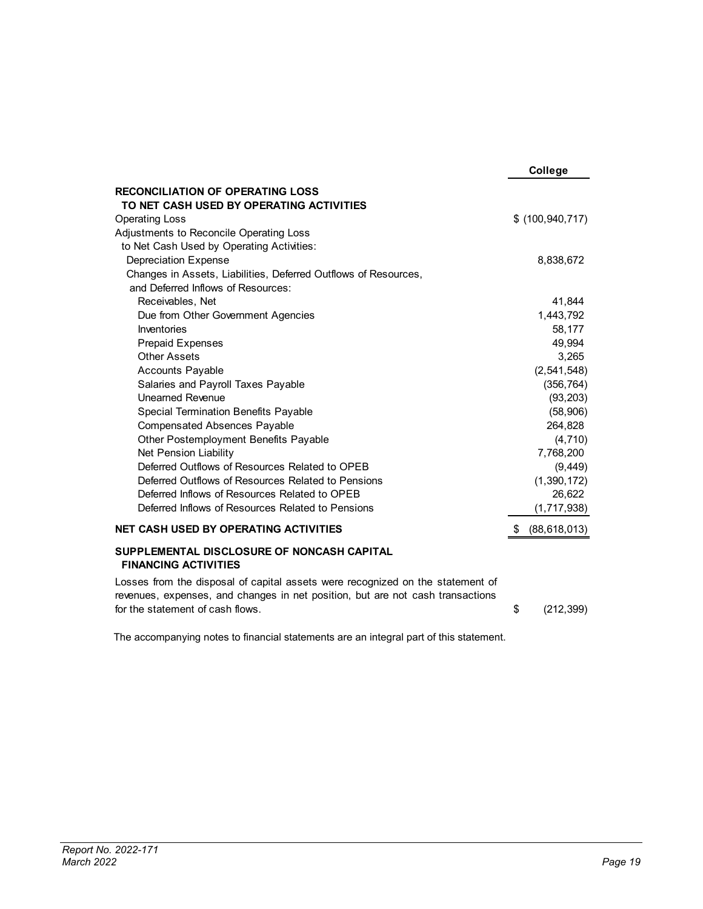| | College |
|---|---|
| **RECONCILIATION OF OPERATING LOSS TO NET CASH USED BY OPERATING ACTIVITIES** | |
| Operating Loss | $ (100,940,717) |
| Adjustments to Reconcile Operating Loss to Net Cash Used by Operating Activities: | |
| Depreciation Expense | 8,838,672 |
| Changes in Assets, Liabilities, Deferred Outflows of Resources, and Deferred Inflows of Resources: | |
| Receivables, Net | 41,844 |
| Due from Other Government Agencies | 1,443,792 |
| Inventories | 58,177 |
| Prepaid Expenses | 49,994 |
| Other Assets | 3,265 |
| Accounts Payable | (2,541,548) |
| Salaries and Payroll Taxes Payable | (356,764) |
| Unearned Revenue | (93,203) |
| Special Termination Benefits Payable | (58,906) |
| Compensated Absences Payable | 264,828 |
| Other Postemployment Benefits Payable | (4,710) |
| Net Pension Liability | 7,768,200 |
| Deferred Outflows of Resources Related to OPEB | (9,449) |
| Deferred Outflows of Resources Related to Pensions | (1,390,172) |
| Deferred Inflows of Resources Related to OPEB | 26,622 |
| Deferred Inflows of Resources Related to Pensions | (1,717,938) |
| **NET CASH USED BY OPERATING ACTIVITIES** | $ (88,618,013) |
| **SUPPLEMENTAL DISCLOSURE OF NONCASH CAPITAL FINANCING ACTIVITIES** | |
| Losses from the disposal of capital assets were recognized on the statement of revenues, expenses, and changes in net position, but are not cash transactions for the statement of cash flows. | $ (212,399) |

The accompanying notes to financial statements are an integral part of this statement.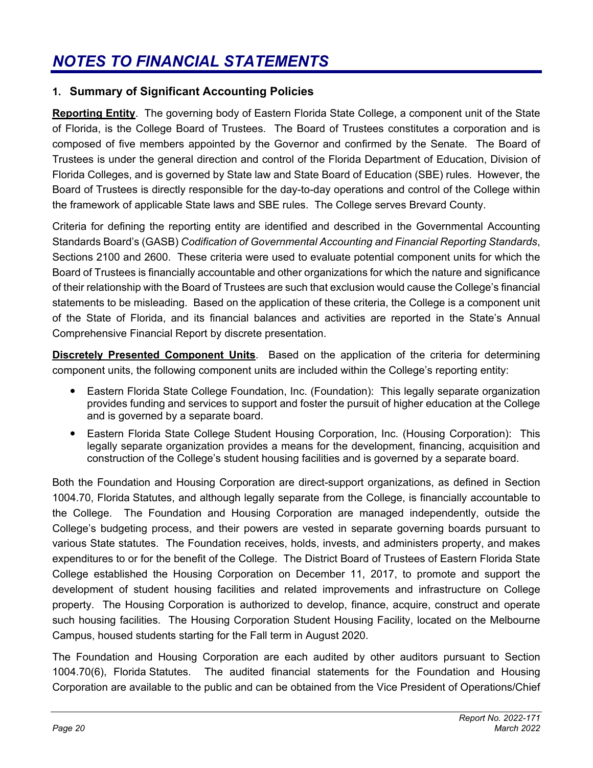# *NOTES TO FINANCIAL STATEMENTS*

## 1. Summary of Significant Accounting Policies

**Reporting Entity**. The governing body of Eastern Florida State College, a component unit of the State of Florida, is the College Board of Trustees. The Board of Trustees constitutes a corporation and is composed of five members appointed by the Governor and confirmed by the Senate. The Board of Trustees is under the general direction and control of the Florida Department of Education, Division of Florida Colleges, and is governed by State law and State Board of Education (SBE) rules. However, the Board of Trustees is directly responsible for the day-to-day operations and control of the College within the framework of applicable State laws and SBE rules. The College serves Brevard County.

Criteria for defining the reporting entity are identified and described in the Governmental Accounting Standards Board's (GASB) *Codification of Governmental Accounting and Financial Reporting Standards*, Sections 2100 and 2600. These criteria were used to evaluate potential component units for which the Board of Trustees is financially accountable and other organizations for which the nature and significance of their relationship with the Board of Trustees are such that exclusion would cause the College's financial statements to be misleading. Based on the application of these criteria, the College is a component unit of the State of Florida, and its financial balances and activities are reported in the State's Annual Comprehensive Financial Report by discrete presentation.

**Discretely Presented Component Units**. Based on the application of the criteria for determining component units, the following component units are included within the College's reporting entity:

- Eastern Florida State College Foundation, Inc. (Foundation): This legally separate organization provides funding and services to support and foster the pursuit of higher education at the College and is governed by a separate board.
- Eastern Florida State College Student Housing Corporation, Inc. (Housing Corporation): This legally separate organization provides a means for the development, financing, acquisition and construction of the College's student housing facilities and is governed by a separate board.

Both the Foundation and Housing Corporation are direct-support organizations, as defined in Section 1004.70, Florida Statutes, and although legally separate from the College, is financially accountable to the College. The Foundation and Housing Corporation are managed independently, outside the College's budgeting process, and their powers are vested in separate governing boards pursuant to various State statutes. The Foundation receives, holds, invests, and administers property, and makes expenditures to or for the benefit of the College. The District Board of Trustees of Eastern Florida State College established the Housing Corporation on December 11, 2017, to promote and support the development of student housing facilities and related improvements and infrastructure on College property. The Housing Corporation is authorized to develop, finance, acquire, construct and operate such housing facilities. The Housing Corporation Student Housing Facility, located on the Melbourne Campus, housed students starting for the Fall term in August 2020.

The Foundation and Housing Corporation are each audited by other auditors pursuant to Section 1004.70(6), Florida Statutes. The audited financial statements for the Foundation and Housing Corporation are available to the public and can be obtained from the Vice President of Operations/Chief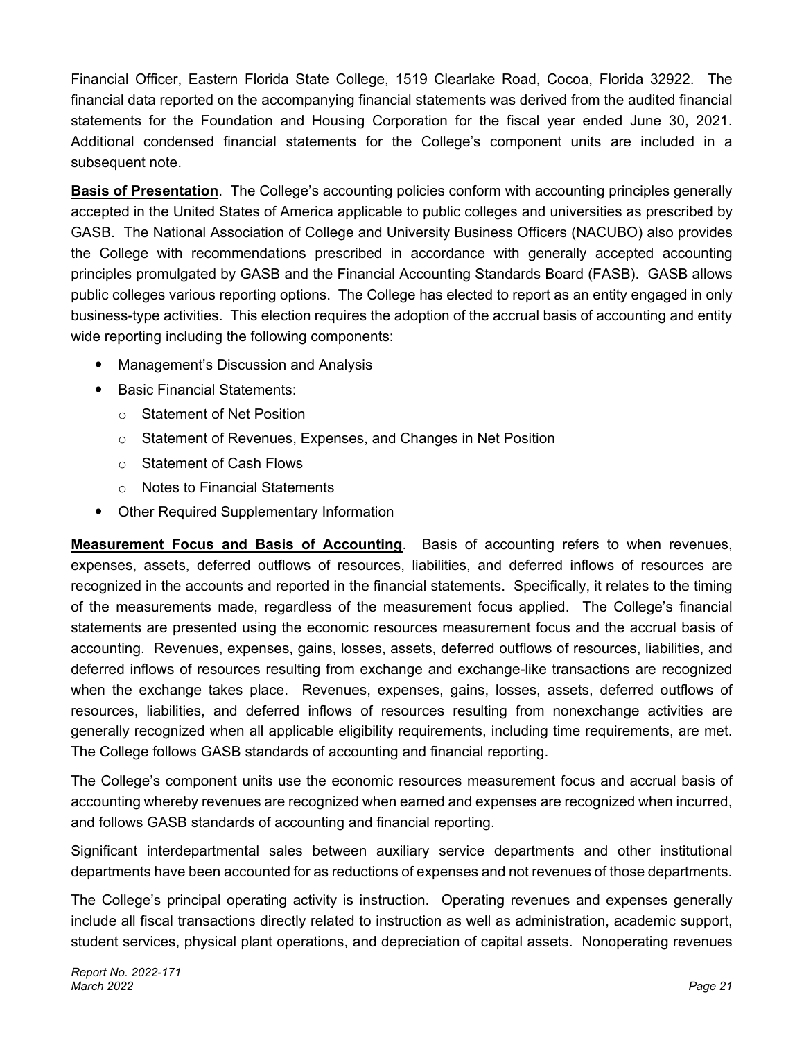Financial Officer, Eastern Florida State College, 1519 Clearlake Road, Cocoa, Florida 32922. The financial data reported on the accompanying financial statements was derived from the audited financial statements for the Foundation and Housing Corporation for the fiscal year ended June 30, 2021. Additional condensed financial statements for the College's component units are included in a subsequent note.

**Basis of Presentation**. The College's accounting policies conform with accounting principles generally accepted in the United States of America applicable to public colleges and universities as prescribed by GASB. The National Association of College and University Business Officers (NACUBO) also provides the College with recommendations prescribed in accordance with generally accepted accounting principles promulgated by GASB and the Financial Accounting Standards Board (FASB). GASB allows public colleges various reporting options. The College has elected to report as an entity engaged in only business-type activities. This election requires the adoption of the accrual basis of accounting and entity wide reporting including the following components:

- Management's Discussion and Analysis
- Basic Financial Statements:
  - Statement of Net Position
  - Statement of Revenues, Expenses, and Changes in Net Position
  - Statement of Cash Flows
  - Notes to Financial Statements
- Other Required Supplementary Information

**Measurement Focus and Basis of Accounting**. Basis of accounting refers to when revenues, expenses, assets, deferred outflows of resources, liabilities, and deferred inflows of resources are recognized in the accounts and reported in the financial statements. Specifically, it relates to the timing of the measurements made, regardless of the measurement focus applied. The College's financial statements are presented using the economic resources measurement focus and the accrual basis of accounting. Revenues, expenses, gains, losses, assets, deferred outflows of resources, liabilities, and deferred inflows of resources resulting from exchange and exchange-like transactions are recognized when the exchange takes place. Revenues, expenses, gains, losses, assets, deferred outflows of resources, liabilities, and deferred inflows of resources resulting from nonexchange activities are generally recognized when all applicable eligibility requirements, including time requirements, are met. The College follows GASB standards of accounting and financial reporting.

The College's component units use the economic resources measurement focus and accrual basis of accounting whereby revenues are recognized when earned and expenses are recognized when incurred, and follows GASB standards of accounting and financial reporting.

Significant interdepartmental sales between auxiliary service departments and other institutional departments have been accounted for as reductions of expenses and not revenues of those departments.

The College's principal operating activity is instruction. Operating revenues and expenses generally include all fiscal transactions directly related to instruction as well as administration, academic support, student services, physical plant operations, and depreciation of capital assets. Nonoperating revenues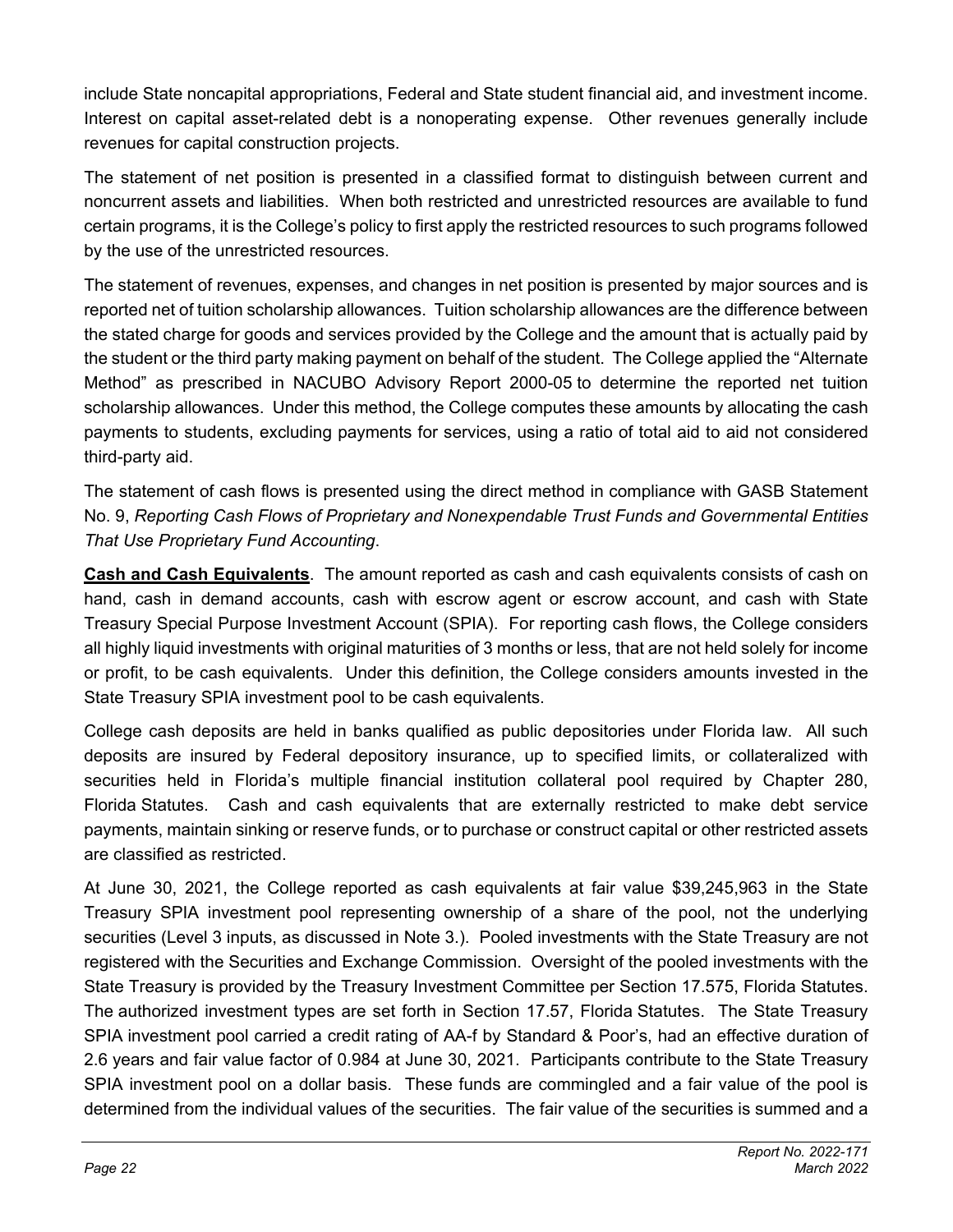include State noncapital appropriations, Federal and State student financial aid, and investment income. Interest on capital asset-related debt is a nonoperating expense. Other revenues generally include revenues for capital construction projects.

The statement of net position is presented in a classified format to distinguish between current and noncurrent assets and liabilities. When both restricted and unrestricted resources are available to fund certain programs, it is the College's policy to first apply the restricted resources to such programs followed by the use of the unrestricted resources.

The statement of revenues, expenses, and changes in net position is presented by major sources and is reported net of tuition scholarship allowances. Tuition scholarship allowances are the difference between the stated charge for goods and services provided by the College and the amount that is actually paid by the student or the third party making payment on behalf of the student. The College applied the "Alternate Method" as prescribed in NACUBO Advisory Report 2000-05 to determine the reported net tuition scholarship allowances. Under this method, the College computes these amounts by allocating the cash payments to students, excluding payments for services, using a ratio of total aid to aid not considered third-party aid.

The statement of cash flows is presented using the direct method in compliance with GASB Statement No. 9, *Reporting Cash Flows of Proprietary and Nonexpendable Trust Funds and Governmental Entities That Use Proprietary Fund Accounting*.

**Cash and Cash Equivalents**. The amount reported as cash and cash equivalents consists of cash on hand, cash in demand accounts, cash with escrow agent or escrow account, and cash with State Treasury Special Purpose Investment Account (SPIA). For reporting cash flows, the College considers all highly liquid investments with original maturities of 3 months or less, that are not held solely for income or profit, to be cash equivalents. Under this definition, the College considers amounts invested in the State Treasury SPIA investment pool to be cash equivalents.

College cash deposits are held in banks qualified as public depositories under Florida law. All such deposits are insured by Federal depository insurance, up to specified limits, or collateralized with securities held in Florida's multiple financial institution collateral pool required by Chapter 280, Florida Statutes. Cash and cash equivalents that are externally restricted to make debt service payments, maintain sinking or reserve funds, or to purchase or construct capital or other restricted assets are classified as restricted.

At June 30, 2021, the College reported as cash equivalents at fair value $39,245,963 in the State Treasury SPIA investment pool representing ownership of a share of the pool, not the underlying securities (Level 3 inputs, as discussed in Note 3.). Pooled investments with the State Treasury are not registered with the Securities and Exchange Commission. Oversight of the pooled investments with the State Treasury is provided by the Treasury Investment Committee per Section 17.575, Florida Statutes. The authorized investment types are set forth in Section 17.57, Florida Statutes. The State Treasury SPIA investment pool carried a credit rating of AA-f by Standard & Poor's, had an effective duration of 2.6 years and fair value factor of 0.984 at June 30, 2021. Participants contribute to the State Treasury SPIA investment pool on a dollar basis. These funds are commingled and a fair value of the pool is determined from the individual values of the securities. The fair value of the securities is summed and a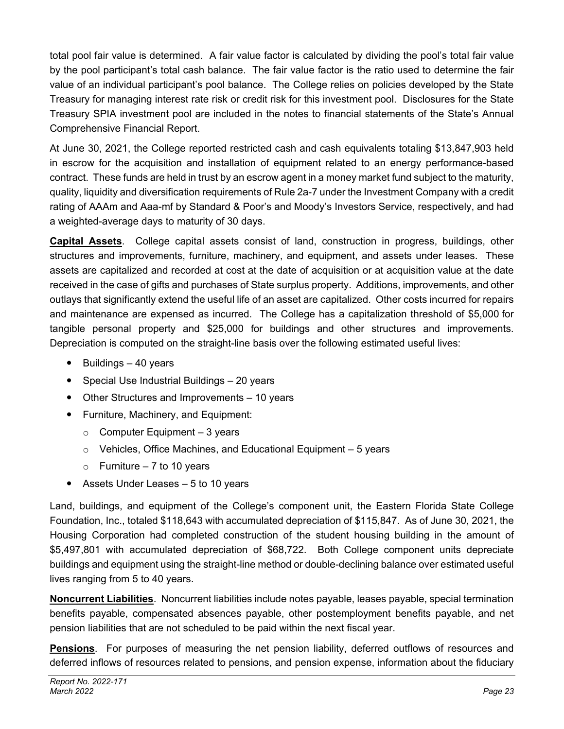total pool fair value is determined. A fair value factor is calculated by dividing the pool's total fair value by the pool participant's total cash balance. The fair value factor is the ratio used to determine the fair value of an individual participant's pool balance. The College relies on policies developed by the State Treasury for managing interest rate risk or credit risk for this investment pool. Disclosures for the State Treasury SPIA investment pool are included in the notes to financial statements of the State's Annual Comprehensive Financial Report.

At June 30, 2021, the College reported restricted cash and cash equivalents totaling $13,847,903 held in escrow for the acquisition and installation of equipment related to an energy performance-based contract. These funds are held in trust by an escrow agent in a money market fund subject to the maturity, quality, liquidity and diversification requirements of Rule 2a-7 under the Investment Company with a credit rating of AAAm and Aaa-mf by Standard & Poor's and Moody's Investors Service, respectively, and had a weighted-average days to maturity of 30 days.

**Capital Assets**. College capital assets consist of land, construction in progress, buildings, other structures and improvements, furniture, machinery, and equipment, and assets under leases. These assets are capitalized and recorded at cost at the date of acquisition or at acquisition value at the date received in the case of gifts and purchases of State surplus property. Additions, improvements, and other outlays that significantly extend the useful life of an asset are capitalized. Other costs incurred for repairs and maintenance are expensed as incurred. The College has a capitalization threshold of $5,000 for tangible personal property and $25,000 for buildings and other structures and improvements. Depreciation is computed on the straight-line basis over the following estimated useful lives:

- Buildings – 40 years
- Special Use Industrial Buildings – 20 years
- Other Structures and Improvements – 10 years
- Furniture, Machinery, and Equipment:
  - Computer Equipment – 3 years
  - Vehicles, Office Machines, and Educational Equipment – 5 years
  - Furniture – 7 to 10 years
- Assets Under Leases – 5 to 10 years

Land, buildings, and equipment of the College's component unit, the Eastern Florida State College Foundation, Inc., totaled $118,643 with accumulated depreciation of $115,847. As of June 30, 2021, the Housing Corporation had completed construction of the student housing building in the amount of $5,497,801 with accumulated depreciation of $68,722. Both College component units depreciate buildings and equipment using the straight-line method or double-declining balance over estimated useful lives ranging from 5 to 40 years.

**Noncurrent Liabilities**. Noncurrent liabilities include notes payable, leases payable, special termination benefits payable, compensated absences payable, other postemployment benefits payable, and net pension liabilities that are not scheduled to be paid within the next fiscal year.

**Pensions**. For purposes of measuring the net pension liability, deferred outflows of resources and deferred inflows of resources related to pensions, and pension expense, information about the fiduciary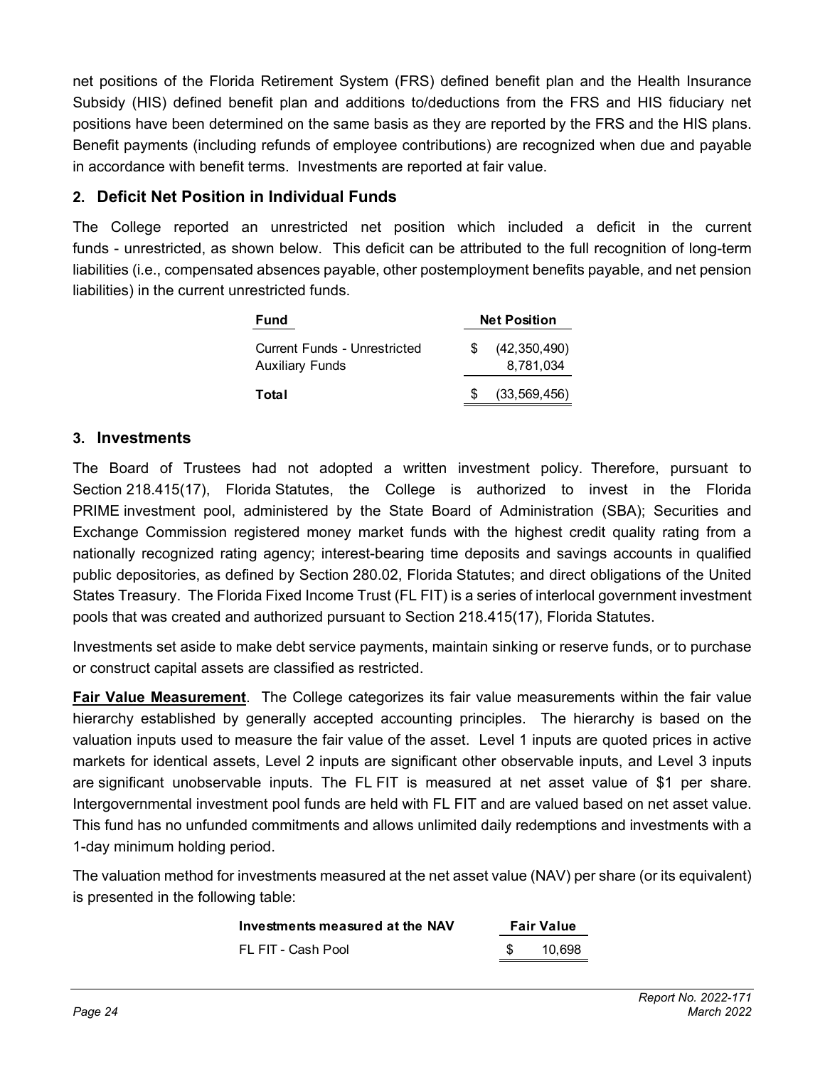net positions of the Florida Retirement System (FRS) defined benefit plan and the Health Insurance Subsidy (HIS) defined benefit plan and additions to/deductions from the FRS and HIS fiduciary net positions have been determined on the same basis as they are reported by the FRS and the HIS plans. Benefit payments (including refunds of employee contributions) are recognized when due and payable in accordance with benefit terms. Investments are reported at fair value.

## 2. Deficit Net Position in Individual Funds

The College reported an unrestricted net position which included a deficit in the current funds - unrestricted, as shown below. This deficit can be attributed to the full recognition of long-term liabilities (i.e., compensated absences payable, other postemployment benefits payable, and net pension liabilities) in the current unrestricted funds.

| Fund | Net Position |
|---|---|
| Current Funds - Unrestricted | $ (42,350,490) |
| Auxiliary Funds | 8,781,034 |
| **Total** | $ (33,569,456) |

## 3. Investments

The Board of Trustees had not adopted a written investment policy. Therefore, pursuant to Section 218.415(17), Florida Statutes, the College is authorized to invest in the Florida PRIME investment pool, administered by the State Board of Administration (SBA); Securities and Exchange Commission registered money market funds with the highest credit quality rating from a nationally recognized rating agency; interest-bearing time deposits and savings accounts in qualified public depositories, as defined by Section 280.02, Florida Statutes; and direct obligations of the United States Treasury. The Florida Fixed Income Trust (FL FIT) is a series of interlocal government investment pools that was created and authorized pursuant to Section 218.415(17), Florida Statutes.

Investments set aside to make debt service payments, maintain sinking or reserve funds, or to purchase or construct capital assets are classified as restricted.

**Fair Value Measurement**. The College categorizes its fair value measurements within the fair value hierarchy established by generally accepted accounting principles. The hierarchy is based on the valuation inputs used to measure the fair value of the asset. Level 1 inputs are quoted prices in active markets for identical assets, Level 2 inputs are significant other observable inputs, and Level 3 inputs are significant unobservable inputs. The FL FIT is measured at net asset value of $1 per share. Intergovernmental investment pool funds are held with FL FIT and are valued based on net asset value. This fund has no unfunded commitments and allows unlimited daily redemptions and investments with a 1-day minimum holding period.

The valuation method for investments measured at the net asset value (NAV) per share (or its equivalent) is presented in the following table:

| Investments measured at the NAV | Fair Value |
|---|---|
| FL FIT - Cash Pool | $ 10,698 |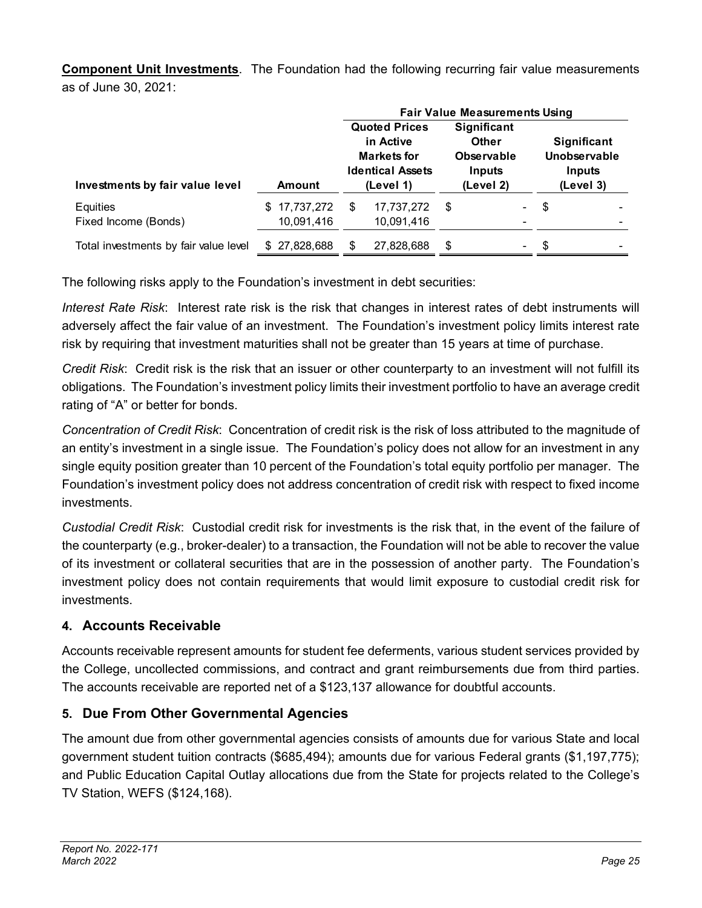**Component Unit Investments**. The Foundation had the following recurring fair value measurements as of June 30, 2021:

| | | Fair Value Measurements Using | | |
|---|---|---|---|---|
| **Investments by fair value level** | **Amount** | **Quoted Prices in Active Markets for Identical Assets (Level 1)** | **Significant Other Observable Inputs (Level 2)** | **Significant Unobservable Inputs (Level 3)** |
| Equities | $ 17,737,272 | $ 17,737,272 | $ - | $ - |
| Fixed Income (Bonds) | 10,091,416 | 10,091,416 | - | - |
| Total investments by fair value level | $ 27,828,688 | $ 27,828,688 | $ - | $ - |

The following risks apply to the Foundation's investment in debt securities:

*Interest Rate Risk*: Interest rate risk is the risk that changes in interest rates of debt instruments will adversely affect the fair value of an investment. The Foundation's investment policy limits interest rate risk by requiring that investment maturities shall not be greater than 15 years at time of purchase.

*Credit Risk*: Credit risk is the risk that an issuer or other counterparty to an investment will not fulfill its obligations. The Foundation's investment policy limits their investment portfolio to have an average credit rating of "A" or better for bonds.

*Concentration of Credit Risk*: Concentration of credit risk is the risk of loss attributed to the magnitude of an entity's investment in a single issue. The Foundation's policy does not allow for an investment in any single equity position greater than 10 percent of the Foundation's total equity portfolio per manager. The Foundation's investment policy does not address concentration of credit risk with respect to fixed income investments.

*Custodial Credit Risk*: Custodial credit risk for investments is the risk that, in the event of the failure of the counterparty (e.g., broker-dealer) to a transaction, the Foundation will not be able to recover the value of its investment or collateral securities that are in the possession of another party. The Foundation's investment policy does not contain requirements that would limit exposure to custodial credit risk for investments.

## 4. Accounts Receivable

Accounts receivable represent amounts for student fee deferments, various student services provided by the College, uncollected commissions, and contract and grant reimbursements due from third parties. The accounts receivable are reported net of a $123,137 allowance for doubtful accounts.

## 5. Due From Other Governmental Agencies

The amount due from other governmental agencies consists of amounts due for various State and local government student tuition contracts ($685,494); amounts due for various Federal grants ($1,197,775); and Public Education Capital Outlay allocations due from the State for projects related to the College's TV Station, WEFS ($124,168).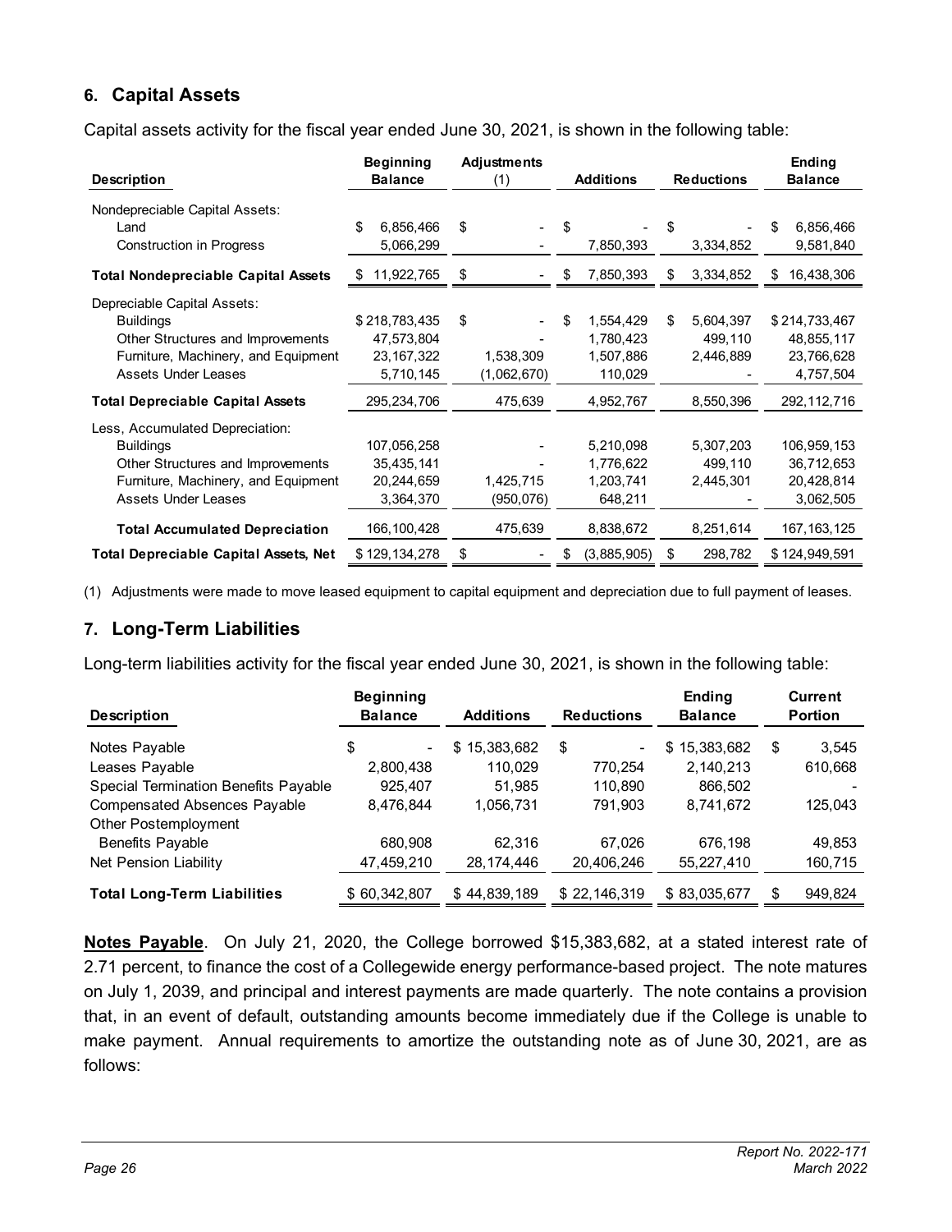## 6. Capital Assets

Capital assets activity for the fiscal year ended June 30, 2021, is shown in the following table:

| Description | Beginning Balance | Adjustments (1) | Additions | Reductions | Ending Balance |
|---|---|---|---|---|---|
| Nondepreciable Capital Assets: | | | | | |
| Land | $ 6,856,466 | $ - | $ - | $ - | $ 6,856,466 |
| Construction in Progress | 5,066,299 | - | 7,850,393 | 3,334,852 | 9,581,840 |
| **Total Nondepreciable Capital Assets** | $ 11,922,765 | $ - | $ 7,850,393 | $ 3,334,852 | $ 16,438,306 |
| Depreciable Capital Assets: | | | | | |
| Buildings | $ 218,783,435 | $ - | $ 1,554,429 | $ 5,604,397 | $ 214,733,467 |
| Other Structures and Improvements | 47,573,804 | - | 1,780,423 | 499,110 | 48,855,117 |
| Furniture, Machinery, and Equipment | 23,167,322 | 1,538,309 | 1,507,886 | 2,446,889 | 23,766,628 |
| Assets Under Leases | 5,710,145 | (1,062,670) | 110,029 | - | 4,757,504 |
| **Total Depreciable Capital Assets** | 295,234,706 | 475,639 | 4,952,767 | 8,550,396 | 292,112,716 |
| Less, Accumulated Depreciation: | | | | | |
| Buildings | 107,056,258 | - | 5,210,098 | 5,307,203 | 106,959,153 |
| Other Structures and Improvements | 35,435,141 | - | 1,776,622 | 499,110 | 36,712,653 |
| Furniture, Machinery, and Equipment | 20,244,659 | 1,425,715 | 1,203,741 | 2,445,301 | 20,428,814 |
| Assets Under Leases | 3,364,370 | (950,076) | 648,211 | - | 3,062,505 |
| **Total Accumulated Depreciation** | 166,100,428 | 475,639 | 8,838,672 | 8,251,614 | 167,163,125 |
| **Total Depreciable Capital Assets, Net** | $ 129,134,278 | $ - | $ (3,885,905) | $ 298,782 | $ 124,949,591 |

(1) Adjustments were made to move leased equipment to capital equipment and depreciation due to full payment of leases.

## 7. Long-Term Liabilities

Long-term liabilities activity for the fiscal year ended June 30, 2021, is shown in the following table:

| Description | Beginning Balance | Additions | Reductions | Ending Balance | Current Portion |
|---|---|---|---|---|---|
| Notes Payable | $ - | $ 15,383,682 | $ - | $ 15,383,682 | $ 3,545 |
| Leases Payable | 2,800,438 | 110,029 | 770,254 | 2,140,213 | 610,668 |
| Special Termination Benefits Payable | 925,407 | 51,985 | 110,890 | 866,502 | - |
| Compensated Absences Payable | 8,476,844 | 1,056,731 | 791,903 | 8,741,672 | 125,043 |
| Other Postemployment Benefits Payable | 680,908 | 62,316 | 67,026 | 676,198 | 49,853 |
| Net Pension Liability | 47,459,210 | 28,174,446 | 20,406,246 | 55,227,410 | 160,715 |
| **Total Long-Term Liabilities** | $ 60,342,807 | $ 44,839,189 | $ 22,146,319 | $ 83,035,677 | $ 949,824 |

**Notes Payable**. On July 21, 2020, the College borrowed $15,383,682, at a stated interest rate of 2.71 percent, to finance the cost of a Collegewide energy performance-based project. The note matures on July 1, 2039, and principal and interest payments are made quarterly. The note contains a provision that, in an event of default, outstanding amounts become immediately due if the College is unable to make payment. Annual requirements to amortize the outstanding note as of June 30, 2021, are as follows: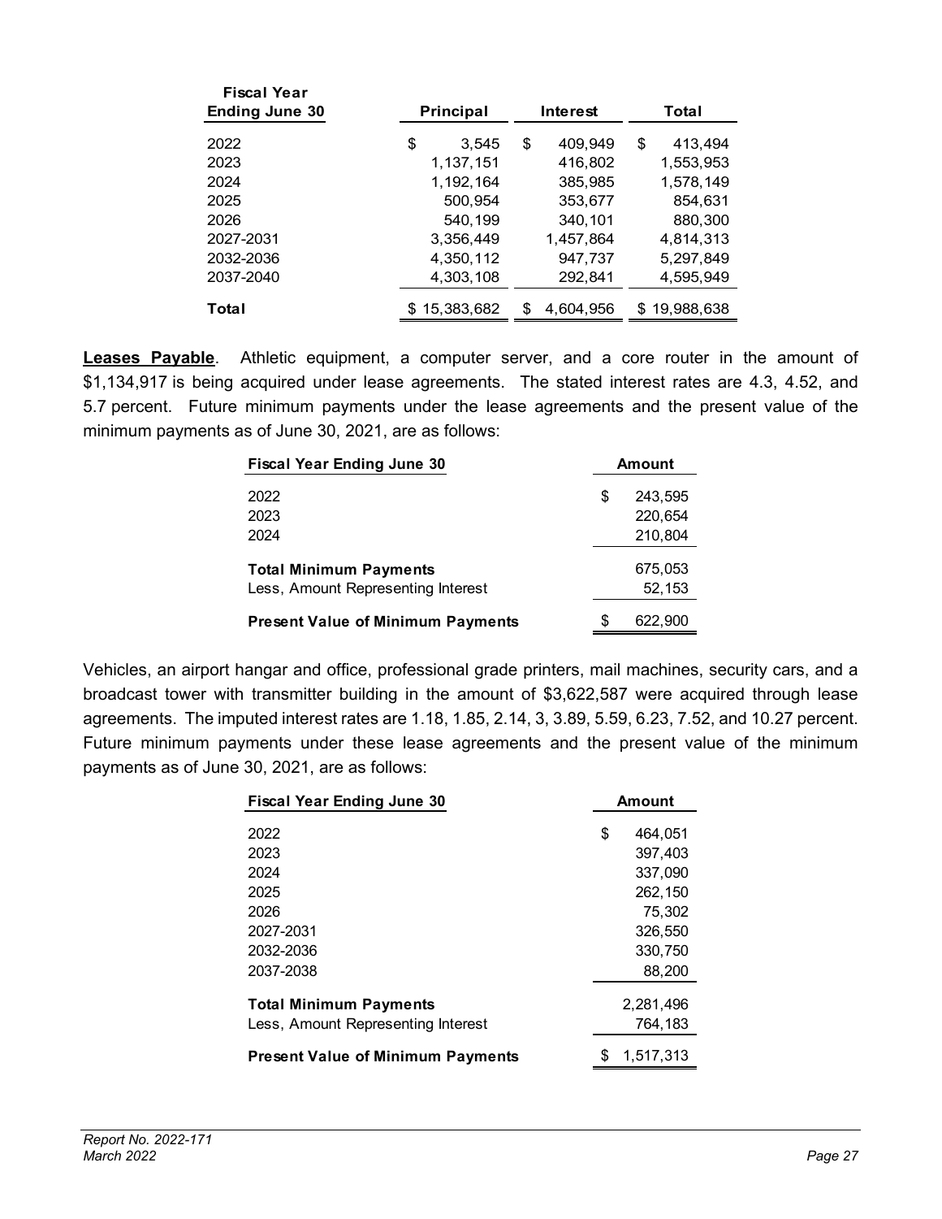| Fiscal Year Ending June 30 | Principal | Interest | Total |
|---|---|---|---|
| 2022 | $ 3,545 | $ 409,949 | $ 413,494 |
| 2023 | 1,137,151 | 416,802 | 1,553,953 |
| 2024 | 1,192,164 | 385,985 | 1,578,149 |
| 2025 | 500,954 | 353,677 | 854,631 |
| 2026 | 540,199 | 340,101 | 880,300 |
| 2027-2031 | 3,356,449 | 1,457,864 | 4,814,313 |
| 2032-2036 | 4,350,112 | 947,737 | 5,297,849 |
| 2037-2040 | 4,303,108 | 292,841 | 4,595,949 |
| **Total** | $ 15,383,682 | $ 4,604,956 | $ 19,988,638 |

**Leases Payable**. Athletic equipment, a computer server, and a core router in the amount of $1,134,917 is being acquired under lease agreements. The stated interest rates are 4.3, 4.52, and 5.7 percent. Future minimum payments under the lease agreements and the present value of the minimum payments as of June 30, 2021, are as follows:

| Fiscal Year Ending June 30 | Amount |
|---|---|
| 2022 | $ 243,595 |
| 2023 | 220,654 |
| 2024 | 210,804 |
| **Total Minimum Payments** | 675,053 |
| Less, Amount Representing Interest | 52,153 |
| **Present Value of Minimum Payments** | $ 622,900 |

Vehicles, an airport hangar and office, professional grade printers, mail machines, security cars, and a broadcast tower with transmitter building in the amount of $3,622,587 were acquired through lease agreements. The imputed interest rates are 1.18, 1.85, 2.14, 3, 3.89, 5.59, 6.23, 7.52, and 10.27 percent. Future minimum payments under these lease agreements and the present value of the minimum payments as of June 30, 2021, are as follows:

| Fiscal Year Ending June 30 | Amount |
|---|---|
| 2022 | $ 464,051 |
| 2023 | 397,403 |
| 2024 | 337,090 |
| 2025 | 262,150 |
| 2026 | 75,302 |
| 2027-2031 | 326,550 |
| 2032-2036 | 330,750 |
| 2037-2038 | 88,200 |
| **Total Minimum Payments** | 2,281,496 |
| Less, Amount Representing Interest | 764,183 |
| **Present Value of Minimum Payments** | $ 1,517,313 |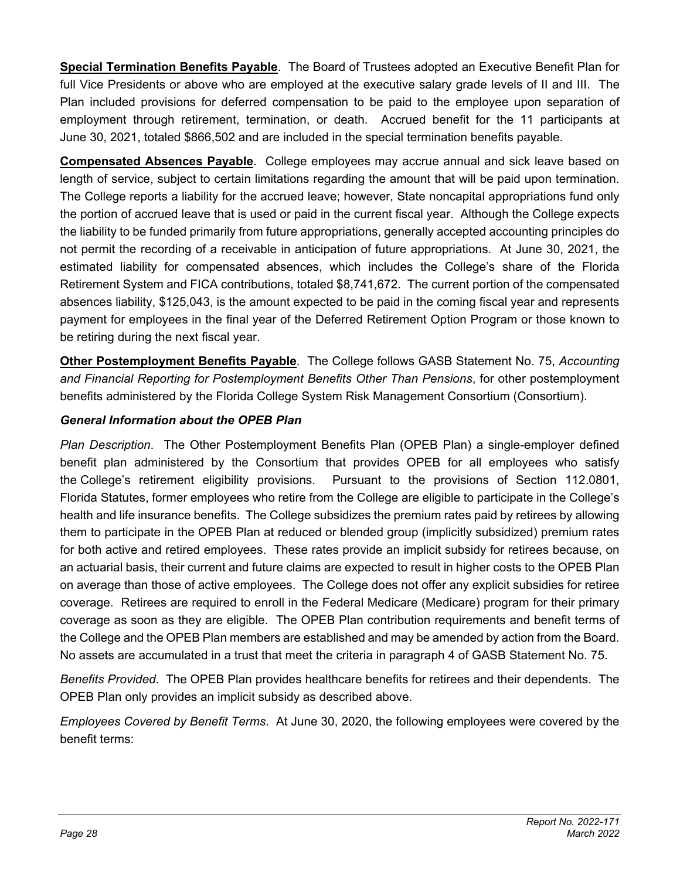**Special Termination Benefits Payable**. The Board of Trustees adopted an Executive Benefit Plan for full Vice Presidents or above who are employed at the executive salary grade levels of II and III. The Plan included provisions for deferred compensation to be paid to the employee upon separation of employment through retirement, termination, or death. Accrued benefit for the 11 participants at June 30, 2021, totaled $866,502 and are included in the special termination benefits payable.

**Compensated Absences Payable**. College employees may accrue annual and sick leave based on length of service, subject to certain limitations regarding the amount that will be paid upon termination. The College reports a liability for the accrued leave; however, State noncapital appropriations fund only the portion of accrued leave that is used or paid in the current fiscal year. Although the College expects the liability to be funded primarily from future appropriations, generally accepted accounting principles do not permit the recording of a receivable in anticipation of future appropriations. At June 30, 2021, the estimated liability for compensated absences, which includes the College's share of the Florida Retirement System and FICA contributions, totaled $8,741,672. The current portion of the compensated absences liability, $125,043, is the amount expected to be paid in the coming fiscal year and represents payment for employees in the final year of the Deferred Retirement Option Program or those known to be retiring during the next fiscal year.

**Other Postemployment Benefits Payable**. The College follows GASB Statement No. 75, *Accounting and Financial Reporting for Postemployment Benefits Other Than Pensions*, for other postemployment benefits administered by the Florida College System Risk Management Consortium (Consortium).

***General Information about the OPEB Plan***

*Plan Description*. The Other Postemployment Benefits Plan (OPEB Plan) a single-employer defined benefit plan administered by the Consortium that provides OPEB for all employees who satisfy the College's retirement eligibility provisions. Pursuant to the provisions of Section 112.0801, Florida Statutes, former employees who retire from the College are eligible to participate in the College's health and life insurance benefits. The College subsidizes the premium rates paid by retirees by allowing them to participate in the OPEB Plan at reduced or blended group (implicitly subsidized) premium rates for both active and retired employees. These rates provide an implicit subsidy for retirees because, on an actuarial basis, their current and future claims are expected to result in higher costs to the OPEB Plan on average than those of active employees. The College does not offer any explicit subsidies for retiree coverage. Retirees are required to enroll in the Federal Medicare (Medicare) program for their primary coverage as soon as they are eligible. The OPEB Plan contribution requirements and benefit terms of the College and the OPEB Plan members are established and may be amended by action from the Board. No assets are accumulated in a trust that meet the criteria in paragraph 4 of GASB Statement No. 75.

*Benefits Provided*. The OPEB Plan provides healthcare benefits for retirees and their dependents. The OPEB Plan only provides an implicit subsidy as described above.

*Employees Covered by Benefit Terms*. At June 30, 2020, the following employees were covered by the benefit terms: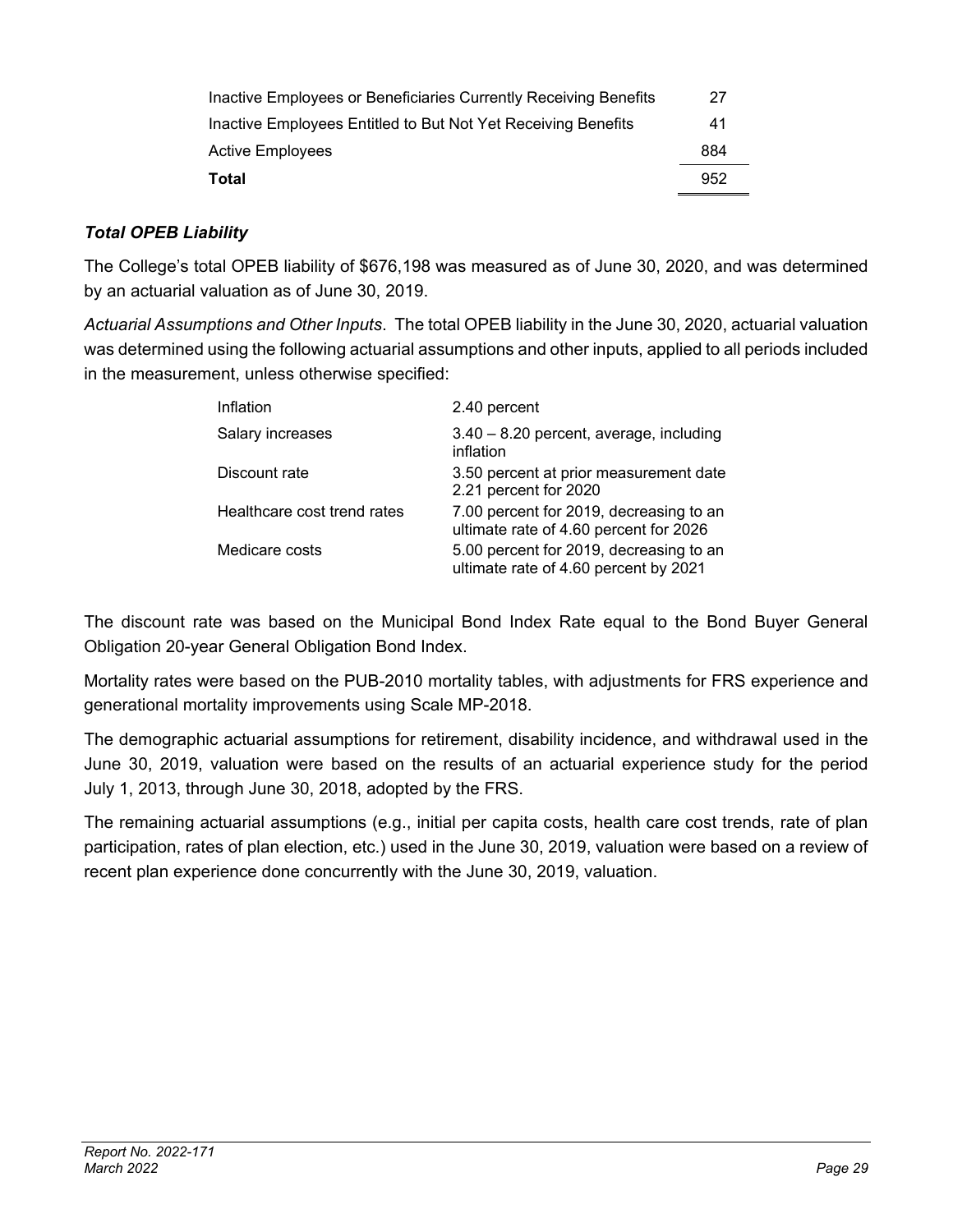| | |
|---|---|
| Inactive Employees or Beneficiaries Currently Receiving Benefits | 27 |
| Inactive Employees Entitled to But Not Yet Receiving Benefits | 41 |
| Active Employees | 884 |
| **Total** | 952 |

### *Total OPEB Liability*

The College's total OPEB liability of $676,198 was measured as of June 30, 2020, and was determined by an actuarial valuation as of June 30, 2019.

*Actuarial Assumptions and Other Inputs*. The total OPEB liability in the June 30, 2020, actuarial valuation was determined using the following actuarial assumptions and other inputs, applied to all periods included in the measurement, unless otherwise specified:

| | |
|---|---|
| Inflation | 2.40 percent |
| Salary increases | 3.40 – 8.20 percent, average, including inflation |
| Discount rate | 3.50 percent at prior measurement date 2.21 percent for 2020 |
| Healthcare cost trend rates | 7.00 percent for 2019, decreasing to an ultimate rate of 4.60 percent for 2026 |
| Medicare costs | 5.00 percent for 2019, decreasing to an ultimate rate of 4.60 percent by 2021 |

The discount rate was based on the Municipal Bond Index Rate equal to the Bond Buyer General Obligation 20-year General Obligation Bond Index.

Mortality rates were based on the PUB-2010 mortality tables, with adjustments for FRS experience and generational mortality improvements using Scale MP-2018.

The demographic actuarial assumptions for retirement, disability incidence, and withdrawal used in the June 30, 2019, valuation were based on the results of an actuarial experience study for the period July 1, 2013, through June 30, 2018, adopted by the FRS.

The remaining actuarial assumptions (e.g., initial per capita costs, health care cost trends, rate of plan participation, rates of plan election, etc.) used in the June 30, 2019, valuation were based on a review of recent plan experience done concurrently with the June 30, 2019, valuation.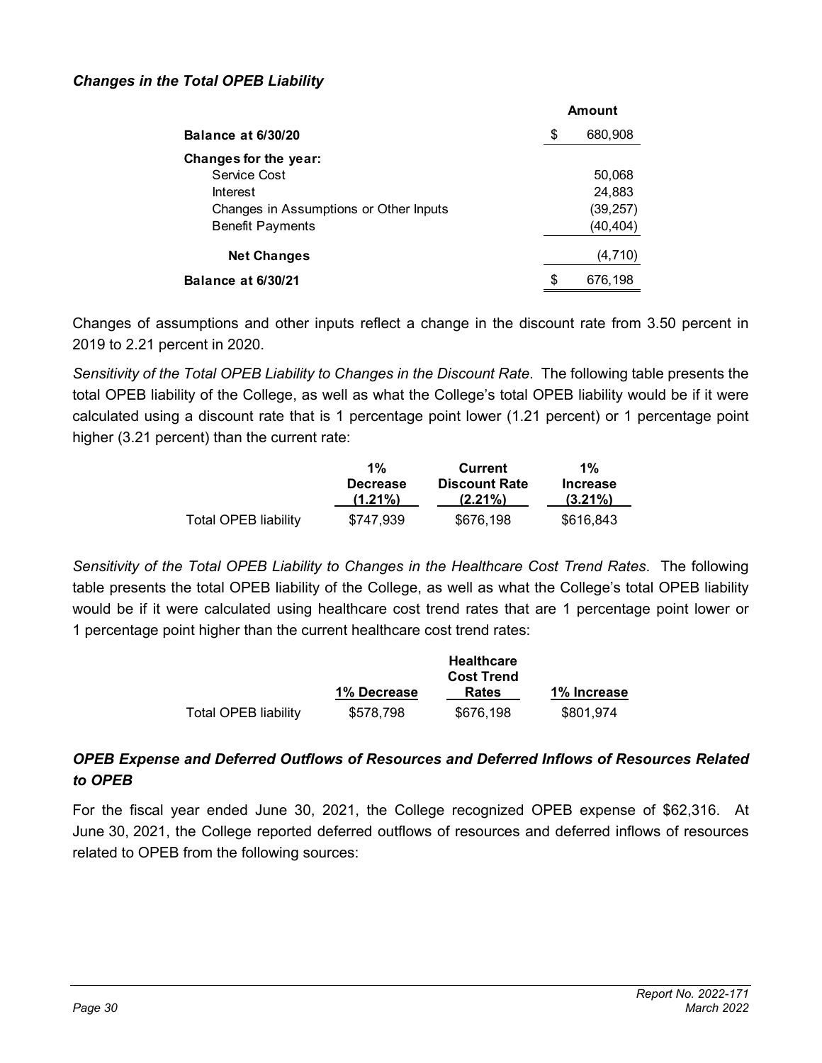### *Changes in the Total OPEB Liability*

| | Amount |
|---|---|
| **Balance at 6/30/20** | $ 680,908 |
| **Changes for the year:** | |
| Service Cost | 50,068 |
| Interest | 24,883 |
| Changes in Assumptions or Other Inputs | (39,257) |
| Benefit Payments | (40,404) |
| **Net Changes** | (4,710) |
| **Balance at 6/30/21** | $ 676,198 |

Changes of assumptions and other inputs reflect a change in the discount rate from 3.50 percent in 2019 to 2.21 percent in 2020.

*Sensitivity of the Total OPEB Liability to Changes in the Discount Rate*. The following table presents the total OPEB liability of the College, as well as what the College's total OPEB liability would be if it were calculated using a discount rate that is 1 percentage point lower (1.21 percent) or 1 percentage point higher (3.21 percent) than the current rate:

| | 1% Decrease (1.21%) | Current Discount Rate (2.21%) | 1% Increase (3.21%) |
|---|---|---|---|
| Total OPEB liability | $747,939 | $676,198 | $616,843 |

*Sensitivity of the Total OPEB Liability to Changes in the Healthcare Cost Trend Rates*. The following table presents the total OPEB liability of the College, as well as what the College's total OPEB liability would be if it were calculated using healthcare cost trend rates that are 1 percentage point lower or 1 percentage point higher than the current healthcare cost trend rates:

| | 1% Decrease | Healthcare Cost Trend Rates | 1% Increase |
|---|---|---|---|
| Total OPEB liability | $578,798 | $676,198 | $801,974 |

### *OPEB Expense and Deferred Outflows of Resources and Deferred Inflows of Resources Related to OPEB*

For the fiscal year ended June 30, 2021, the College recognized OPEB expense of $62,316. At June 30, 2021, the College reported deferred outflows of resources and deferred inflows of resources related to OPEB from the following sources: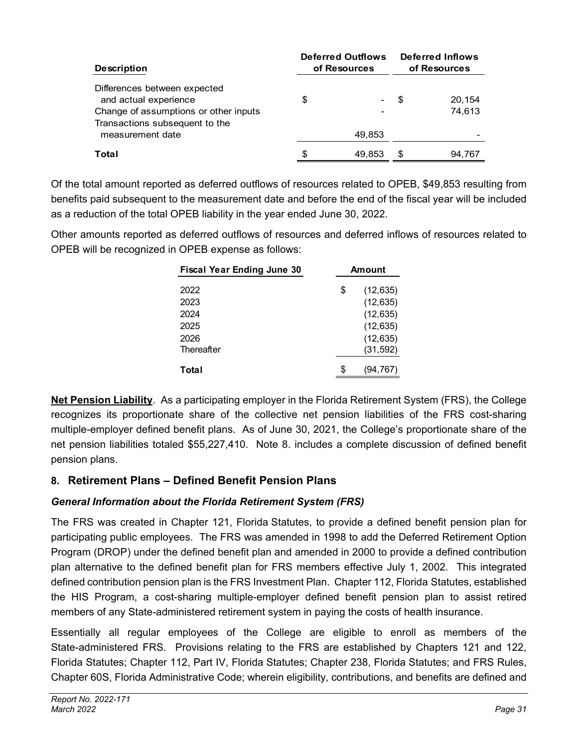| Description | Deferred Outflows of Resources | Deferred Inflows of Resources |
|---|---|---|
| Differences between expected and actual experience | $ - | $ 20,154 |
| Change of assumptions or other inputs | - | 74,613 |
| Transactions subsequent to the measurement date | 49,853 | - |
| **Total** | $ 49,853 | $ 94,767 |

Of the total amount reported as deferred outflows of resources related to OPEB, $49,853 resulting from benefits paid subsequent to the measurement date and before the end of the fiscal year will be included as a reduction of the total OPEB liability in the year ended June 30, 2022.

Other amounts reported as deferred outflows of resources and deferred inflows of resources related to OPEB will be recognized in OPEB expense as follows:

| Fiscal Year Ending June 30 | Amount |
|---|---|
| 2022 | $ (12,635) |
| 2023 | (12,635) |
| 2024 | (12,635) |
| 2025 | (12,635) |
| 2026 | (12,635) |
| Thereafter | (31,592) |
| **Total** | $ (94,767) |

**Net Pension Liability**. As a participating employer in the Florida Retirement System (FRS), the College recognizes its proportionate share of the collective net pension liabilities of the FRS cost-sharing multiple-employer defined benefit plans. As of June 30, 2021, the College's proportionate share of the net pension liabilities totaled $55,227,410. Note 8. includes a complete discussion of defined benefit pension plans.

## 8. Retirement Plans – Defined Benefit Pension Plans

### *General Information about the Florida Retirement System (FRS)*

The FRS was created in Chapter 121, Florida Statutes, to provide a defined benefit pension plan for participating public employees. The FRS was amended in 1998 to add the Deferred Retirement Option Program (DROP) under the defined benefit plan and amended in 2000 to provide a defined contribution plan alternative to the defined benefit plan for FRS members effective July 1, 2002. This integrated defined contribution pension plan is the FRS Investment Plan. Chapter 112, Florida Statutes, established the HIS Program, a cost-sharing multiple-employer defined benefit pension plan to assist retired members of any State-administered retirement system in paying the costs of health insurance.

Essentially all regular employees of the College are eligible to enroll as members of the State-administered FRS. Provisions relating to the FRS are established by Chapters 121 and 122, Florida Statutes; Chapter 112, Part IV, Florida Statutes; Chapter 238, Florida Statutes; and FRS Rules, Chapter 60S, Florida Administrative Code; wherein eligibility, contributions, and benefits are defined and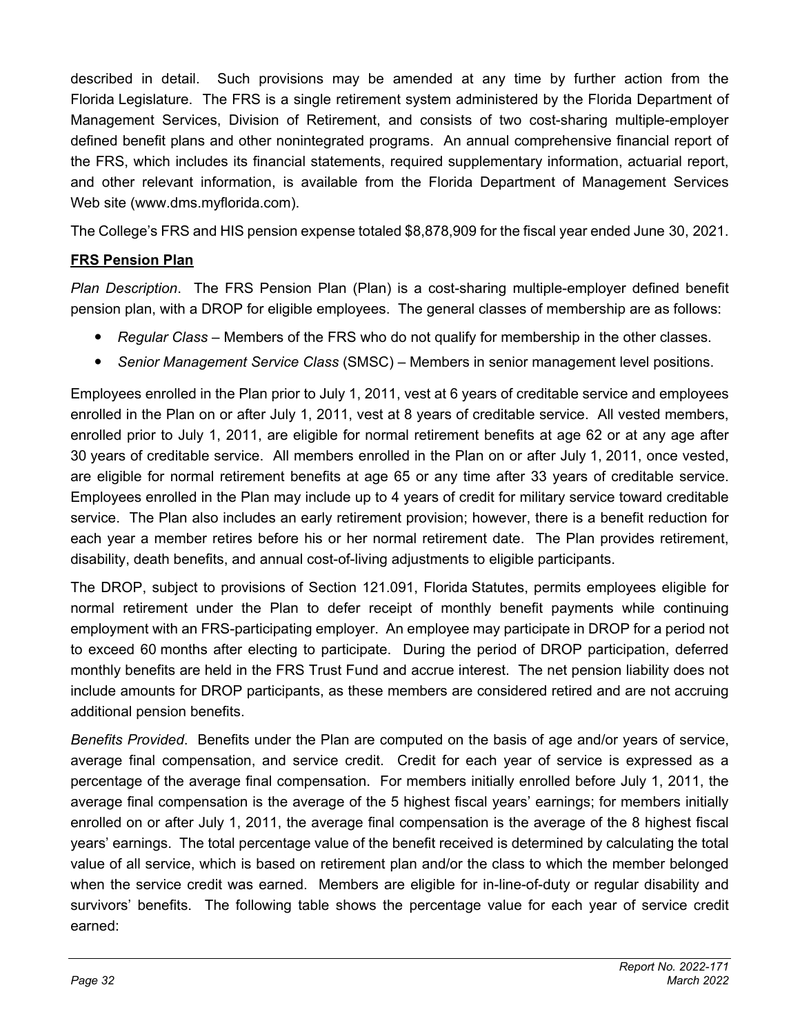described in detail. Such provisions may be amended at any time by further action from the Florida Legislature. The FRS is a single retirement system administered by the Florida Department of Management Services, Division of Retirement, and consists of two cost-sharing multiple-employer defined benefit plans and other nonintegrated programs. An annual comprehensive financial report of the FRS, which includes its financial statements, required supplementary information, actuarial report, and other relevant information, is available from the Florida Department of Management Services Web site (www.dms.myflorida.com).

The College's FRS and HIS pension expense totaled $8,878,909 for the fiscal year ended June 30, 2021.

**FRS Pension Plan**

*Plan Description*. The FRS Pension Plan (Plan) is a cost-sharing multiple-employer defined benefit pension plan, with a DROP for eligible employees. The general classes of membership are as follows:

- *Regular Class* – Members of the FRS who do not qualify for membership in the other classes.
- *Senior Management Service Class* (SMSC) – Members in senior management level positions.

Employees enrolled in the Plan prior to July 1, 2011, vest at 6 years of creditable service and employees enrolled in the Plan on or after July 1, 2011, vest at 8 years of creditable service. All vested members, enrolled prior to July 1, 2011, are eligible for normal retirement benefits at age 62 or at any age after 30 years of creditable service. All members enrolled in the Plan on or after July 1, 2011, once vested, are eligible for normal retirement benefits at age 65 or any time after 33 years of creditable service. Employees enrolled in the Plan may include up to 4 years of credit for military service toward creditable service. The Plan also includes an early retirement provision; however, there is a benefit reduction for each year a member retires before his or her normal retirement date. The Plan provides retirement, disability, death benefits, and annual cost-of-living adjustments to eligible participants.

The DROP, subject to provisions of Section 121.091, Florida Statutes, permits employees eligible for normal retirement under the Plan to defer receipt of monthly benefit payments while continuing employment with an FRS-participating employer. An employee may participate in DROP for a period not to exceed 60 months after electing to participate. During the period of DROP participation, deferred monthly benefits are held in the FRS Trust Fund and accrue interest. The net pension liability does not include amounts for DROP participants, as these members are considered retired and are not accruing additional pension benefits.

*Benefits Provided*. Benefits under the Plan are computed on the basis of age and/or years of service, average final compensation, and service credit. Credit for each year of service is expressed as a percentage of the average final compensation. For members initially enrolled before July 1, 2011, the average final compensation is the average of the 5 highest fiscal years' earnings; for members initially enrolled on or after July 1, 2011, the average final compensation is the average of the 8 highest fiscal years' earnings. The total percentage value of the benefit received is determined by calculating the total value of all service, which is based on retirement plan and/or the class to which the member belonged when the service credit was earned. Members are eligible for in-line-of-duty or regular disability and survivors' benefits. The following table shows the percentage value for each year of service credit earned: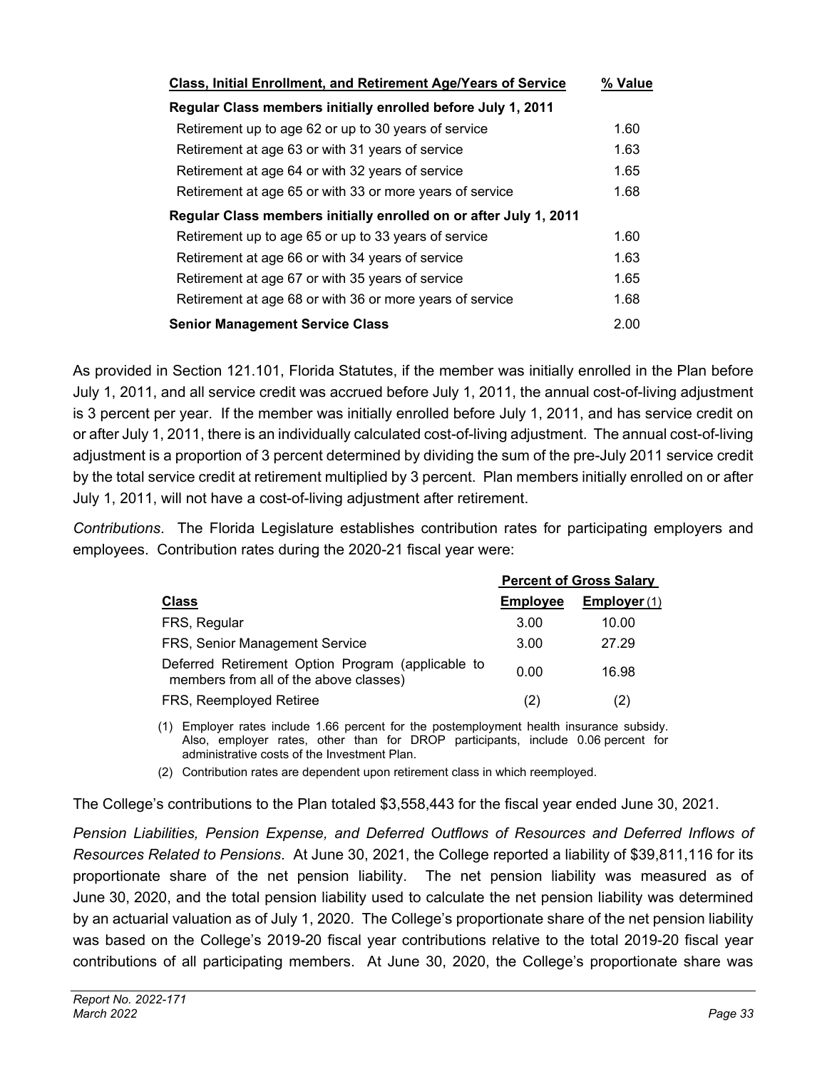| **Class, Initial Enrollment, and Retirement Age/Years of Service** | **% Value** |
|---|---|
| **Regular Class members initially enrolled before July 1, 2011** | |
| Retirement up to age 62 or up to 30 years of service | 1.60 |
| Retirement at age 63 or with 31 years of service | 1.63 |
| Retirement at age 64 or with 32 years of service | 1.65 |
| Retirement at age 65 or with 33 or more years of service | 1.68 |
| **Regular Class members initially enrolled on or after July 1, 2011** | |
| Retirement up to age 65 or up to 33 years of service | 1.60 |
| Retirement at age 66 or with 34 years of service | 1.63 |
| Retirement at age 67 or with 35 years of service | 1.65 |
| Retirement at age 68 or with 36 or more years of service | 1.68 |
| **Senior Management Service Class** | 2.00 |

As provided in Section 121.101, Florida Statutes, if the member was initially enrolled in the Plan before July 1, 2011, and all service credit was accrued before July 1, 2011, the annual cost-of-living adjustment is 3 percent per year. If the member was initially enrolled before July 1, 2011, and has service credit on or after July 1, 2011, there is an individually calculated cost-of-living adjustment. The annual cost-of-living adjustment is a proportion of 3 percent determined by dividing the sum of the pre-July 2011 service credit by the total service credit at retirement multiplied by 3 percent. Plan members initially enrolled on or after July 1, 2011, will not have a cost-of-living adjustment after retirement.

*Contributions*. The Florida Legislature establishes contribution rates for participating employers and employees. Contribution rates during the 2020-21 fiscal year were:

| | **Percent of Gross Salary** | |
|---|---|---|
| **Class** | **Employee** | **Employer** (1) |
| FRS, Regular | 3.00 | 10.00 |
| FRS, Senior Management Service | 3.00 | 27.29 |
| Deferred Retirement Option Program (applicable to members from all of the above classes) | 0.00 | 16.98 |
| FRS, Reemployed Retiree | (2) | (2) |

(1) Employer rates include 1.66 percent for the postemployment health insurance subsidy. Also, employer rates, other than for DROP participants, include 0.06 percent for administrative costs of the Investment Plan.

(2) Contribution rates are dependent upon retirement class in which reemployed.

The College's contributions to the Plan totaled $3,558,443 for the fiscal year ended June 30, 2021.

*Pension Liabilities, Pension Expense, and Deferred Outflows of Resources and Deferred Inflows of Resources Related to Pensions*. At June 30, 2021, the College reported a liability of $39,811,116 for its proportionate share of the net pension liability. The net pension liability was measured as of June 30, 2020, and the total pension liability used to calculate the net pension liability was determined by an actuarial valuation as of July 1, 2020. The College's proportionate share of the net pension liability was based on the College's 2019-20 fiscal year contributions relative to the total 2019-20 fiscal year contributions of all participating members. At June 30, 2020, the College's proportionate share was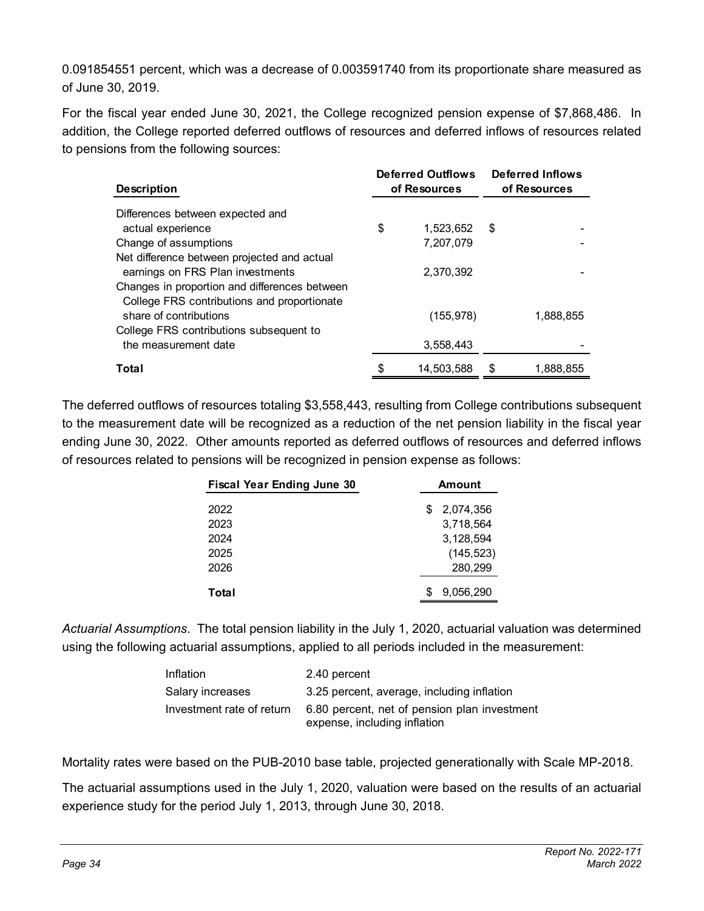0.091854551 percent, which was a decrease of 0.003591740 from its proportionate share measured as of June 30, 2019.

For the fiscal year ended June 30, 2021, the College recognized pension expense of $7,868,486. In addition, the College reported deferred outflows of resources and deferred inflows of resources related to pensions from the following sources:

| Description | Deferred Outflows of Resources | Deferred Inflows of Resources |
|---|---|---|
| Differences between expected and actual experience | $ 1,523,652 | $ - |
| Change of assumptions | 7,207,079 | - |
| Net difference between projected and actual earnings on FRS Plan investments | 2,370,392 | - |
| Changes in proportion and differences between College FRS contributions and proportionate share of contributions | (155,978) | 1,888,855 |
| College FRS contributions subsequent to the measurement date | 3,558,443 | - |
| **Total** | $ 14,503,588 | $ 1,888,855 |

The deferred outflows of resources totaling $3,558,443, resulting from College contributions subsequent to the measurement date will be recognized as a reduction of the net pension liability in the fiscal year ending June 30, 2022. Other amounts reported as deferred outflows of resources and deferred inflows of resources related to pensions will be recognized in pension expense as follows:

| Fiscal Year Ending June 30 | Amount |
|---|---|
| 2022 | $ 2,074,356 |
| 2023 | 3,718,564 |
| 2024 | 3,128,594 |
| 2025 | (145,523) |
| 2026 | 280,299 |
| **Total** | $ 9,056,290 |

*Actuarial Assumptions*. The total pension liability in the July 1, 2020, actuarial valuation was determined using the following actuarial assumptions, applied to all periods included in the measurement:

| | |
|---|---|
| Inflation | 2.40 percent |
| Salary increases | 3.25 percent, average, including inflation |
| Investment rate of return | 6.80 percent, net of pension plan investment expense, including inflation |

Mortality rates were based on the PUB-2010 base table, projected generationally with Scale MP-2018.

The actuarial assumptions used in the July 1, 2020, valuation were based on the results of an actuarial experience study for the period July 1, 2013, through June 30, 2018.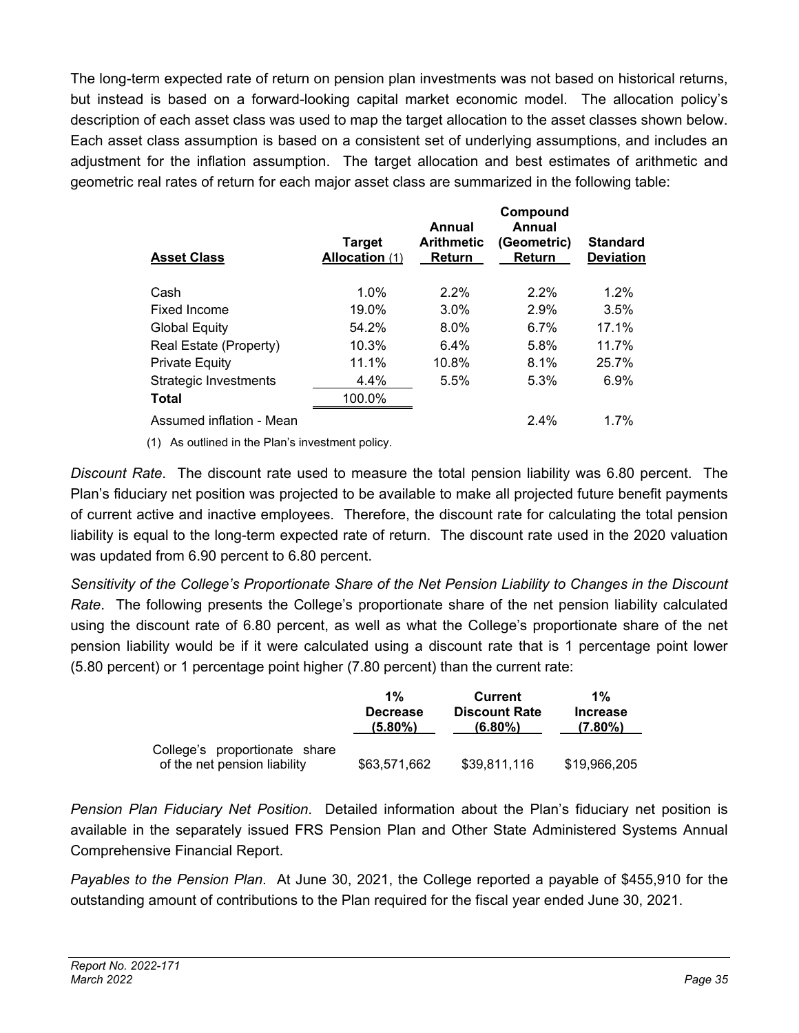The long-term expected rate of return on pension plan investments was not based on historical returns, but instead is based on a forward-looking capital market economic model. The allocation policy's description of each asset class was used to map the target allocation to the asset classes shown below. Each asset class assumption is based on a consistent set of underlying assumptions, and includes an adjustment for the inflation assumption. The target allocation and best estimates of arithmetic and geometric real rates of return for each major asset class are summarized in the following table:

| Asset Class | Target Allocation (1) | Annual Arithmetic Return | Compound Annual (Geometric) Return | Standard Deviation |
|---|---|---|---|---|
| Cash | 1.0% | 2.2% | 2.2% | 1.2% |
| Fixed Income | 19.0% | 3.0% | 2.9% | 3.5% |
| Global Equity | 54.2% | 8.0% | 6.7% | 17.1% |
| Real Estate (Property) | 10.3% | 6.4% | 5.8% | 11.7% |
| Private Equity | 11.1% | 10.8% | 8.1% | 25.7% |
| Strategic Investments | 4.4% | 5.5% | 5.3% | 6.9% |
| **Total** | 100.0% | | | |
| Assumed inflation - Mean | | | 2.4% | 1.7% |

(1) As outlined in the Plan's investment policy.

*Discount Rate*. The discount rate used to measure the total pension liability was 6.80 percent. The Plan's fiduciary net position was projected to be available to make all projected future benefit payments of current active and inactive employees. Therefore, the discount rate for calculating the total pension liability is equal to the long-term expected rate of return. The discount rate used in the 2020 valuation was updated from 6.90 percent to 6.80 percent.

*Sensitivity of the College's Proportionate Share of the Net Pension Liability to Changes in the Discount Rate*. The following presents the College's proportionate share of the net pension liability calculated using the discount rate of 6.80 percent, as well as what the College's proportionate share of the net pension liability would be if it were calculated using a discount rate that is 1 percentage point lower (5.80 percent) or 1 percentage point higher (7.80 percent) than the current rate:

| | 1% Decrease (5.80%) | Current Discount Rate (6.80%) | 1% Increase (7.80%) |
|---|---|---|---|
| College's proportionate share of the net pension liability | $63,571,662 | $39,811,116 | $19,966,205 |

*Pension Plan Fiduciary Net Position*. Detailed information about the Plan's fiduciary net position is available in the separately issued FRS Pension Plan and Other State Administered Systems Annual Comprehensive Financial Report.

*Payables to the Pension Plan*. At June 30, 2021, the College reported a payable of $455,910 for the outstanding amount of contributions to the Plan required for the fiscal year ended June 30, 2021.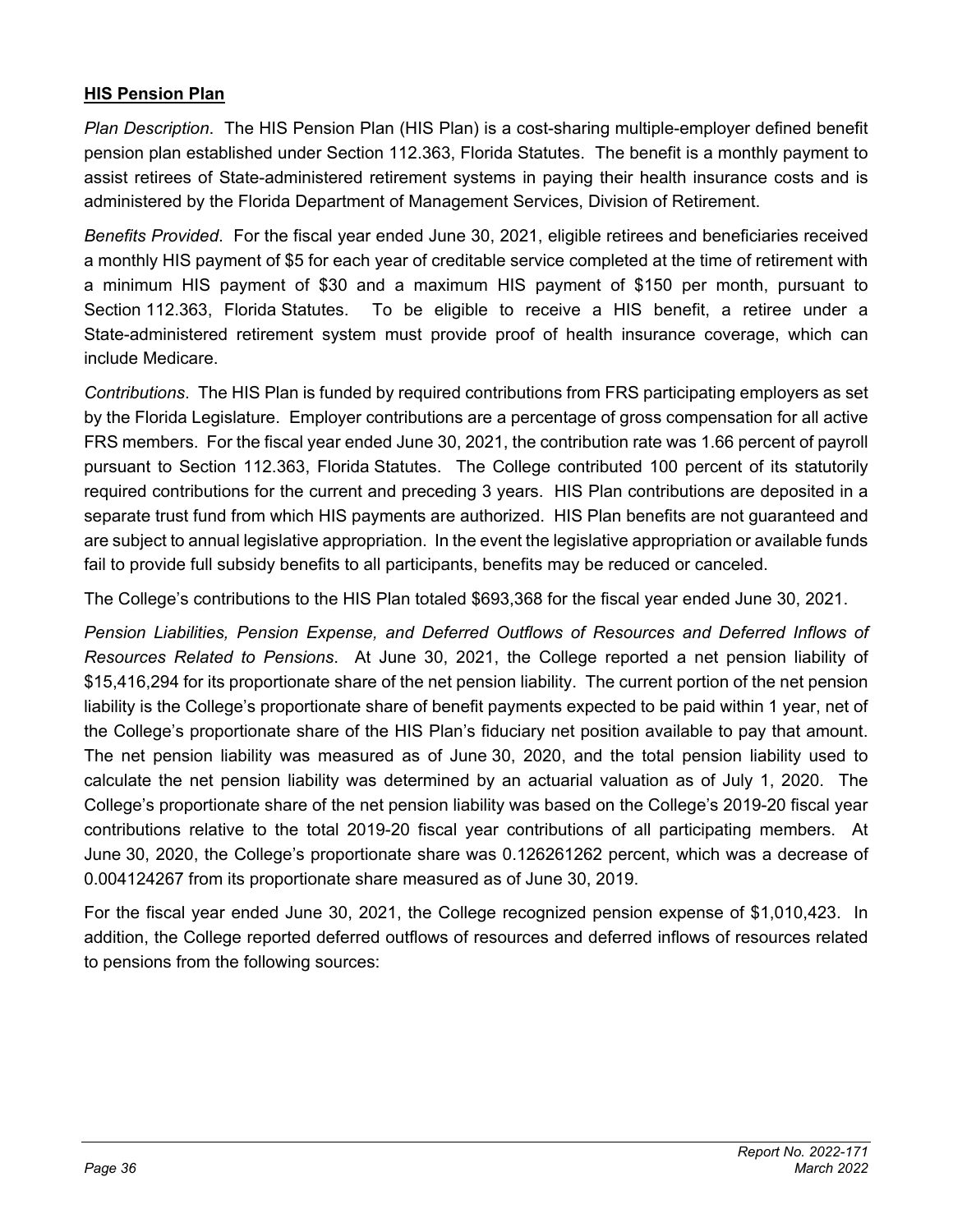**HIS Pension Plan**

*Plan Description*. The HIS Pension Plan (HIS Plan) is a cost-sharing multiple-employer defined benefit pension plan established under Section 112.363, Florida Statutes. The benefit is a monthly payment to assist retirees of State-administered retirement systems in paying their health insurance costs and is administered by the Florida Department of Management Services, Division of Retirement.

*Benefits Provided*. For the fiscal year ended June 30, 2021, eligible retirees and beneficiaries received a monthly HIS payment of $5 for each year of creditable service completed at the time of retirement with a minimum HIS payment of $30 and a maximum HIS payment of $150 per month, pursuant to Section 112.363, Florida Statutes. To be eligible to receive a HIS benefit, a retiree under a State-administered retirement system must provide proof of health insurance coverage, which can include Medicare.

*Contributions*. The HIS Plan is funded by required contributions from FRS participating employers as set by the Florida Legislature. Employer contributions are a percentage of gross compensation for all active FRS members. For the fiscal year ended June 30, 2021, the contribution rate was 1.66 percent of payroll pursuant to Section 112.363, Florida Statutes. The College contributed 100 percent of its statutorily required contributions for the current and preceding 3 years. HIS Plan contributions are deposited in a separate trust fund from which HIS payments are authorized. HIS Plan benefits are not guaranteed and are subject to annual legislative appropriation. In the event the legislative appropriation or available funds fail to provide full subsidy benefits to all participants, benefits may be reduced or canceled.

The College's contributions to the HIS Plan totaled $693,368 for the fiscal year ended June 30, 2021.

*Pension Liabilities, Pension Expense, and Deferred Outflows of Resources and Deferred Inflows of Resources Related to Pensions*. At June 30, 2021, the College reported a net pension liability of $15,416,294 for its proportionate share of the net pension liability. The current portion of the net pension liability is the College's proportionate share of benefit payments expected to be paid within 1 year, net of the College's proportionate share of the HIS Plan's fiduciary net position available to pay that amount. The net pension liability was measured as of June 30, 2020, and the total pension liability used to calculate the net pension liability was determined by an actuarial valuation as of July 1, 2020. The College's proportionate share of the net pension liability was based on the College's 2019-20 fiscal year contributions relative to the total 2019-20 fiscal year contributions of all participating members. At June 30, 2020, the College's proportionate share was 0.126261262 percent, which was a decrease of 0.004124267 from its proportionate share measured as of June 30, 2019.

For the fiscal year ended June 30, 2021, the College recognized pension expense of $1,010,423. In addition, the College reported deferred outflows of resources and deferred inflows of resources related to pensions from the following sources: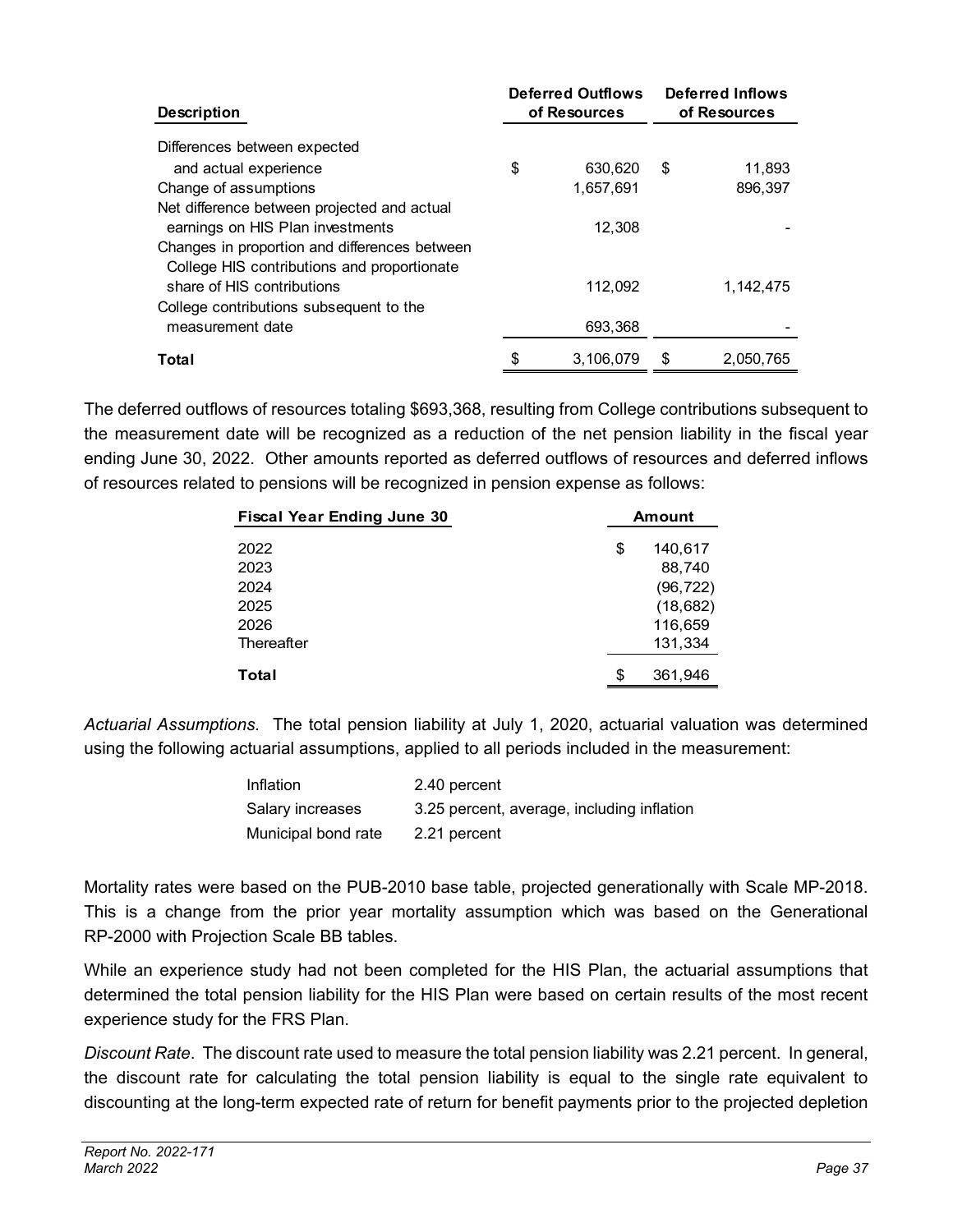| Description | Deferred Outflows of Resources | Deferred Inflows of Resources |
|---|---|---|
| Differences between expected and actual experience | $ 630,620 | $ 11,893 |
| Change of assumptions | 1,657,691 | 896,397 |
| Net difference between projected and actual earnings on HIS Plan investments | 12,308 | - |
| Changes in proportion and differences between College HIS contributions and proportionate share of HIS contributions | 112,092 | 1,142,475 |
| College contributions subsequent to the measurement date | 693,368 | - |
| **Total** | $ 3,106,079 | $ 2,050,765 |

The deferred outflows of resources totaling $693,368, resulting from College contributions subsequent to the measurement date will be recognized as a reduction of the net pension liability in the fiscal year ending June 30, 2022. Other amounts reported as deferred outflows of resources and deferred inflows of resources related to pensions will be recognized in pension expense as follows:

| Fiscal Year Ending June 30 | Amount |
|---|---|
| 2022 | $ 140,617 |
| 2023 | 88,740 |
| 2024 | (96,722) |
| 2025 | (18,682) |
| 2026 | 116,659 |
| Thereafter | 131,334 |
| **Total** | $ 361,946 |

*Actuarial Assumptions*. The total pension liability at July 1, 2020, actuarial valuation was determined using the following actuarial assumptions, applied to all periods included in the measurement:

| | |
|---|---|
| Inflation | 2.40 percent |
| Salary increases | 3.25 percent, average, including inflation |
| Municipal bond rate | 2.21 percent |

Mortality rates were based on the PUB-2010 base table, projected generationally with Scale MP-2018. This is a change from the prior year mortality assumption which was based on the Generational RP-2000 with Projection Scale BB tables.

While an experience study had not been completed for the HIS Plan, the actuarial assumptions that determined the total pension liability for the HIS Plan were based on certain results of the most recent experience study for the FRS Plan.

*Discount Rate*. The discount rate used to measure the total pension liability was 2.21 percent. In general, the discount rate for calculating the total pension liability is equal to the single rate equivalent to discounting at the long-term expected rate of return for benefit payments prior to the projected depletion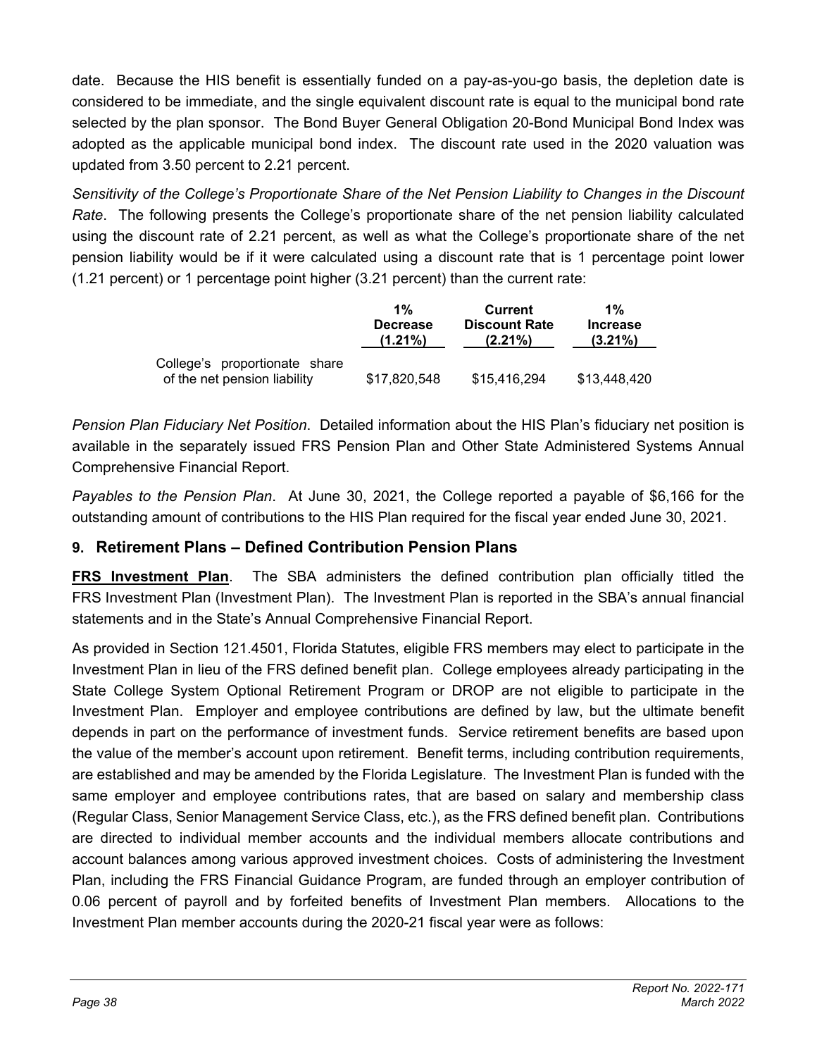date. Because the HIS benefit is essentially funded on a pay-as-you-go basis, the depletion date is considered to be immediate, and the single equivalent discount rate is equal to the municipal bond rate selected by the plan sponsor. The Bond Buyer General Obligation 20-Bond Municipal Bond Index was adopted as the applicable municipal bond index. The discount rate used in the 2020 valuation was updated from 3.50 percent to 2.21 percent.

*Sensitivity of the College's Proportionate Share of the Net Pension Liability to Changes in the Discount Rate*. The following presents the College's proportionate share of the net pension liability calculated using the discount rate of 2.21 percent, as well as what the College's proportionate share of the net pension liability would be if it were calculated using a discount rate that is 1 percentage point lower (1.21 percent) or 1 percentage point higher (3.21 percent) than the current rate:

| | 1% Decrease (1.21%) | Current Discount Rate (2.21%) | 1% Increase (3.21%) |
|---|---|---|---|
| College's proportionate share of the net pension liability | $17,820,548 | $15,416,294 | $13,448,420 |

*Pension Plan Fiduciary Net Position*. Detailed information about the HIS Plan's fiduciary net position is available in the separately issued FRS Pension Plan and Other State Administered Systems Annual Comprehensive Financial Report.

*Payables to the Pension Plan*. At June 30, 2021, the College reported a payable of $6,166 for the outstanding amount of contributions to the HIS Plan required for the fiscal year ended June 30, 2021.

## 9. Retirement Plans – Defined Contribution Pension Plans

**FRS Investment Plan**. The SBA administers the defined contribution plan officially titled the FRS Investment Plan (Investment Plan). The Investment Plan is reported in the SBA's annual financial statements and in the State's Annual Comprehensive Financial Report.

As provided in Section 121.4501, Florida Statutes, eligible FRS members may elect to participate in the Investment Plan in lieu of the FRS defined benefit plan. College employees already participating in the State College System Optional Retirement Program or DROP are not eligible to participate in the Investment Plan. Employer and employee contributions are defined by law, but the ultimate benefit depends in part on the performance of investment funds. Service retirement benefits are based upon the value of the member's account upon retirement. Benefit terms, including contribution requirements, are established and may be amended by the Florida Legislature. The Investment Plan is funded with the same employer and employee contributions rates, that are based on salary and membership class (Regular Class, Senior Management Service Class, etc.), as the FRS defined benefit plan. Contributions are directed to individual member accounts and the individual members allocate contributions and account balances among various approved investment choices. Costs of administering the Investment Plan, including the FRS Financial Guidance Program, are funded through an employer contribution of 0.06 percent of payroll and by forfeited benefits of Investment Plan members. Allocations to the Investment Plan member accounts during the 2020-21 fiscal year were as follows: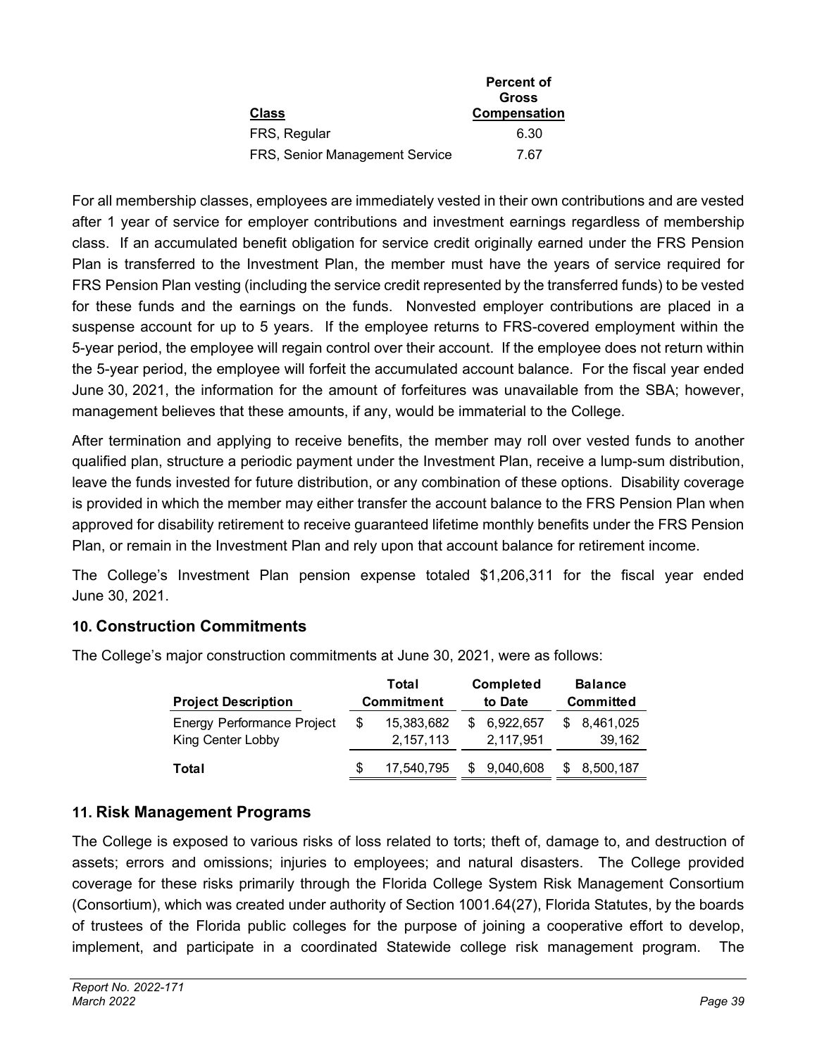| Class | Percent of Gross Compensation |
|---|---|
| FRS, Regular | 6.30 |
| FRS, Senior Management Service | 7.67 |

For all membership classes, employees are immediately vested in their own contributions and are vested after 1 year of service for employer contributions and investment earnings regardless of membership class. If an accumulated benefit obligation for service credit originally earned under the FRS Pension Plan is transferred to the Investment Plan, the member must have the years of service required for FRS Pension Plan vesting (including the service credit represented by the transferred funds) to be vested for these funds and the earnings on the funds. Nonvested employer contributions are placed in a suspense account for up to 5 years. If the employee returns to FRS-covered employment within the 5-year period, the employee will regain control over their account. If the employee does not return within the 5-year period, the employee will forfeit the accumulated account balance. For the fiscal year ended June 30, 2021, the information for the amount of forfeitures was unavailable from the SBA; however, management believes that these amounts, if any, would be immaterial to the College.

After termination and applying to receive benefits, the member may roll over vested funds to another qualified plan, structure a periodic payment under the Investment Plan, receive a lump-sum distribution, leave the funds invested for future distribution, or any combination of these options. Disability coverage is provided in which the member may either transfer the account balance to the FRS Pension Plan when approved for disability retirement to receive guaranteed lifetime monthly benefits under the FRS Pension Plan, or remain in the Investment Plan and rely upon that account balance for retirement income.

The College's Investment Plan pension expense totaled $1,206,311 for the fiscal year ended June 30, 2021.

## 10. Construction Commitments

The College's major construction commitments at June 30, 2021, were as follows:

| Project Description | Total Commitment | Completed to Date | Balance Committed |
|---|---|---|---|
| Energy Performance Project | $ 15,383,682 | $ 6,922,657 | $ 8,461,025 |
| King Center Lobby | 2,157,113 | 2,117,951 | 39,162 |
| **Total** | $ 17,540,795 | $ 9,040,608 | $ 8,500,187 |

## 11. Risk Management Programs

The College is exposed to various risks of loss related to torts; theft of, damage to, and destruction of assets; errors and omissions; injuries to employees; and natural disasters. The College provided coverage for these risks primarily through the Florida College System Risk Management Consortium (Consortium), which was created under authority of Section 1001.64(27), Florida Statutes, by the boards of trustees of the Florida public colleges for the purpose of joining a cooperative effort to develop, implement, and participate in a coordinated Statewide college risk management program. The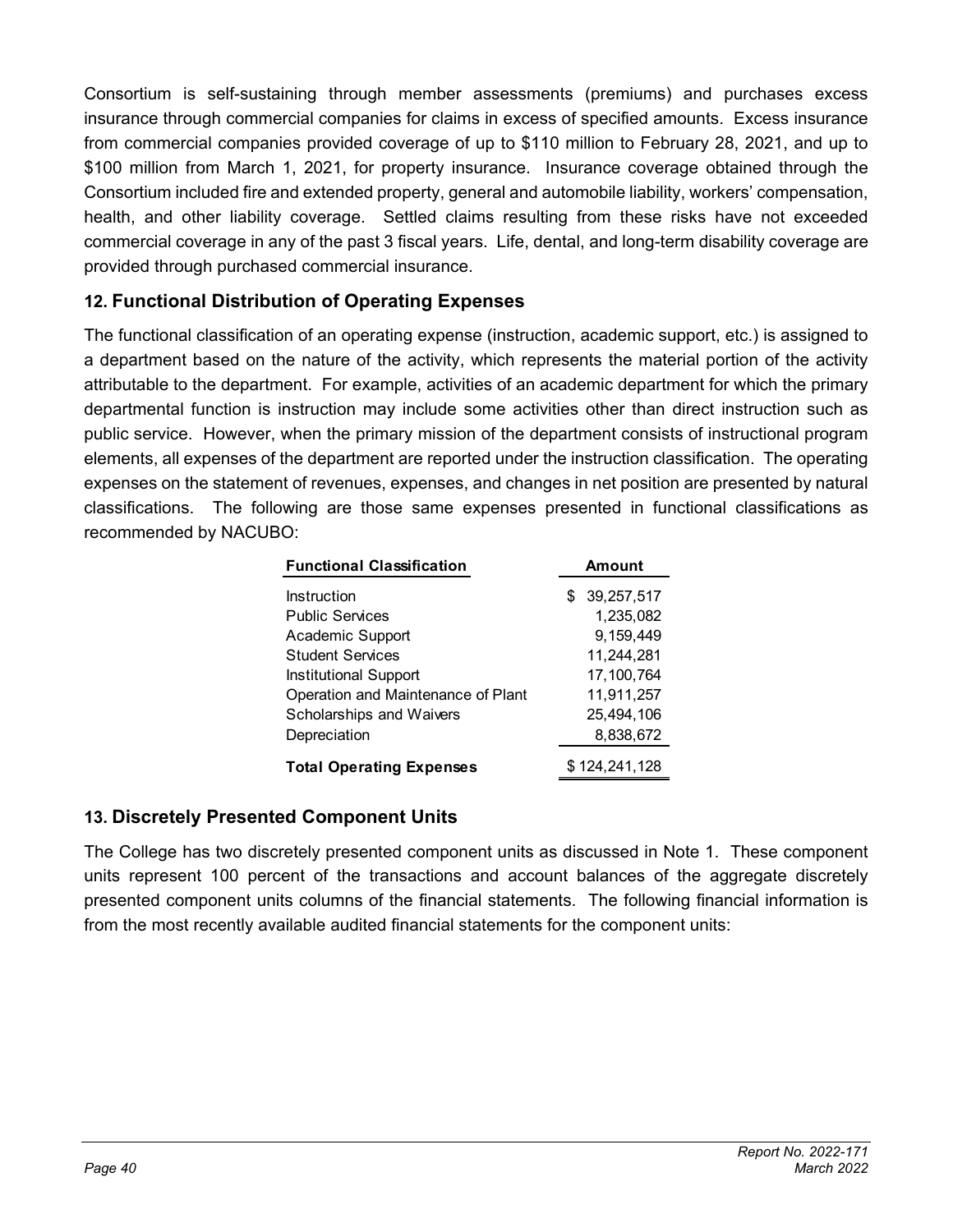Consortium is self-sustaining through member assessments (premiums) and purchases excess insurance through commercial companies for claims in excess of specified amounts. Excess insurance from commercial companies provided coverage of up to $110 million to February 28, 2021, and up to $100 million from March 1, 2021, for property insurance. Insurance coverage obtained through the Consortium included fire and extended property, general and automobile liability, workers' compensation, health, and other liability coverage. Settled claims resulting from these risks have not exceeded commercial coverage in any of the past 3 fiscal years. Life, dental, and long-term disability coverage are provided through purchased commercial insurance.

## 12. Functional Distribution of Operating Expenses

The functional classification of an operating expense (instruction, academic support, etc.) is assigned to a department based on the nature of the activity, which represents the material portion of the activity attributable to the department. For example, activities of an academic department for which the primary departmental function is instruction may include some activities other than direct instruction such as public service. However, when the primary mission of the department consists of instructional program elements, all expenses of the department are reported under the instruction classification. The operating expenses on the statement of revenues, expenses, and changes in net position are presented by natural classifications. The following are those same expenses presented in functional classifications as recommended by NACUBO:

| Functional Classification | Amount |
|---|---|
| Instruction | $ 39,257,517 |
| Public Services | 1,235,082 |
| Academic Support | 9,159,449 |
| Student Services | 11,244,281 |
| Institutional Support | 17,100,764 |
| Operation and Maintenance of Plant | 11,911,257 |
| Scholarships and Waivers | 25,494,106 |
| Depreciation | 8,838,672 |
| **Total Operating Expenses** | $ 124,241,128 |

## 13. Discretely Presented Component Units

The College has two discretely presented component units as discussed in Note 1. These component units represent 100 percent of the transactions and account balances of the aggregate discretely presented component units columns of the financial statements. The following financial information is from the most recently available audited financial statements for the component units: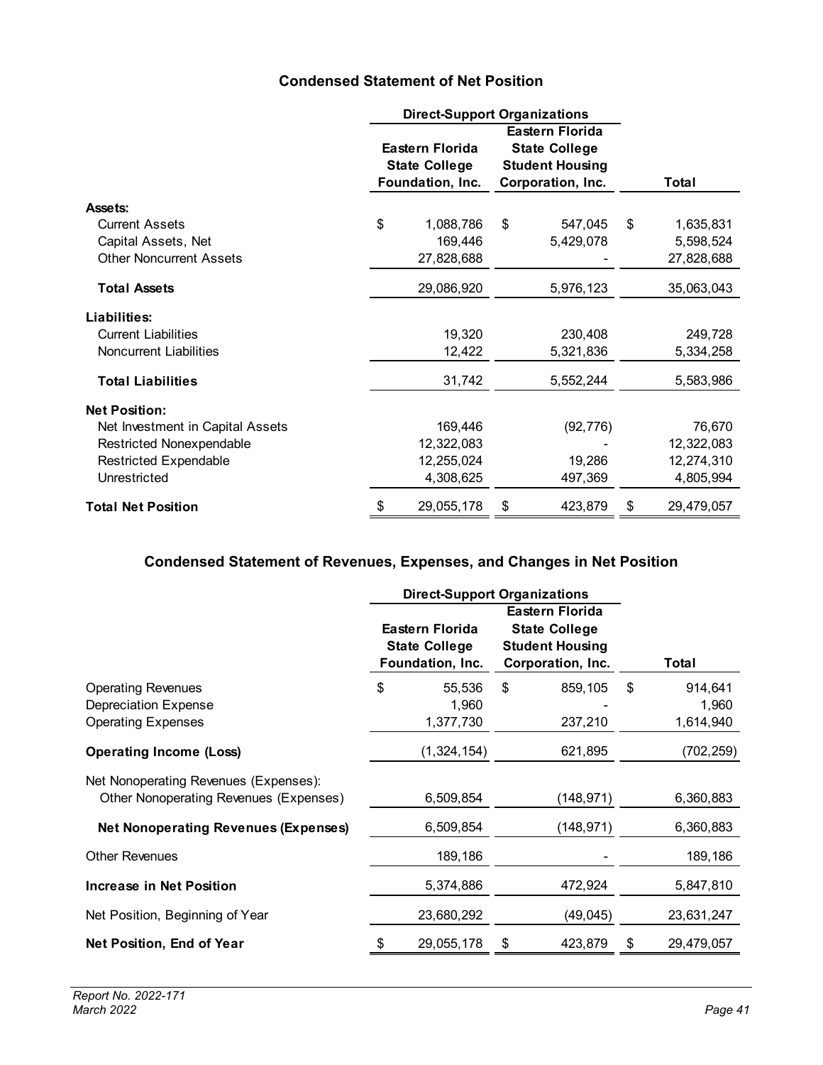## Condensed Statement of Net Position

| | Direct-Support Organizations | | |
|---|---|---|---|
| | Eastern Florida State College Foundation, Inc. | Eastern Florida State College Student Housing Corporation, Inc. | Total |
| **Assets:** | | | |
| Current Assets | $ 1,088,786 | $ 547,045 | $ 1,635,831 |
| Capital Assets, Net | 169,446 | 5,429,078 | 5,598,524 |
| Other Noncurrent Assets | 27,828,688 | - | 27,828,688 |
| **Total Assets** | 29,086,920 | 5,976,123 | 35,063,043 |
| **Liabilities:** | | | |
| Current Liabilities | 19,320 | 230,408 | 249,728 |
| Noncurrent Liabilities | 12,422 | 5,321,836 | 5,334,258 |
| **Total Liabilities** | 31,742 | 5,552,244 | 5,583,986 |
| **Net Position:** | | | |
| Net Investment in Capital Assets | 169,446 | (92,776) | 76,670 |
| Restricted Nonexpendable | 12,322,083 | - | 12,322,083 |
| Restricted Expendable | 12,255,024 | 19,286 | 12,274,310 |
| Unrestricted | 4,308,625 | 497,369 | 4,805,994 |
| **Total Net Position** | $ 29,055,178 | $ 423,879 | $ 29,479,057 |

## Condensed Statement of Revenues, Expenses, and Changes in Net Position

| | Direct-Support Organizations | | |
|---|---|---|---|
| | Eastern Florida State College Foundation, Inc. | Eastern Florida State College Student Housing Corporation, Inc. | Total |
| Operating Revenues | $ 55,536 | $ 859,105 | $ 914,641 |
| Depreciation Expense | 1,960 | - | 1,960 |
| Operating Expenses | 1,377,730 | 237,210 | 1,614,940 |
| **Operating Income (Loss)** | (1,324,154) | 621,895 | (702,259) |
| Net Nonoperating Revenues (Expenses): | | | |
| Other Nonoperating Revenues (Expenses) | 6,509,854 | (148,971) | 6,360,883 |
| **Net Nonoperating Revenues (Expenses)** | 6,509,854 | (148,971) | 6,360,883 |
| Other Revenues | 189,186 | - | 189,186 |
| **Increase in Net Position** | 5,374,886 | 472,924 | 5,847,810 |
| Net Position, Beginning of Year | 23,680,292 | (49,045) | 23,631,247 |
| **Net Position, End of Year** | $ 29,055,178 | $ 423,879 | $ 29,479,057 |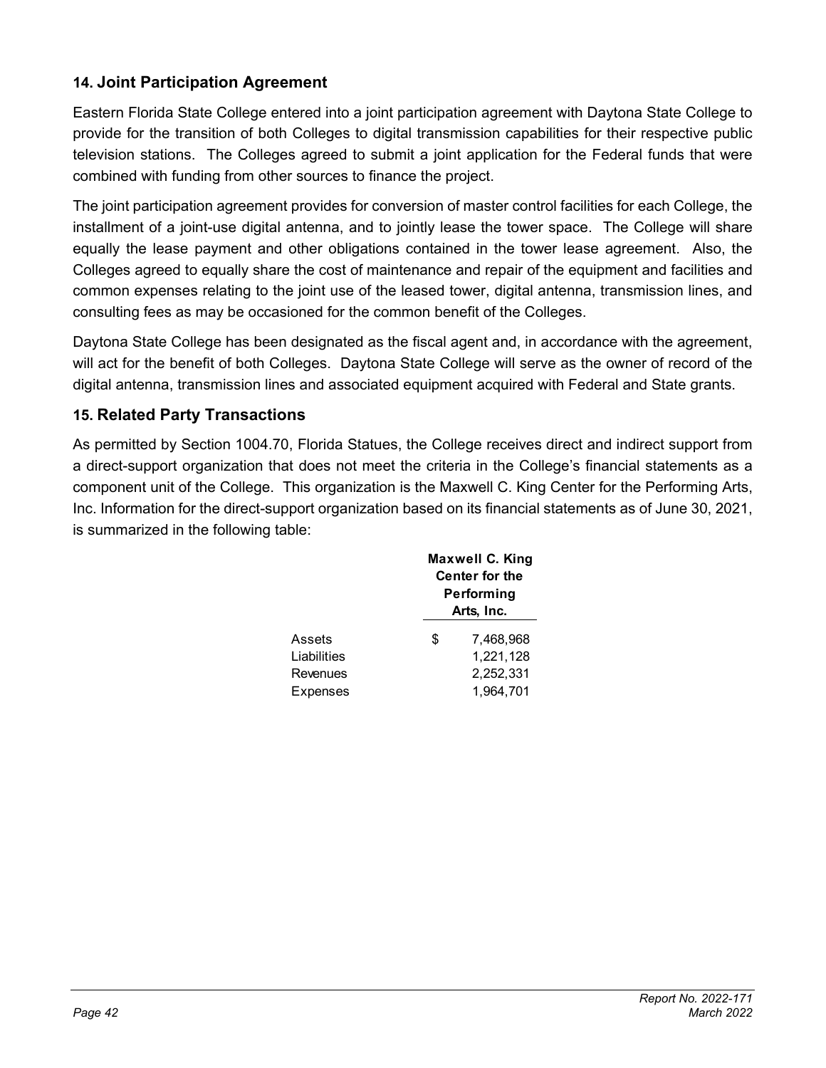### 14. Joint Participation Agreement

Eastern Florida State College entered into a joint participation agreement with Daytona State College to provide for the transition of both Colleges to digital transmission capabilities for their respective public television stations. The Colleges agreed to submit a joint application for the Federal funds that were combined with funding from other sources to finance the project.

The joint participation agreement provides for conversion of master control facilities for each College, the installment of a joint-use digital antenna, and to jointly lease the tower space. The College will share equally the lease payment and other obligations contained in the tower lease agreement. Also, the Colleges agreed to equally share the cost of maintenance and repair of the equipment and facilities and common expenses relating to the joint use of the leased tower, digital antenna, transmission lines, and consulting fees as may be occasioned for the common benefit of the Colleges.

Daytona State College has been designated as the fiscal agent and, in accordance with the agreement, will act for the benefit of both Colleges. Daytona State College will serve as the owner of record of the digital antenna, transmission lines and associated equipment acquired with Federal and State grants.

### 15. Related Party Transactions

As permitted by Section 1004.70, Florida Statues, the College receives direct and indirect support from a direct-support organization that does not meet the criteria in the College's financial statements as a component unit of the College. This organization is the Maxwell C. King Center for the Performing Arts, Inc. Information for the direct-support organization based on its financial statements as of June 30, 2021, is summarized in the following table:

| | Maxwell C. King Center for the Performing Arts, Inc. |
|---|---|
| Assets | $ 7,468,968 |
| Liabilities | 1,221,128 |
| Revenues | 2,252,331 |
| Expenses | 1,964,701 |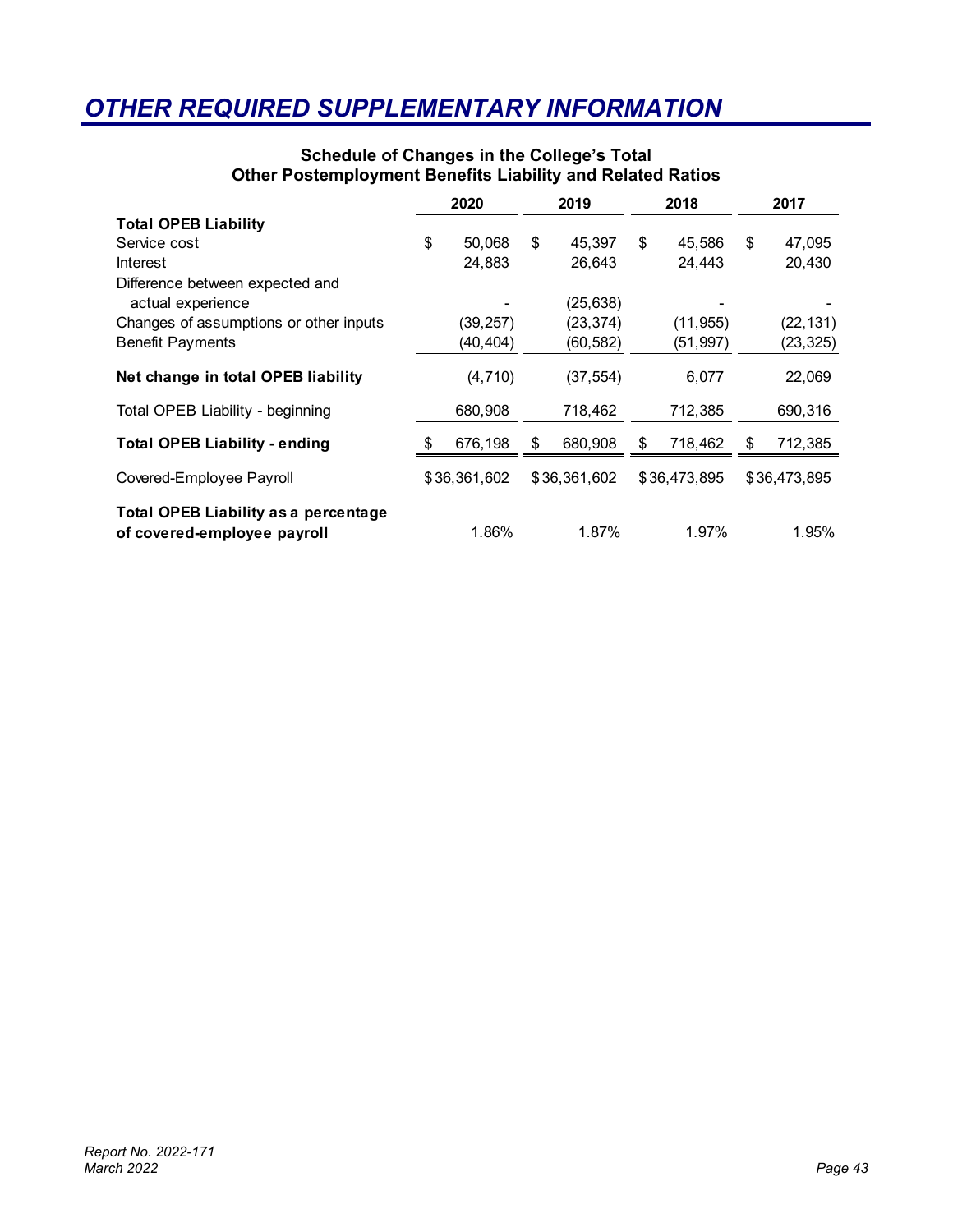# OTHER REQUIRED SUPPLEMENTARY INFORMATION

**Schedule of Changes in the College's Total Other Postemployment Benefits Liability and Related Ratios**

| | 2020 | 2019 | 2018 | 2017 |
|---|---|---|---|---|
| **Total OPEB Liability** | | | | |
| Service cost | $ 50,068 | $ 45,397 | $ 45,586 | $ 47,095 |
| Interest | 24,883 | 26,643 | 24,443 | 20,430 |
| Difference between expected and actual experience | - | (25,638) | - | - |
| Changes of assumptions or other inputs | (39,257) | (23,374) | (11,955) | (22,131) |
| Benefit Payments | (40,404) | (60,582) | (51,997) | (23,325) |
| **Net change in total OPEB liability** | (4,710) | (37,554) | 6,077 | 22,069 |
| Total OPEB Liability - beginning | 680,908 | 718,462 | 712,385 | 690,316 |
| **Total OPEB Liability - ending** | $ 676,198 | $ 680,908 | $ 718,462 | $ 712,385 |
| Covered-Employee Payroll | $36,361,602 | $36,361,602 | $36,473,895 | $36,473,895 |
| **Total OPEB Liability as a percentage of covered-employee payroll** | 1.86% | 1.87% | 1.97% | 1.95% |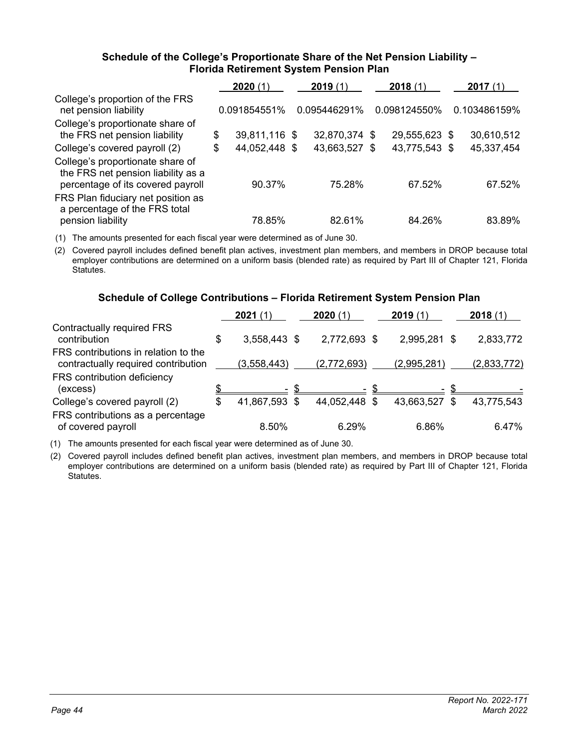### Schedule of the College's Proportionate Share of the Net Pension Liability – Florida Retirement System Pension Plan

| | **2020** (1) | **2019** (1) | **2018** (1) | **2017** (1) |
|---|---|---|---|---|
| College's proportion of the FRS net pension liability | 0.091854551% | 0.095446291% | 0.098124550% | 0.103486159% |
| College's proportionate share of the FRS net pension liability | $ 39,811,116 | $ 32,870,374 | $ 29,555,623 | $ 30,610,512 |
| College's covered payroll (2) | $ 44,052,448 | $ 43,663,527 | $ 43,775,543 | $ 45,337,454 |
| College's proportionate share of the FRS net pension liability as a percentage of its covered payroll | 90.37% | 75.28% | 67.52% | 67.52% |
| FRS Plan fiduciary net position as a percentage of the FRS total pension liability | 78.85% | 82.61% | 84.26% | 83.89% |

(1) The amounts presented for each fiscal year were determined as of June 30.

(2) Covered payroll includes defined benefit plan actives, investment plan members, and members in DROP because total employer contributions are determined on a uniform basis (blended rate) as required by Part III of Chapter 121, Florida Statutes.

### Schedule of College Contributions – Florida Retirement System Pension Plan

| | **2021** (1) | **2020** (1) | **2019** (1) | **2018** (1) |
|---|---|---|---|---|
| Contractually required FRS contribution | $ 3,558,443 | $ 2,772,693 | $ 2,995,281 | $ 2,833,772 |
| FRS contributions in relation to the contractually required contribution | (3,558,443) | (2,772,693) | (2,995,281) | (2,833,772) |
| FRS contribution deficiency (excess) | $ - | $ - | $ - | $ - |
| College's covered payroll (2) | $ 41,867,593 | $ 44,052,448 | $ 43,663,527 | $ 43,775,543 |
| FRS contributions as a percentage of covered payroll | 8.50% | 6.29% | 6.86% | 6.47% |

(1) The amounts presented for each fiscal year were determined as of June 30.

(2) Covered payroll includes defined benefit plan actives, investment plan members, and members in DROP because total employer contributions are determined on a uniform basis (blended rate) as required by Part III of Chapter 121, Florida Statutes.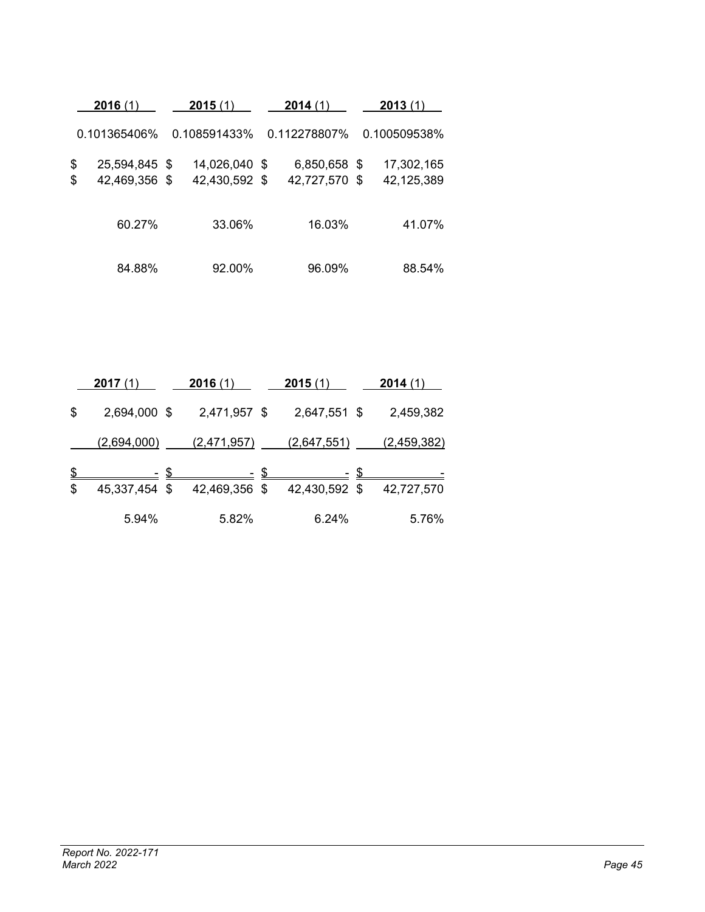| 2016 (1) | 2015 (1) | 2014 (1) | 2013 (1) |
|---|---|---|---|
| 0.101365406% | 0.108591433% | 0.112278807% | 0.100509538% |
| $ 25,594,845 | $ 14,026,040 | $ 6,850,658 | $ 17,302,165 |
| $ 42,469,356 | $ 42,430,592 | $ 42,727,570 | $ 42,125,389 |
| 60.27% | 33.06% | 16.03% | 41.07% |
| 84.88% | 92.00% | 96.09% | 88.54% |

| 2017 (1) | 2016 (1) | 2015 (1) | 2014 (1) |
|---|---|---|---|
| $ 2,694,000 | $ 2,471,957 | $ 2,647,551 | $ 2,459,382 |
| (2,694,000) | (2,471,957) | (2,647,551) | (2,459,382) |
| $ - | $ - | $ - | $ - |
| $ 45,337,454 | $ 42,469,356 | $ 42,430,592 | $ 42,727,570 |
| 5.94% | 5.82% | 6.24% | 5.76% |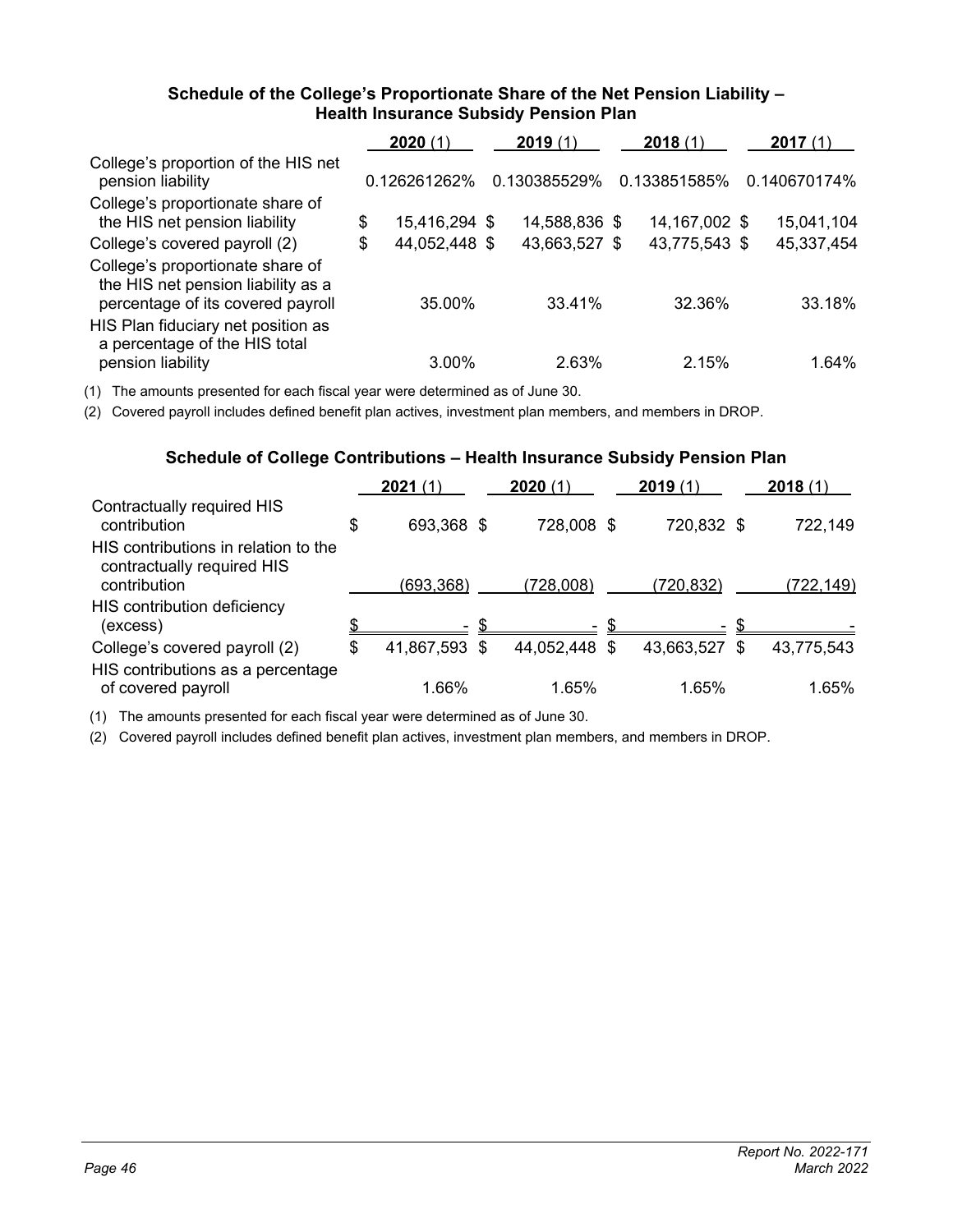### Schedule of the College's Proportionate Share of the Net Pension Liability – Health Insurance Subsidy Pension Plan

| | **2020** (1) | **2019** (1) | **2018** (1) | **2017** (1) |
|---|---|---|---|---|
| College's proportion of the HIS net pension liability | 0.126261262% | 0.130385529% | 0.133851585% | 0.140670174% |
| College's proportionate share of the HIS net pension liability | $ 15,416,294 | $ 14,588,836 | $ 14,167,002 | $ 15,041,104 |
| College's covered payroll (2) | $ 44,052,448 | $ 43,663,527 | $ 43,775,543 | $ 45,337,454 |
| College's proportionate share of the HIS net pension liability as a percentage of its covered payroll | 35.00% | 33.41% | 32.36% | 33.18% |
| HIS Plan fiduciary net position as a percentage of the HIS total pension liability | 3.00% | 2.63% | 2.15% | 1.64% |

(1) The amounts presented for each fiscal year were determined as of June 30.

(2) Covered payroll includes defined benefit plan actives, investment plan members, and members in DROP.

### Schedule of College Contributions – Health Insurance Subsidy Pension Plan

| | **2021** (1) | **2020** (1) | **2019** (1) | **2018** (1) |
|---|---|---|---|---|
| Contractually required HIS contribution | $ 693,368 | $ 728,008 | $ 720,832 | $ 722,149 |
| HIS contributions in relation to the contractually required HIS contribution | (693,368) | (728,008) | (720,832) | (722,149) |
| HIS contribution deficiency (excess) | $ - | $ - | $ - | $ - |
| College's covered payroll (2) | $ 41,867,593 | $ 44,052,448 | $ 43,663,527 | $ 43,775,543 |
| HIS contributions as a percentage of covered payroll | 1.66% | 1.65% | 1.65% | 1.65% |

(1) The amounts presented for each fiscal year were determined as of June 30.

(2) Covered payroll includes defined benefit plan actives, investment plan members, and members in DROP.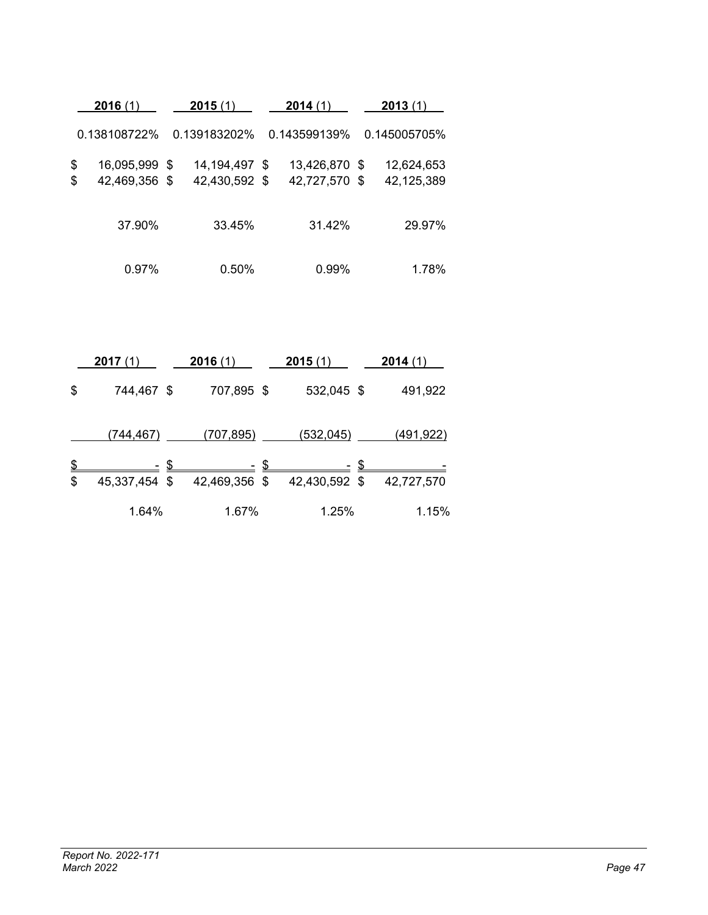| 2016 (1) | 2015 (1) | 2014 (1) | 2013 (1) |
|---|---|---|---|
| 0.138108722% | 0.139183202% | 0.143599139% | 0.145005705% |
| $ 16,095,999 | $ 14,194,497 | $ 13,426,870 | $ 12,624,653 |
| $ 42,469,356 | $ 42,430,592 | $ 42,727,570 | $ 42,125,389 |
| 37.90% | 33.45% | 31.42% | 29.97% |
| 0.97% | 0.50% | 0.99% | 1.78% |

| 2017 (1) | 2016 (1) | 2015 (1) | 2014 (1) |
|---|---|---|---|
| $ 744,467 | $ 707,895 | $ 532,045 | $ 491,922 |
| (744,467) | (707,895) | (532,045) | (491,922) |
| $ - | $ - | $ - | $ - |
| $ 45,337,454 | $ 42,469,356 | $ 42,430,592 | $ 42,727,570 |
| 1.64% | 1.67% | 1.25% | 1.15% |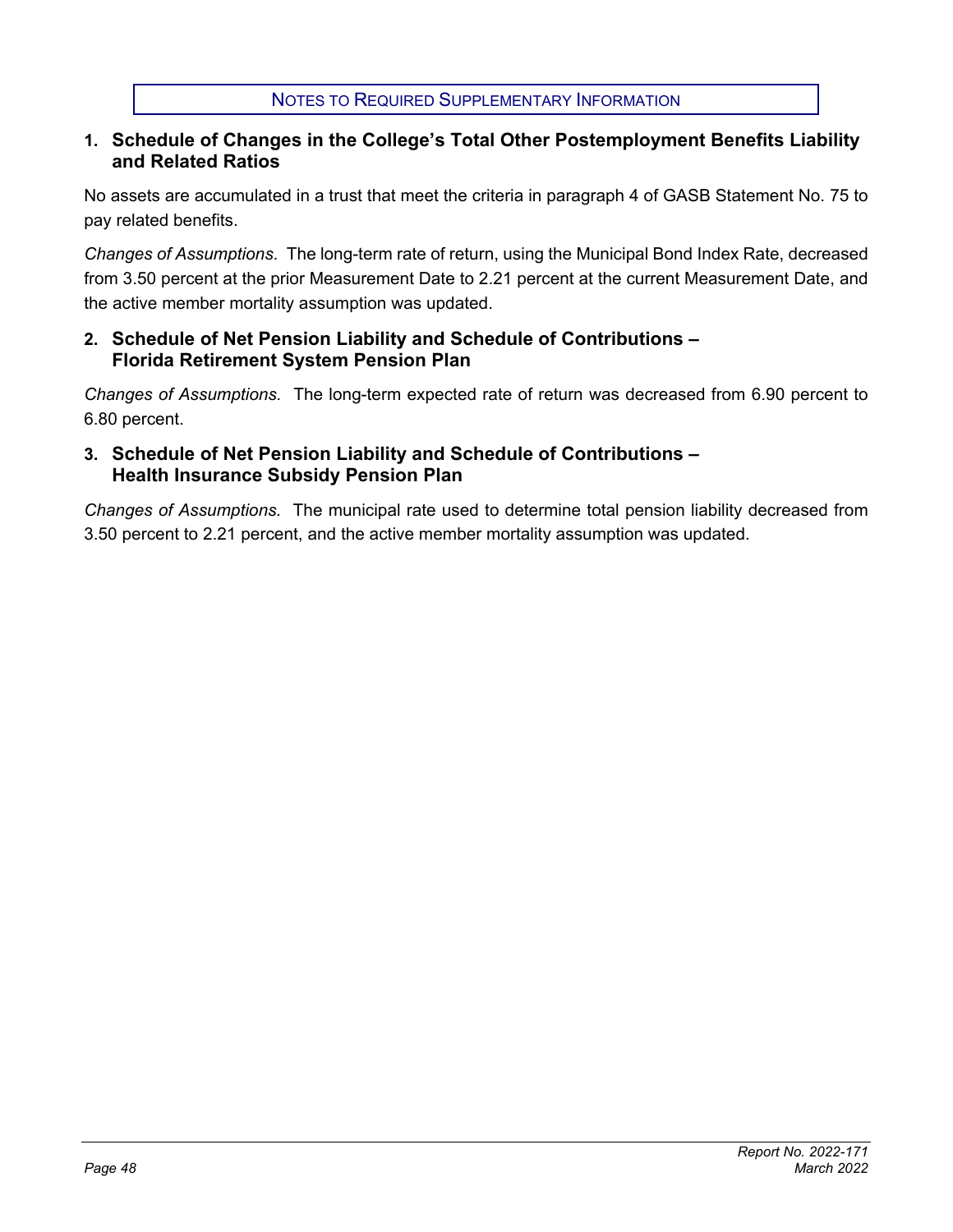# NOTES TO REQUIRED SUPPLEMENTARY INFORMATION

## 1. Schedule of Changes in the College's Total Other Postemployment Benefits Liability and Related Ratios

No assets are accumulated in a trust that meet the criteria in paragraph 4 of GASB Statement No. 75 to pay related benefits.

*Changes of Assumptions.* The long-term rate of return, using the Municipal Bond Index Rate, decreased from 3.50 percent at the prior Measurement Date to 2.21 percent at the current Measurement Date, and the active member mortality assumption was updated.

## 2. Schedule of Net Pension Liability and Schedule of Contributions – Florida Retirement System Pension Plan

*Changes of Assumptions.* The long-term expected rate of return was decreased from 6.90 percent to 6.80 percent.

## 3. Schedule of Net Pension Liability and Schedule of Contributions – Health Insurance Subsidy Pension Plan

*Changes of Assumptions.* The municipal rate used to determine total pension liability decreased from 3.50 percent to 2.21 percent, and the active member mortality assumption was updated.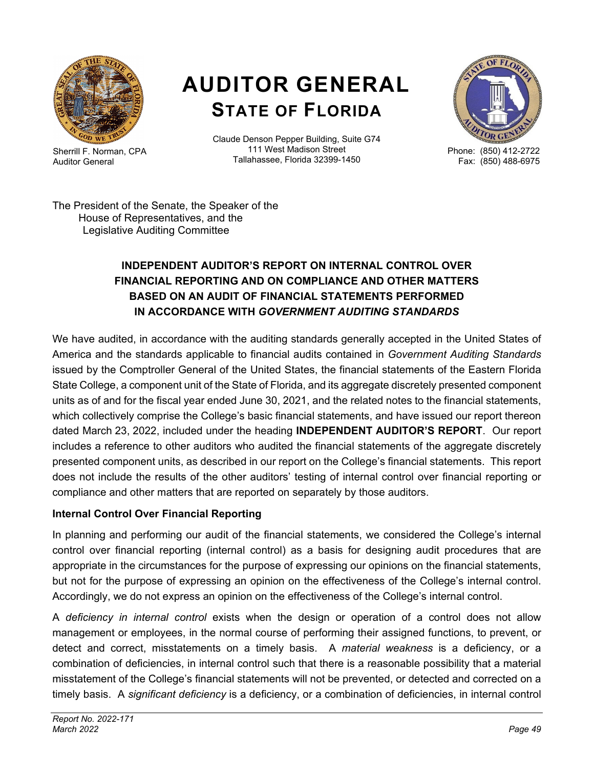# AUDITOR GENERAL

## STATE OF FLORIDA

Sherrill F. Norman, CPA
Auditor General

Claude Denson Pepper Building, Suite G74
111 West Madison Street
Tallahassee, Florida 32399-1450

Phone: (850) 412-2722
Fax: (850) 488-6975

The President of the Senate, the Speaker of the
House of Representatives, and the
Legislative Auditing Committee

### INDEPENDENT AUDITOR'S REPORT ON INTERNAL CONTROL OVER FINANCIAL REPORTING AND ON COMPLIANCE AND OTHER MATTERS BASED ON AN AUDIT OF FINANCIAL STATEMENTS PERFORMED IN ACCORDANCE WITH *GOVERNMENT AUDITING STANDARDS*

We have audited, in accordance with the auditing standards generally accepted in the United States of America and the standards applicable to financial audits contained in *Government Auditing Standards* issued by the Comptroller General of the United States, the financial statements of the Eastern Florida State College, a component unit of the State of Florida, and its aggregate discretely presented component units as of and for the fiscal year ended June 30, 2021, and the related notes to the financial statements, which collectively comprise the College's basic financial statements, and have issued our report thereon dated March 23, 2022, included under the heading **INDEPENDENT AUDITOR'S REPORT**. Our report includes a reference to other auditors who audited the financial statements of the aggregate discretely presented component units, as described in our report on the College's financial statements. This report does not include the results of the other auditors' testing of internal control over financial reporting or compliance and other matters that are reported on separately by those auditors.

**Internal Control Over Financial Reporting**

In planning and performing our audit of the financial statements, we considered the College's internal control over financial reporting (internal control) as a basis for designing audit procedures that are appropriate in the circumstances for the purpose of expressing our opinions on the financial statements, but not for the purpose of expressing an opinion on the effectiveness of the College's internal control. Accordingly, we do not express an opinion on the effectiveness of the College's internal control.

A *deficiency in internal control* exists when the design or operation of a control does not allow management or employees, in the normal course of performing their assigned functions, to prevent, or detect and correct, misstatements on a timely basis. A *material weakness* is a deficiency, or a combination of deficiencies, in internal control such that there is a reasonable possibility that a material misstatement of the College's financial statements will not be prevented, or detected and corrected on a timely basis. A *significant deficiency* is a deficiency, or a combination of deficiencies, in internal control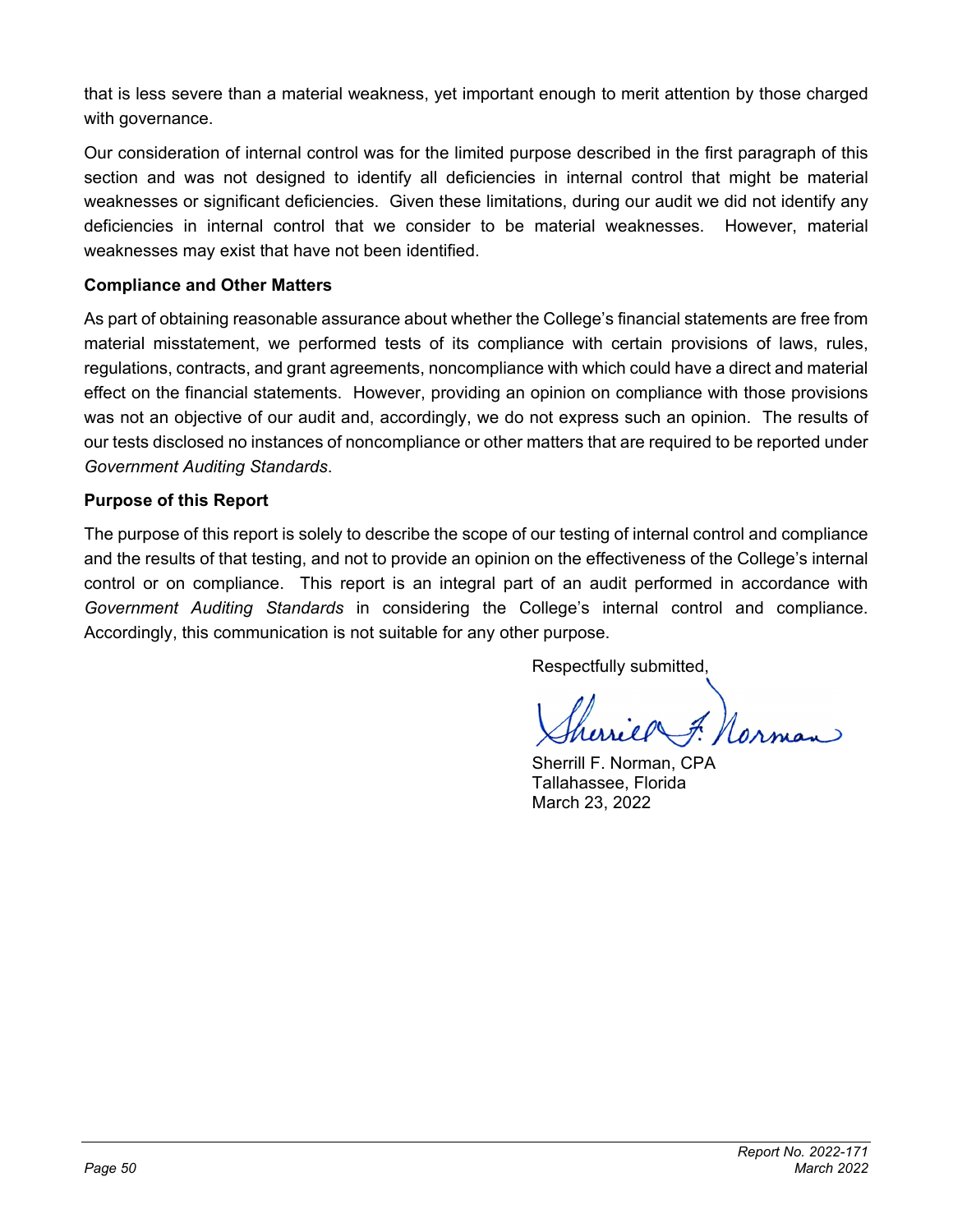that is less severe than a material weakness, yet important enough to merit attention by those charged with governance.

Our consideration of internal control was for the limited purpose described in the first paragraph of this section and was not designed to identify all deficiencies in internal control that might be material weaknesses or significant deficiencies. Given these limitations, during our audit we did not identify any deficiencies in internal control that we consider to be material weaknesses. However, material weaknesses may exist that have not been identified.

**Compliance and Other Matters**

As part of obtaining reasonable assurance about whether the College's financial statements are free from material misstatement, we performed tests of its compliance with certain provisions of laws, rules, regulations, contracts, and grant agreements, noncompliance with which could have a direct and material effect on the financial statements. However, providing an opinion on compliance with those provisions was not an objective of our audit and, accordingly, we do not express such an opinion. The results of our tests disclosed no instances of noncompliance or other matters that are required to be reported under *Government Auditing Standards*.

**Purpose of this Report**

The purpose of this report is solely to describe the scope of our testing of internal control and compliance and the results of that testing, and not to provide an opinion on the effectiveness of the College's internal control or on compliance. This report is an integral part of an audit performed in accordance with *Government Auditing Standards* in considering the College's internal control and compliance. Accordingly, this communication is not suitable for any other purpose.

Respectfully submitted,

Sherrill F. Norman, CPA
Tallahassee, Florida
March 23, 2022